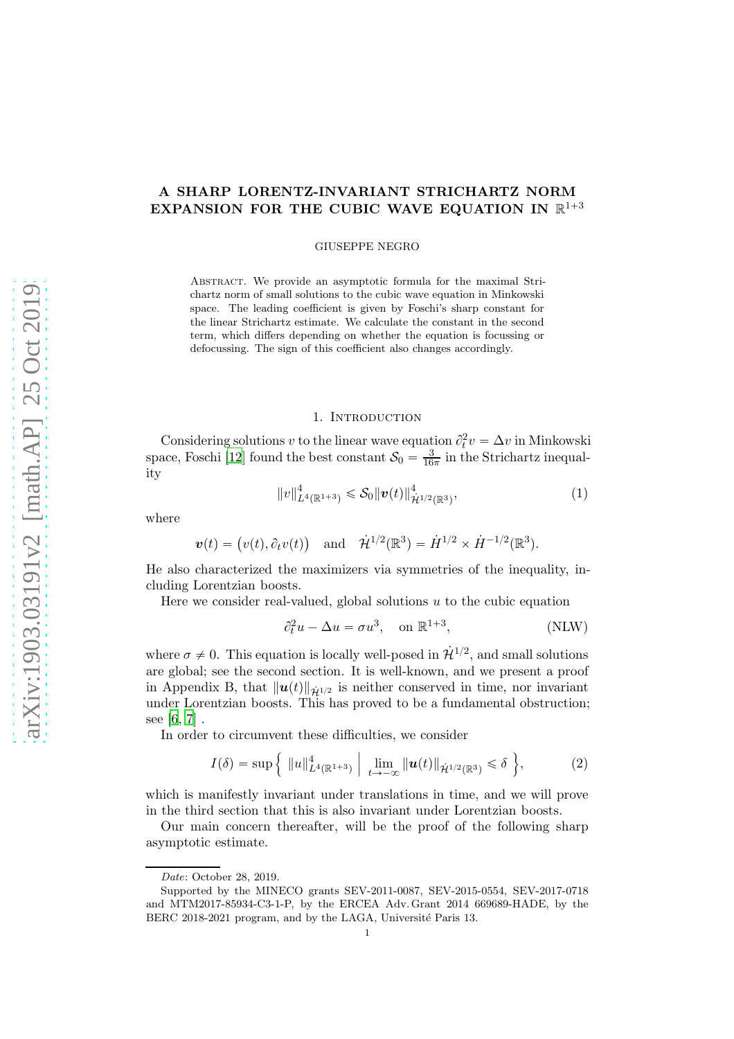# A SHARP LORENTZ-INVARIANT STRICHARTZ NORM EXPANSION FOR THE CUBIC WAVE EQUATION IN $\mathbb{R}^{1+3}$

GIUSEPPE NEGRO

Abstract. We provide an asymptotic formula for the maximal Strichartz norm of small solutions to the cubic wave equation in Minkowski space. The leading coefficient is given by Foschi's sharp constant for the linear Strichartz estimate. We calculate the constant in the second term, which differs depending on whether the equation is focussing or defocussing. The sign of this coefficient also changes accordingly.

## 1. Introduction

Considering solutions $v$ to the linear wave equation $\partial_t^2 v = \Delta v$ in Minkowski space, Foschi [12] found the best constant $\mathcal{S}_0 = \frac{3}{16\pi}$ in the Strichartz inequality

$$\|v\|^4_{L^4(\mathbb{R}^{1+3})} \leqslant \mathcal{S}_0 \|\boldsymbol{v}(t)\|^4_{\dot{\mathcal{H}}^{1/2}(\mathbb{R}^3)}, \tag{1}$$

where

$$\boldsymbol{v}(t) = \big(v(t), \partial_t v(t)\big) \quad \text{and} \quad \dot{\mathcal{H}}^{1/2}(\mathbb{R}^3) = \dot{H}^{1/2} \times \dot{H}^{-1/2}(\mathbb{R}^3).$$

He also characterized the maximizers via symmetries of the inequality, including Lorentzian boosts.

Here we consider real-valued, global solutions $u$ to the cubic equation

$$\partial_t^2 u - \Delta u = \sigma u^3, \quad \text{on } \mathbb{R}^{1+3}, \tag{NLW}$$

where $\sigma \neq 0$. This equation is locally well-posed in $\dot{\mathcal{H}}^{1/2}$, and small solutions are global; see the second section. It is well-known, and we present a proof in Appendix B, that $\|\boldsymbol{u}(t)\|_{\dot{\mathcal{H}}^{1/2}}$ is neither conserved in time, nor invariant under Lorentzian boosts. This has proved to be a fundamental obstruction; see [6, 7] .

In order to circumvent these difficulties, we consider

$$I(\delta) = \sup \Big\{ \|u\|^4_{L^4(\mathbb{R}^{1+3})} \;\Big|\; \lim_{t\to -\infty} \|\boldsymbol{u}(t)\|_{\dot{\mathcal{H}}^{1/2}(\mathbb{R}^3)} \leqslant \delta \Big\}, \tag{2}$$

which is manifestly invariant under translations in time, and we will prove in the third section that this is also invariant under Lorentzian boosts.

Our main concern thereafter, will be the proof of the following sharp asymptotic estimate.

---

*Date*: October 28, 2019.

Supported by the MINECO grants SEV-2011-0087, SEV-2015-0554, SEV-2017-0718 and MTM2017-85934-C3-1-P, by the ERCEA Adv. Grant 2014 669689-HADE, by the BERC 2018-2021 program, and by the LAGA, Université Paris 13.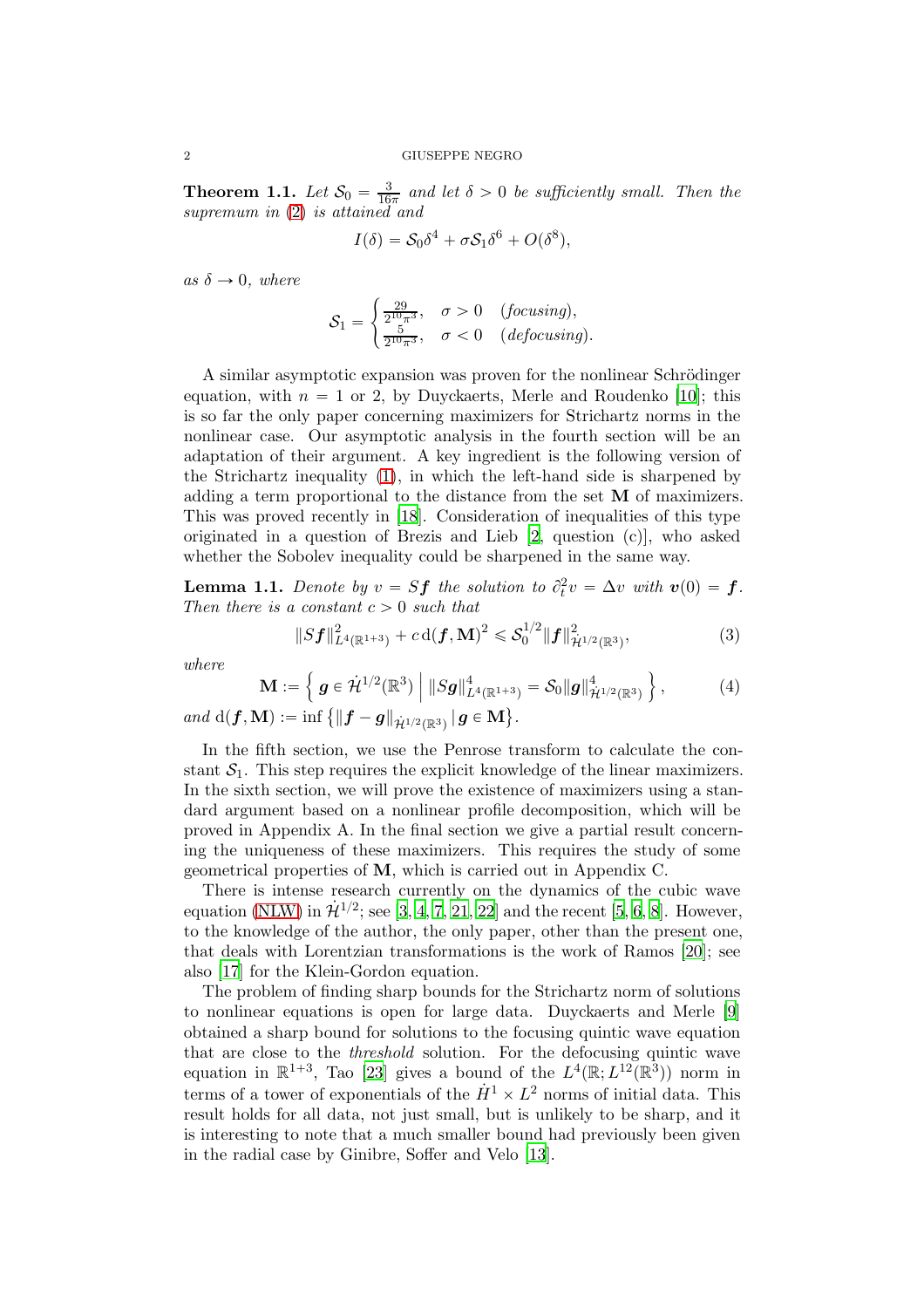**Theorem 1.1.** *Let $\mathcal{S}_0 = \frac{3}{16\pi}$ and let $\delta > 0$ be sufficiently small. Then the supremum in (2) is attained and*

$$I(\delta) = \mathcal{S}_0\delta^4 + \sigma\mathcal{S}_1\delta^6 + O(\delta^8),$$

*as $\delta \to 0$, where*

$$\mathcal{S}_1 = \begin{cases} \frac{29}{2^{10}\pi^3}, & \sigma > 0 \quad (\textit{focusing}), \\ \frac{5}{2^{10}\pi^3}, & \sigma < 0 \quad (\textit{defocusing}). \end{cases}$$

A similar asymptotic expansion was proven for the nonlinear Schrödinger equation, with $n = 1$ or $2$, by Duyckaerts, Merle and Roudenko [10]; this is so far the only paper concerning maximizers for Strichartz norms in the nonlinear case. Our asymptotic analysis in the fourth section will be an adaptation of their argument. A key ingredient is the following version of the Strichartz inequality (1), in which the left-hand side is sharpened by adding a term proportional to the distance from the set $\mathbf{M}$ of maximizers. This was proved recently in [18]. Consideration of inequalities of this type originated in a question of Brezis and Lieb [2, question (c)], who asked whether the Sobolev inequality could be sharpened in the same way.

**Lemma 1.1.** *Denote by $v = S\boldsymbol{f}$ the solution to $\partial_t^2 v = \Delta v$ with $\boldsymbol{v}(0) = \boldsymbol{f}$. Then there is a constant $c > 0$ such that*

$$\|S\boldsymbol{f}\|^2_{L^4(\mathbb{R}^{1+3})} + c\,\mathrm{d}(\boldsymbol{f}, \mathbf{M})^2 \leqslant \mathcal{S}_0^{1/2}\|\boldsymbol{f}\|^2_{\dot{\mathcal{H}}^{1/2}(\mathbb{R}^3)}, \tag{3}$$

*where*

$$\mathbf{M} := \left\{ \boldsymbol{g} \in \dot{\mathcal{H}}^{1/2}(\mathbb{R}^3) \;\middle|\; \|S\boldsymbol{g}\|^4_{L^4(\mathbb{R}^{1+3})} = \mathcal{S}_0\|\boldsymbol{g}\|^4_{\dot{\mathcal{H}}^{1/2}(\mathbb{R}^3)} \right\}, \tag{4}$$

*and* $\mathrm{d}(\boldsymbol{f}, \mathbf{M}) := \inf\left\{\|\boldsymbol{f} - \boldsymbol{g}\|_{\dot{\mathcal{H}}^{1/2}(\mathbb{R}^3)} \,|\, \boldsymbol{g} \in \mathbf{M}\right\}$.

In the fifth section, we use the Penrose transform to calculate the constant $\mathcal{S}_1$. This step requires the explicit knowledge of the linear maximizers. In the sixth section, we will prove the existence of maximizers using a standard argument based on a nonlinear profile decomposition, which will be proved in Appendix A. In the final section we give a partial result concerning the uniqueness of these maximizers. This requires the study of some geometrical properties of $\mathbf{M}$, which is carried out in Appendix C.

There is intense research currently on the dynamics of the cubic wave equation (NLW) in $\dot{\mathcal{H}}^{1/2}$; see [3, 4, 7, 21, 22] and the recent [5, 6, 8]. However, to the knowledge of the author, the only paper, other than the present one, that deals with Lorentzian transformations is the work of Ramos [20]; see also [17] for the Klein-Gordon equation.

The problem of finding sharp bounds for the Strichartz norm of solutions to nonlinear equations is open for large data. Duyckaerts and Merle [9] obtained a sharp bound for solutions to the focusing quintic wave equation that are close to the *threshold* solution. For the defocusing quintic wave equation in $\mathbb{R}^{1+3}$, Tao [23] gives a bound of the $L^4(\mathbb{R}; L^{12}(\mathbb{R}^3))$ norm in terms of a tower of exponentials of the $\dot{H}^1 \times L^2$ norms of initial data. This result holds for all data, not just small, but is unlikely to be sharp, and it is interesting to note that a much smaller bound had previously been given in the radial case by Ginibre, Soffer and Velo [13].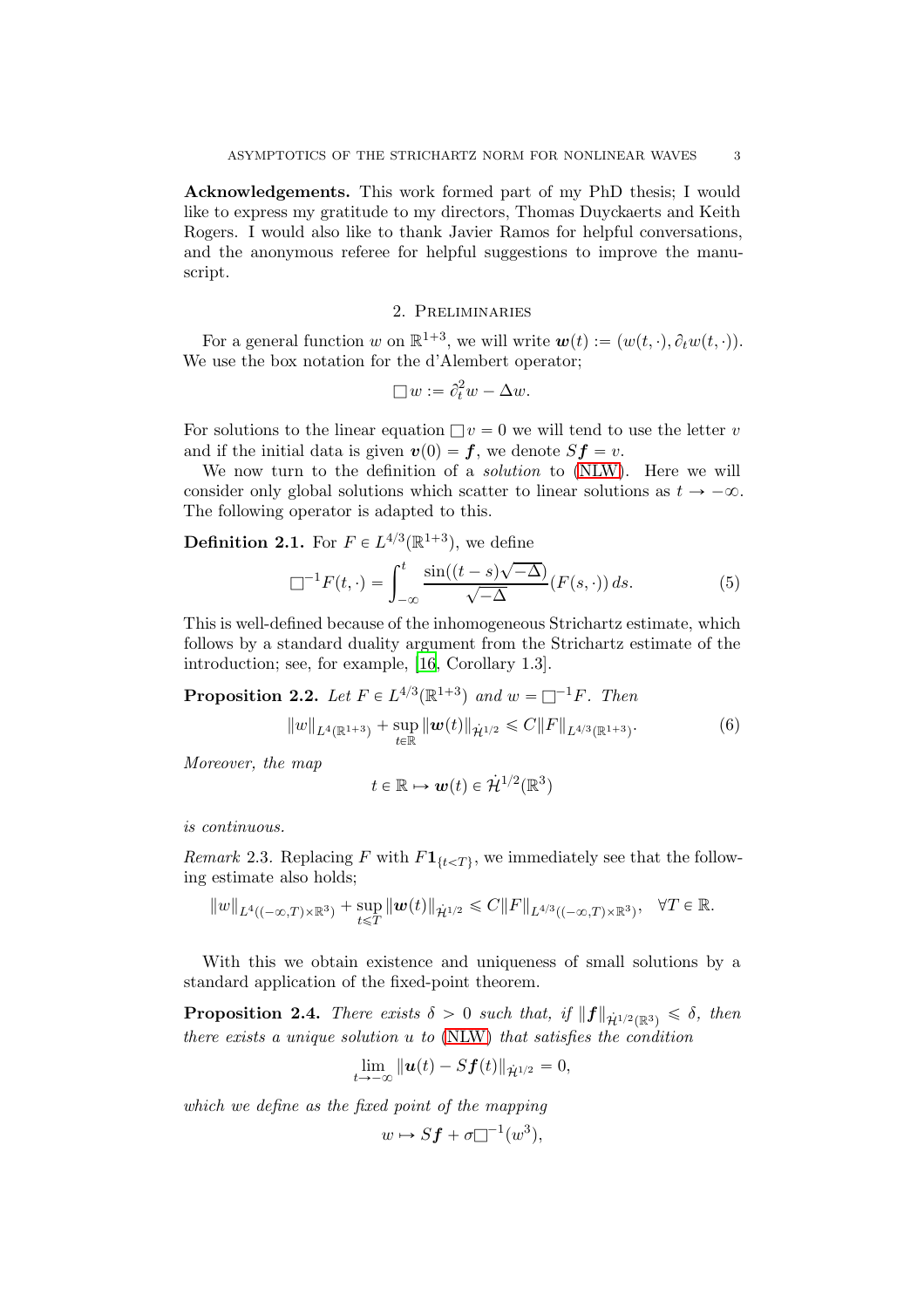**Acknowledgements.** This work formed part of my PhD thesis; I would like to express my gratitude to my directors, Thomas Duyckaerts and Keith Rogers. I would also like to thank Javier Ramos for helpful conversations, and the anonymous referee for helpful suggestions to improve the manuscript.

## 2. Preliminaries

For a general function $w$ on $\mathbb{R}^{1+3}$, we will write $\boldsymbol{w}(t) := (w(t,\cdot), \partial_t w(t,\cdot))$. We use the box notation for the d'Alembert operator;

$$\Box w := \partial_t^2 w - \Delta w.$$

For solutions to the linear equation $\Box v = 0$ we will tend to use the letter $v$ and if the initial data is given $\boldsymbol{v}(0) = \boldsymbol{f}$, we denote $S\boldsymbol{f} = v$.

We now turn to the definition of a *solution* to (NLW). Here we will consider only global solutions which scatter to linear solutions as $t \to -\infty$. The following operator is adapted to this.

**Definition 2.1.** For $F \in L^{4/3}(\mathbb{R}^{1+3})$, we define

$$\Box^{-1} F(t,\cdot) = \int_{-\infty}^{t} \frac{\sin((t-s)\sqrt{-\Delta})}{\sqrt{-\Delta}} (F(s,\cdot))\, ds. \tag{5}$$

This is well-defined because of the inhomogeneous Strichartz estimate, which follows by a standard duality argument from the Strichartz estimate of the introduction; see, for example, [16, Corollary 1.3].

**Proposition 2.2.** *Let $F \in L^{4/3}(\mathbb{R}^{1+3})$ and $w = \Box^{-1}F$. Then*

$$\|w\|_{L^4(\mathbb{R}^{1+3})} + \sup_{t\in\mathbb{R}} \|\boldsymbol{w}(t)\|_{\dot{\mathcal{H}}^{1/2}} \leqslant C\|F\|_{L^{4/3}(\mathbb{R}^{1+3})}. \tag{6}$$

*Moreover, the map*

$$t \in \mathbb{R} \mapsto \boldsymbol{w}(t) \in \dot{\mathcal{H}}^{1/2}(\mathbb{R}^3)$$

*is continuous.*

*Remark* 2.3. Replacing $F$ with $F\mathbf{1}_{\{t<T\}}$, we immediately see that the following estimate also holds;

$$\|w\|_{L^4((-\infty,T)\times\mathbb{R}^3)} + \sup_{t\leqslant T} \|\boldsymbol{w}(t)\|_{\dot{\mathcal{H}}^{1/2}} \leqslant C\|F\|_{L^{4/3}((-\infty,T)\times\mathbb{R}^3)}, \quad \forall T \in \mathbb{R}.$$

With this we obtain existence and uniqueness of small solutions by a standard application of the fixed-point theorem.

**Proposition 2.4.** *There exists $\delta > 0$ such that, if $\|\boldsymbol{f}\|_{\dot{\mathcal{H}}^{1/2}(\mathbb{R}^3)} \leqslant \delta$, then there exists a unique solution $u$ to (NLW) that satisfies the condition*

$$\lim_{t\to-\infty} \|\boldsymbol{u}(t) - S\boldsymbol{f}(t)\|_{\dot{\mathcal{H}}^{1/2}} = 0,$$

*which we define as the fixed point of the mapping*

$$w \mapsto S\boldsymbol{f} + \sigma\Box^{-1}(w^3),$$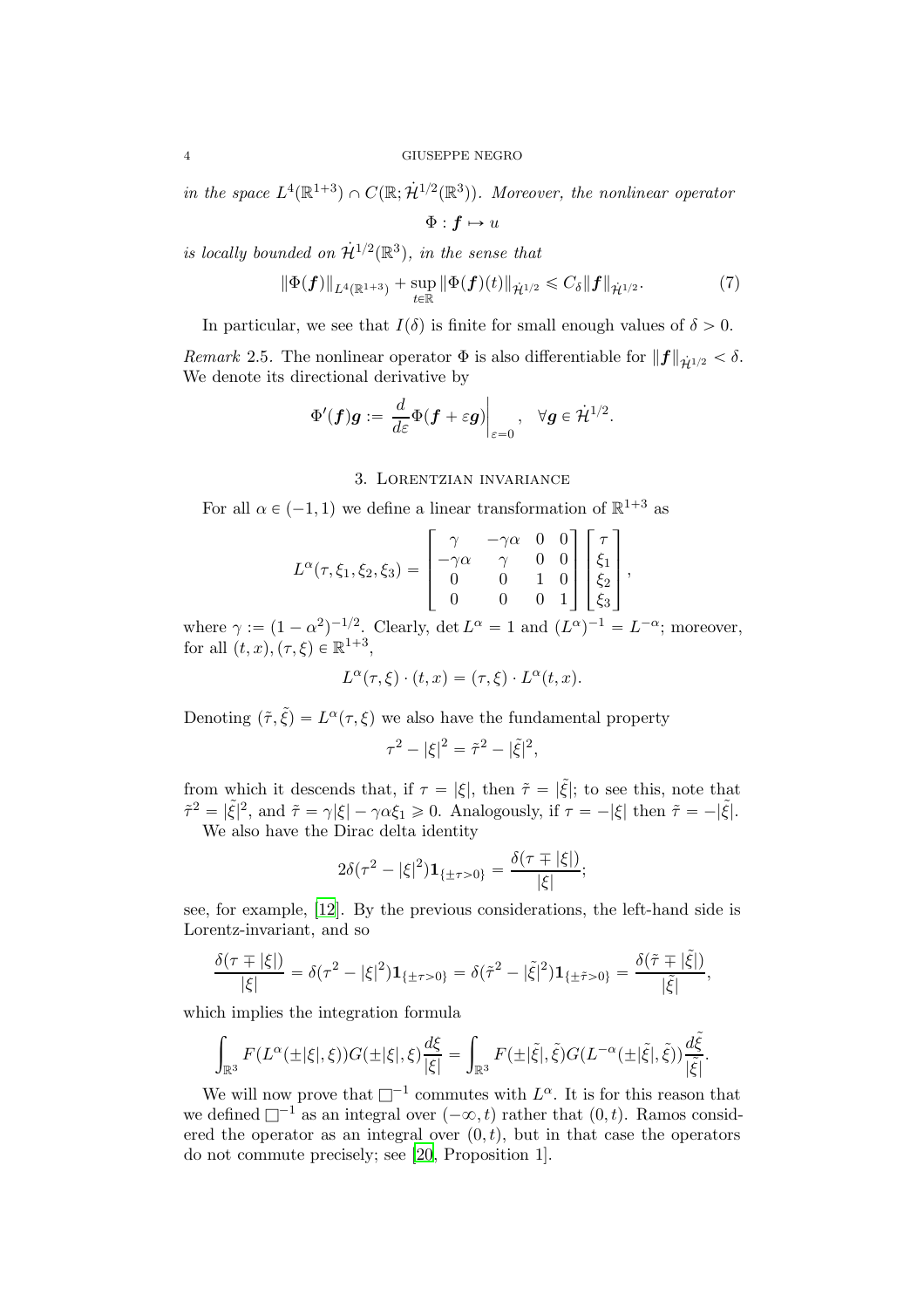*in the space* $L^4(\mathbb{R}^{1+3}) \cap C(\mathbb{R}; \dot{\mathcal{H}}^{1/2}(\mathbb{R}^3))$. *Moreover, the nonlinear operator*

$$\Phi : \boldsymbol{f} \mapsto u$$

*is locally bounded on* $\dot{\mathcal{H}}^{1/2}(\mathbb{R}^3)$*, in the sense that*

$$\|\Phi(\boldsymbol{f})\|_{L^4(\mathbb{R}^{1+3})} + \sup_{t\in\mathbb{R}} \|\Phi(\boldsymbol{f})(t)\|_{\dot{\mathcal{H}}^{1/2}} \leqslant C_\delta \|\boldsymbol{f}\|_{\dot{\mathcal{H}}^{1/2}}. \tag{7}$$

In particular, we see that $I(\delta)$ is finite for small enough values of $\delta > 0$.

*Remark* 2.5. The nonlinear operator $\Phi$ is also differentiable for $\|\boldsymbol{f}\|_{\dot{\mathcal{H}}^{1/2}} < \delta$. We denote its directional derivative by

$$\Phi'(\boldsymbol{f})\boldsymbol{g} := \left.\frac{d}{d\varepsilon}\Phi(\boldsymbol{f} + \varepsilon \boldsymbol{g})\right|_{\varepsilon=0}, \quad \forall \boldsymbol{g} \in \dot{\mathcal{H}}^{1/2}.$$

## 3. Lorentzian invariance

For all $\alpha \in (-1, 1)$ we define a linear transformation of $\mathbb{R}^{1+3}$ as

$$L^\alpha(\tau, \xi_1, \xi_2, \xi_3) = \begin{bmatrix} \gamma & -\gamma\alpha & 0 & 0 \\ -\gamma\alpha & \gamma & 0 & 0 \\ 0 & 0 & 1 & 0 \\ 0 & 0 & 0 & 1 \end{bmatrix} \begin{bmatrix} \tau \\ \xi_1 \\ \xi_2 \\ \xi_3 \end{bmatrix},$$

where $\gamma := (1 - \alpha^2)^{-1/2}$. Clearly, $\det L^\alpha = 1$ and $(L^\alpha)^{-1} = L^{-\alpha}$; moreover, for all $(t, x), (\tau, \xi) \in \mathbb{R}^{1+3}$,

$$L^\alpha(\tau, \xi) \cdot (t, x) = (\tau, \xi) \cdot L^\alpha(t, x).$$

Denoting $(\tilde{\tau}, \tilde{\xi}) = L^\alpha(\tau, \xi)$ we also have the fundamental property

$$\tau^2 - |\xi|^2 = \tilde{\tau}^2 - |\tilde{\xi}|^2,$$

from which it descends that, if $\tau = |\xi|$, then $\tilde{\tau} = |\tilde{\xi}|$; to see this, note that $\tilde{\tau}^2 = |\tilde{\xi}|^2$, and $\tilde{\tau} = \gamma|\xi| - \gamma\alpha\xi_1 \geqslant 0$. Analogously, if $\tau = -|\xi|$ then $\tilde{\tau} = -|\tilde{\xi}|$.

We also have the Dirac delta identity

$$2\delta(\tau^2 - |\xi|^2)\mathbf{1}_{\{\pm\tau>0\}} = \frac{\delta(\tau \mp |\xi|)}{|\xi|};$$

see, for example, [12]. By the previous considerations, the left-hand side is Lorentz-invariant, and so

$$\frac{\delta(\tau \mp |\xi|)}{|\xi|} = \delta(\tau^2 - |\xi|^2)\mathbf{1}_{\{\pm\tau>0\}} = \delta(\tilde{\tau}^2 - |\tilde{\xi}|^2)\mathbf{1}_{\{\pm\tilde{\tau}>0\}} = \frac{\delta(\tilde{\tau} \mp |\tilde{\xi}|)}{|\tilde{\xi}|},$$

which implies the integration formula

$$\int_{\mathbb{R}^3} F(L^\alpha(\pm|\xi|, \xi))G(\pm|\xi|, \xi)\frac{d\xi}{|\xi|} = \int_{\mathbb{R}^3} F(\pm|\tilde{\xi}|, \tilde{\xi})G(L^{-\alpha}(\pm|\tilde{\xi}|, \tilde{\xi}))\frac{d\tilde{\xi}}{|\tilde{\xi}|}.$$

We will now prove that $\Box^{-1}$ commutes with $L^\alpha$. It is for this reason that we defined $\Box^{-1}$ as an integral over $(-\infty, t)$ rather that $(0, t)$. Ramos considered the operator as an integral over $(0, t)$, but in that case the operators do not commute precisely; see [20, Proposition 1].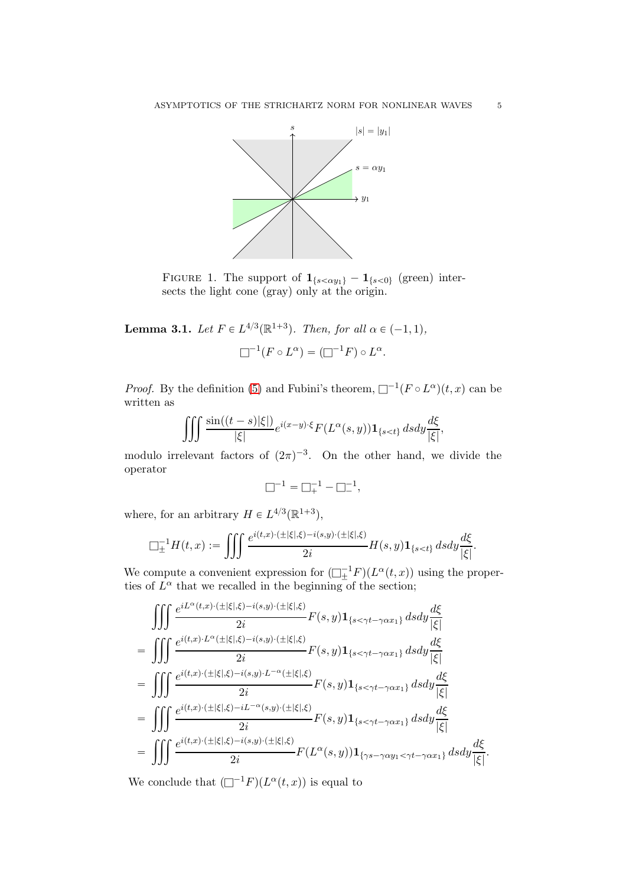FIGURE 1. The support of $\mathbf{1}_{\{s<\alpha y_1\}} - \mathbf{1}_{\{s<0\}}$ (green) intersects the light cone (gray) only at the origin.

**Lemma 3.1.** *Let $F \in L^{4/3}(\mathbb{R}^{1+3})$. Then, for all $\alpha \in (-1, 1)$,*

$$\Box^{-1}(F \circ L^\alpha) = (\Box^{-1} F) \circ L^\alpha.$$

*Proof.* By the definition (5) and Fubini's theorem, $\Box^{-1}(F \circ L^\alpha)(t, x)$ can be written as

$$\iiint \frac{\sin((t-s)|\xi|)}{|\xi|} e^{i(x-y)\cdot\xi} F(L^\alpha(s,y)) \mathbf{1}_{\{s<t\}}\, ds dy \frac{d\xi}{|\xi|},$$

modulo irrelevant factors of $(2\pi)^{-3}$. On the other hand, we divide the operator

$$\Box^{-1} = \Box_+^{-1} - \Box_-^{-1},$$

where, for an arbitrary $H \in L^{4/3}(\mathbb{R}^{1+3})$,

$$\Box_\pm^{-1} H(t,x) := \iiint \frac{e^{i(t,x)\cdot(\pm|\xi|,\xi) - i(s,y)\cdot(\pm|\xi|,\xi)}}{2i} H(s,y) \mathbf{1}_{\{s<t\}}\, ds dy \frac{d\xi}{|\xi|}.$$

We compute a convenient expression for $(\Box_\pm^{-1} F)(L^\alpha(t,x))$ using the properties of $L^\alpha$ that we recalled in the beginning of the section;

$$\begin{aligned}
&\iiint \frac{e^{iL^\alpha(t,x)\cdot(\pm|\xi|,\xi) - i(s,y)\cdot(\pm|\xi|,\xi)}}{2i} F(s,y) \mathbf{1}_{\{s<\gamma t - \gamma\alpha x_1\}}\, ds dy \frac{d\xi}{|\xi|} \\
=& \iiint \frac{e^{i(t,x)\cdot L^\alpha(\pm|\xi|,\xi) - i(s,y)\cdot(\pm|\xi|,\xi)}}{2i} F(s,y) \mathbf{1}_{\{s<\gamma t - \gamma\alpha x_1\}}\, ds dy \frac{d\xi}{|\xi|} \\
=& \iiint \frac{e^{i(t,x)\cdot(\pm|\xi|,\xi) - i(s,y)\cdot L^{-\alpha}(\pm|\xi|,\xi)}}{2i} F(s,y) \mathbf{1}_{\{s<\gamma t - \gamma\alpha x_1\}}\, ds dy \frac{d\xi}{|\xi|} \\
=& \iiint \frac{e^{i(t,x)\cdot(\pm|\xi|,\xi) - iL^{-\alpha}(s,y)\cdot(\pm|\xi|,\xi)}}{2i} F(s,y) \mathbf{1}_{\{s<\gamma t - \gamma\alpha x_1\}}\, ds dy \frac{d\xi}{|\xi|} \\
=& \iiint \frac{e^{i(t,x)\cdot(\pm|\xi|,\xi) - i(s,y)\cdot(\pm|\xi|,\xi)}}{2i} F(L^\alpha(s,y)) \mathbf{1}_{\{\gamma s - \gamma\alpha y_1<\gamma t - \gamma\alpha x_1\}}\, ds dy \frac{d\xi}{|\xi|}.
\end{aligned}$$

We conclude that $(\Box^{-1} F)(L^\alpha(t,x))$ is equal to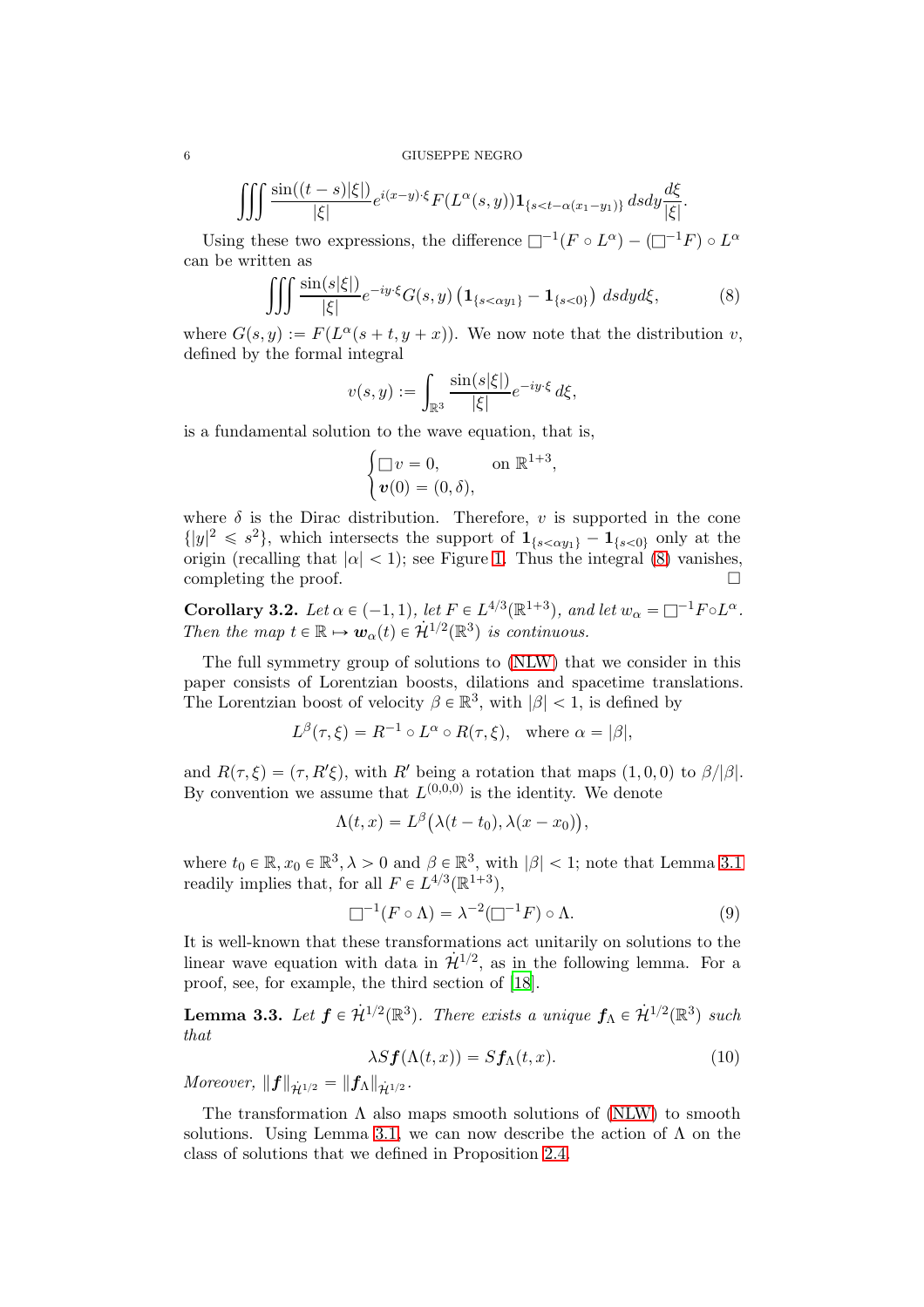$$\iiint \frac{\sin((t-s)|\xi|)}{|\xi|} e^{i(x-y)\cdot\xi} F(L^\alpha(s,y)) \mathbf{1}_{\{s<t-\alpha(x_1-y_1)\}}\, dsdy \frac{d\xi}{|\xi|}.$$

Using these two expressions, the difference $\Box^{-1}(F\circ L^\alpha) - (\Box^{-1}F)\circ L^\alpha$ can be written as

$$\iiint \frac{\sin(s|\xi|)}{|\xi|} e^{-iy\cdot\xi} G(s,y)\left(\mathbf{1}_{\{s<\alpha y_1\}} - \mathbf{1}_{\{s<0\}}\right)\, dsdyd\xi, \tag{8}$$

where $G(s,y) := F(L^\alpha(s+t, y+x))$. We now note that the distribution $v$, defined by the formal integral

$$v(s,y) := \int_{\mathbb{R}^3} \frac{\sin(s|\xi|)}{|\xi|} e^{-iy\cdot\xi}\, d\xi,$$

is a fundamental solution to the wave equation, that is,

$$\begin{cases} \Box v = 0, & \text{on } \mathbb{R}^{1+3}, \\ \boldsymbol{v}(0) = (0, \delta), \end{cases}$$

where $\delta$ is the Dirac distribution. Therefore, $v$ is supported in the cone $\{|y|^2 \leqslant s^2\}$, which intersects the support of $\mathbf{1}_{\{s<\alpha y_1\}} - \mathbf{1}_{\{s<0\}}$ only at the origin (recalling that $|\alpha| < 1$); see Figure 1. Thus the integral (8) vanishes, completing the proof. $\square$

**Corollary 3.2.** *Let $\alpha \in (-1,1)$, let $F \in L^{4/3}(\mathbb{R}^{1+3})$, and let $w_\alpha = \Box^{-1}F\circ L^\alpha$. Then the map $t \in \mathbb{R} \mapsto \boldsymbol{w}_\alpha(t) \in \dot{\mathcal{H}}^{1/2}(\mathbb{R}^3)$ is continuous.*

The full symmetry group of solutions to (NLW) that we consider in this paper consists of Lorentzian boosts, dilations and spacetime translations. The Lorentzian boost of velocity $\beta \in \mathbb{R}^3$, with $|\beta| < 1$, is defined by

$$L^\beta(\tau, \xi) = R^{-1} \circ L^\alpha \circ R(\tau, \xi), \quad \text{where } \alpha = |\beta|,$$

and $R(\tau,\xi) = (\tau, R'\xi)$, with $R'$ being a rotation that maps $(1,0,0)$ to $\beta/|\beta|$. By convention we assume that $L^{(0,0,0)}$ is the identity. We denote

$$\Lambda(t,x) = L^\beta\big(\lambda(t-t_0), \lambda(x-x_0)\big),$$

where $t_0 \in \mathbb{R}, x_0 \in \mathbb{R}^3, \lambda > 0$ and $\beta \in \mathbb{R}^3$, with $|\beta| < 1$; note that Lemma 3.1 readily implies that, for all $F \in L^{4/3}(\mathbb{R}^{1+3})$,

$$\Box^{-1}(F\circ\Lambda) = \lambda^{-2}(\Box^{-1}F)\circ\Lambda. \tag{9}$$

It is well-known that these transformations act unitarily on solutions to the linear wave equation with data in $\dot{\mathcal{H}}^{1/2}$, as in the following lemma. For a proof, see, for example, the third section of [18].

**Lemma 3.3.** *Let $\boldsymbol{f} \in \dot{\mathcal{H}}^{1/2}(\mathbb{R}^3)$. There exists a unique $\boldsymbol{f}_\Lambda \in \dot{\mathcal{H}}^{1/2}(\mathbb{R}^3)$ such that*

$$\lambda S\boldsymbol{f}(\Lambda(t,x)) = S\boldsymbol{f}_\Lambda(t,x). \tag{10}$$

*Moreover, $\|\boldsymbol{f}\|_{\dot{\mathcal{H}}^{1/2}} = \|\boldsymbol{f}_\Lambda\|_{\dot{\mathcal{H}}^{1/2}}$.*

The transformation $\Lambda$ also maps smooth solutions of (NLW) to smooth solutions. Using Lemma 3.1, we can now describe the action of $\Lambda$ on the class of solutions that we defined in Proposition 2.4.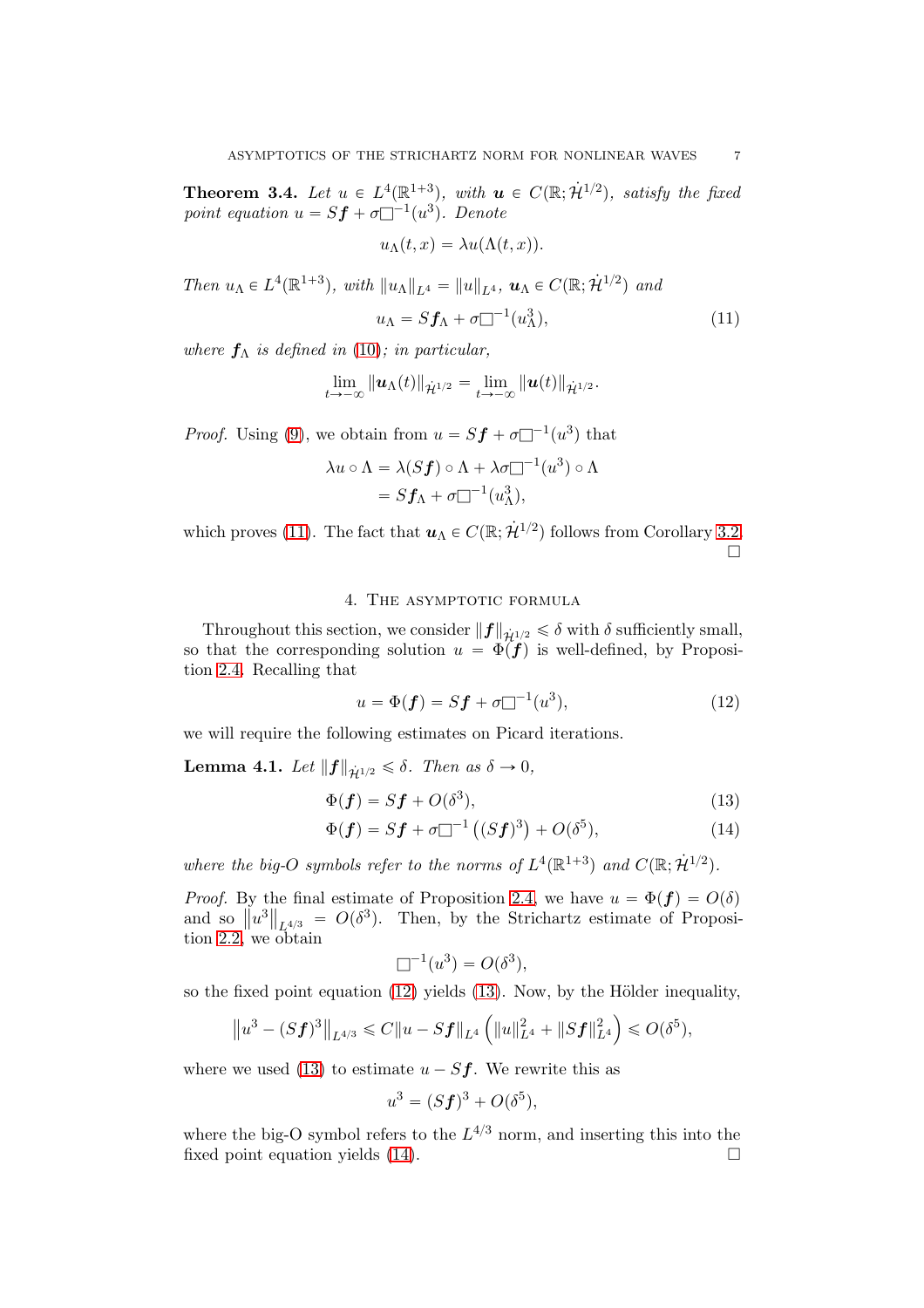**Theorem 3.4.** *Let $u \in L^4(\mathbb{R}^{1+3})$, with $\boldsymbol{u} \in C(\mathbb{R}; \dot{\mathcal{H}}^{1/2})$, satisfy the fixed point equation $u = S\boldsymbol{f} + \sigma\Box^{-1}(u^3)$. Denote*

$$u_\Lambda(t,x) = \lambda u(\Lambda(t,x)).$$

*Then $u_\Lambda \in L^4(\mathbb{R}^{1+3})$, with $\|u_\Lambda\|_{L^4} = \|u\|_{L^4}$, $\boldsymbol{u}_\Lambda \in C(\mathbb{R}; \dot{\mathcal{H}}^{1/2})$ and*

$$u_\Lambda = S\boldsymbol{f}_\Lambda + \sigma\Box^{-1}(u_\Lambda^3), \tag{11}$$

*where $\boldsymbol{f}_\Lambda$ is defined in (10); in particular,*

$$\lim_{t\to-\infty} \|\boldsymbol{u}_\Lambda(t)\|_{\dot{\mathcal{H}}^{1/2}} = \lim_{t\to-\infty} \|\boldsymbol{u}(t)\|_{\dot{\mathcal{H}}^{1/2}}.$$

*Proof.* Using (9), we obtain from $u = S\boldsymbol{f} + \sigma\Box^{-1}(u^3)$ that

$$\begin{aligned}\lambda u \circ \Lambda &= \lambda(S\boldsymbol{f})\circ\Lambda + \lambda\sigma\Box^{-1}(u^3)\circ\Lambda \\ &= S\boldsymbol{f}_\Lambda + \sigma\Box^{-1}(u_\Lambda^3),\end{aligned}$$

which proves (11). The fact that $\boldsymbol{u}_\Lambda \in C(\mathbb{R}; \dot{\mathcal{H}}^{1/2})$ follows from Corollary 3.2. □

## 4. The asymptotic formula

Throughout this section, we consider $\|\boldsymbol{f}\|_{\dot{\mathcal{H}}^{1/2}} \leqslant \delta$ with $\delta$ sufficiently small, so that the corresponding solution $u = \Phi(\boldsymbol{f})$ is well-defined, by Proposition 2.4. Recalling that

$$u = \Phi(\boldsymbol{f}) = S\boldsymbol{f} + \sigma\Box^{-1}(u^3), \tag{12}$$

we will require the following estimates on Picard iterations.

**Lemma 4.1.** *Let $\|\boldsymbol{f}\|_{\dot{\mathcal{H}}^{1/2}} \leqslant \delta$. Then as $\delta \to 0$,*

$$\Phi(\boldsymbol{f}) = S\boldsymbol{f} + O(\delta^3), \tag{13}$$

$$\Phi(\boldsymbol{f}) = S\boldsymbol{f} + \sigma\Box^{-1}\left((S\boldsymbol{f})^3\right) + O(\delta^5), \tag{14}$$

*where the big-O symbols refer to the norms of $L^4(\mathbb{R}^{1+3})$ and $C(\mathbb{R}; \dot{\mathcal{H}}^{1/2})$.*

*Proof.* By the final estimate of Proposition 2.4, we have $u = \Phi(\boldsymbol{f}) = O(\delta)$ and so $\left\|u^3\right\|_{L^{4/3}} = O(\delta^3)$. Then, by the Strichartz estimate of Proposition 2.2, we obtain

$$\Box^{-1}(u^3) = O(\delta^3),$$

so the fixed point equation (12) yields (13). Now, by the Hölder inequality,

$$\left\|u^3 - (S\boldsymbol{f})^3\right\|_{L^{4/3}} \leqslant C\|u - S\boldsymbol{f}\|_{L^4}\left(\|u\|_{L^4}^2 + \|S\boldsymbol{f}\|_{L^4}^2\right) \leqslant O(\delta^5),$$

where we used (13) to estimate $u - S\boldsymbol{f}$. We rewrite this as

$$u^3 = (S\boldsymbol{f})^3 + O(\delta^5),$$

where the big-O symbol refers to the $L^{4/3}$ norm, and inserting this into the fixed point equation yields (14). □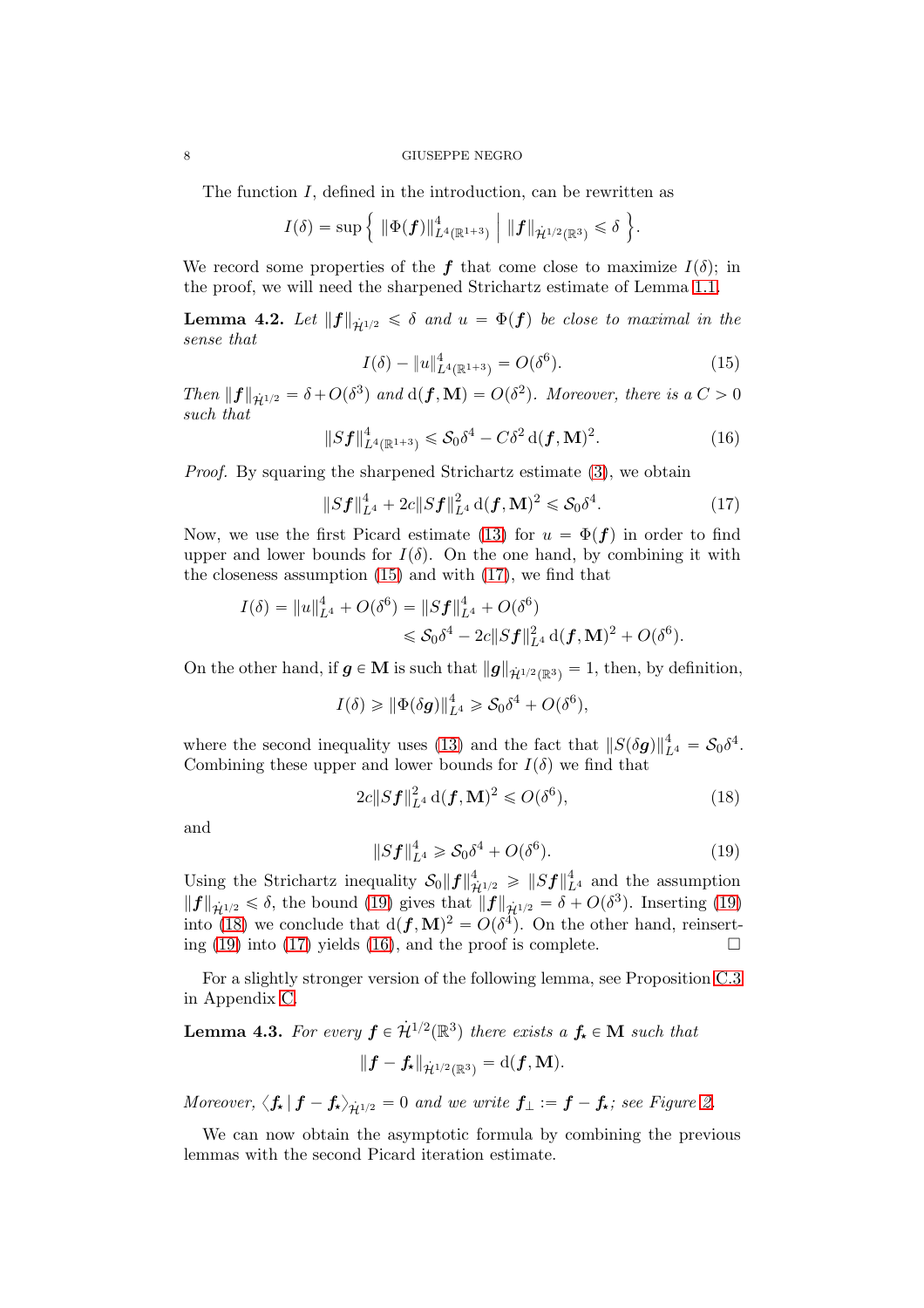The function $I$, defined in the introduction, can be rewritten as

$$I(\delta) = \sup\left\{ \ \|\Phi(\boldsymbol{f})\|_{L^4(\mathbb{R}^{1+3})}^4 \ \middle| \ \|\boldsymbol{f}\|_{\dot{\mathcal{H}}^{1/2}(\mathbb{R}^3)} \leqslant \delta \ \right\}.$$

We record some properties of the $\boldsymbol{f}$ that come close to maximize $I(\delta)$; in the proof, we will need the sharpened Strichartz estimate of Lemma 1.1.

**Lemma 4.2.** *Let $\|\boldsymbol{f}\|_{\dot{\mathcal{H}}^{1/2}} \leqslant \delta$ and $u = \Phi(\boldsymbol{f})$ be close to maximal in the sense that*

$$I(\delta) - \|u\|_{L^4(\mathbb{R}^{1+3})}^4 = O(\delta^6). \tag{15}$$

*Then $\|\boldsymbol{f}\|_{\dot{\mathcal{H}}^{1/2}} = \delta + O(\delta^3)$ and $\mathrm{d}(\boldsymbol{f}, \mathbf{M}) = O(\delta^2)$. Moreover, there is a $C > 0$ such that*

$$\|S\boldsymbol{f}\|_{L^4(\mathbb{R}^{1+3})}^4 \leqslant \mathcal{S}_0\delta^4 - C\delta^2\,\mathrm{d}(\boldsymbol{f}, \mathbf{M})^2. \tag{16}$$

*Proof.* By squaring the sharpened Strichartz estimate (3), we obtain

$$\|S\boldsymbol{f}\|_{L^4}^4 + 2c\|S\boldsymbol{f}\|_{L^4}^2\,\mathrm{d}(\boldsymbol{f}, \mathbf{M})^2 \leqslant \mathcal{S}_0\delta^4. \tag{17}$$

Now, we use the first Picard estimate (13) for $u = \Phi(\boldsymbol{f})$ in order to find upper and lower bounds for $I(\delta)$. On the one hand, by combining it with the closeness assumption (15) and with (17), we find that

$$\begin{aligned} I(\delta) = \|u\|_{L^4}^4 + O(\delta^6) &= \|S\boldsymbol{f}\|_{L^4}^4 + O(\delta^6) \\ &\leqslant \mathcal{S}_0\delta^4 - 2c\|S\boldsymbol{f}\|_{L^4}^2\,\mathrm{d}(\boldsymbol{f}, \mathbf{M})^2 + O(\delta^6). \end{aligned}$$

On the other hand, if $\boldsymbol{g} \in \mathbf{M}$ is such that $\|\boldsymbol{g}\|_{\dot{\mathcal{H}}^{1/2}(\mathbb{R}^3)} = 1$, then, by definition,

$$I(\delta) \geqslant \|\Phi(\delta\boldsymbol{g})\|_{L^4}^4 \geqslant \mathcal{S}_0\delta^4 + O(\delta^6),$$

where the second inequality uses (13) and the fact that $\|S(\delta\boldsymbol{g})\|_{L^4}^4 = \mathcal{S}_0\delta^4$. Combining these upper and lower bounds for $I(\delta)$ we find that

$$2c\|S\boldsymbol{f}\|_{L^4}^2\,\mathrm{d}(\boldsymbol{f}, \mathbf{M})^2 \leqslant O(\delta^6), \tag{18}$$

and

$$\|S\boldsymbol{f}\|_{L^4}^4 \geqslant \mathcal{S}_0\delta^4 + O(\delta^6). \tag{19}$$

Using the Strichartz inequality $\mathcal{S}_0\|\boldsymbol{f}\|_{\dot{\mathcal{H}}^{1/2}}^4 \geqslant \|S\boldsymbol{f}\|_{L^4}^4$ and the assumption $\|\boldsymbol{f}\|_{\dot{\mathcal{H}}^{1/2}} \leqslant \delta$, the bound (19) gives that $\|\boldsymbol{f}\|_{\dot{\mathcal{H}}^{1/2}} = \delta + O(\delta^3)$. Inserting (19) into (18) we conclude that $\mathrm{d}(\boldsymbol{f}, \mathbf{M})^2 = O(\delta^4)$. On the other hand, reinserting (19) into (17) yields (16), and the proof is complete. $\square$

For a slightly stronger version of the following lemma, see Proposition C.3 in Appendix C.

**Lemma 4.3.** *For every $\boldsymbol{f} \in \dot{\mathcal{H}}^{1/2}(\mathbb{R}^3)$ there exists a $\boldsymbol{f}_\star \in \mathbf{M}$ such that*

$$\|\boldsymbol{f} - \boldsymbol{f}_\star\|_{\dot{\mathcal{H}}^{1/2}(\mathbb{R}^3)} = \mathrm{d}(\boldsymbol{f}, \mathbf{M}).$$

*Moreover, $\langle \boldsymbol{f}_\star \,|\, \boldsymbol{f} - \boldsymbol{f}_\star\rangle_{\dot{\mathcal{H}}^{1/2}} = 0$ and we write $\boldsymbol{f}_\perp := \boldsymbol{f} - \boldsymbol{f}_\star$; see Figure 2.*

We can now obtain the asymptotic formula by combining the previous lemmas with the second Picard iteration estimate.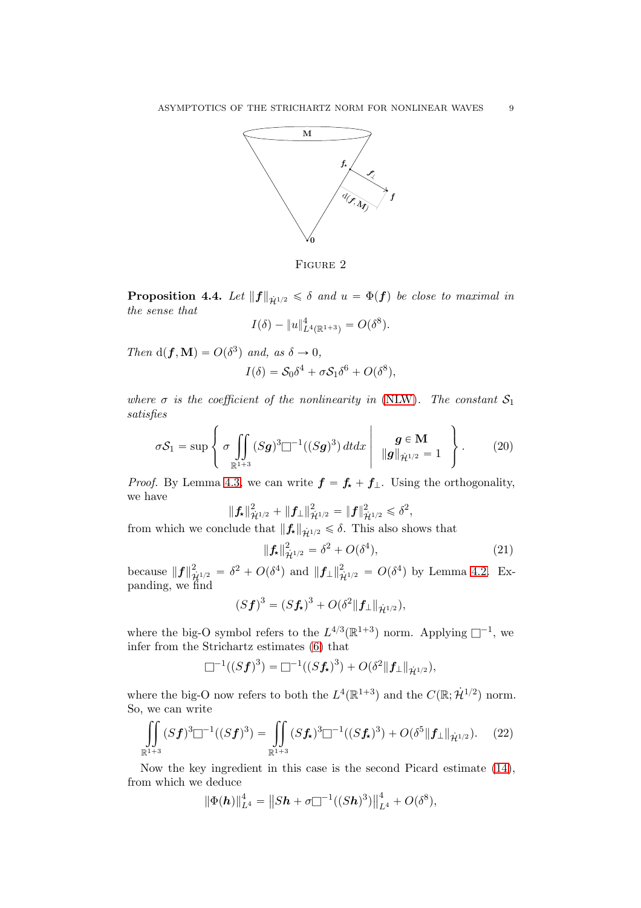Figure 2

**Proposition 4.4.** *Let $\|\boldsymbol{f}\|_{\dot{\mathcal{H}}^{1/2}} \leqslant \delta$ and $u = \Phi(\boldsymbol{f})$ be close to maximal in the sense that*

$$I(\delta) - \|u\|^4_{L^4(\mathbb{R}^{1+3})} = O(\delta^8).$$

*Then $\mathrm{d}(\boldsymbol{f}, \mathbf{M}) = O(\delta^3)$ and, as $\delta \to 0$,*

$$I(\delta) = \mathcal{S}_0\delta^4 + \sigma\mathcal{S}_1\delta^6 + O(\delta^8),$$

*where $\sigma$ is the coefficient of the nonlinearity in (NLW). The constant $\mathcal{S}_1$ satisfies*

$$\sigma\mathcal{S}_1 = \sup\left\{ \sigma \iint\limits_{\mathbb{R}^{1+3}} (S\boldsymbol{g})^3\square^{-1}((S\boldsymbol{g})^3)\, dtdx \;\middle|\; \begin{array}{c} \boldsymbol{g} \in \mathbf{M} \\ \|\boldsymbol{g}\|_{\dot{\mathcal{H}}^{1/2}} = 1 \end{array} \right\}. \tag{20}$$

*Proof.* By Lemma 4.3, we can write $\boldsymbol{f} = \boldsymbol{f}_\star + \boldsymbol{f}_\perp$. Using the orthogonality, we have

$$\|\boldsymbol{f}_\star\|^2_{\dot{\mathcal{H}}^{1/2}} + \|\boldsymbol{f}_\perp\|^2_{\dot{\mathcal{H}}^{1/2}} = \|\boldsymbol{f}\|^2_{\dot{\mathcal{H}}^{1/2}} \leqslant \delta^2,$$

from which we conclude that $\|\boldsymbol{f}_\star\|_{\dot{\mathcal{H}}^{1/2}} \leqslant \delta$. This also shows that

$$\|\boldsymbol{f}_\star\|^2_{\dot{\mathcal{H}}^{1/2}} = \delta^2 + O(\delta^4), \tag{21}$$

because $\|\boldsymbol{f}\|^2_{\dot{\mathcal{H}}^{1/2}} = \delta^2 + O(\delta^4)$ and $\|\boldsymbol{f}_\perp\|^2_{\dot{\mathcal{H}}^{1/2}} = O(\delta^4)$ by Lemma 4.2. Expanding, we find

$$(S\boldsymbol{f})^3 = (S\boldsymbol{f}_\star)^3 + O(\delta^2\|\boldsymbol{f}_\perp\|_{\dot{\mathcal{H}}^{1/2}}),$$

where the big-O symbol refers to the $L^{4/3}(\mathbb{R}^{1+3})$ norm. Applying $\square^{-1}$, we infer from the Strichartz estimates (6) that

$$\square^{-1}((S\boldsymbol{f})^3) = \square^{-1}((S\boldsymbol{f}_\star)^3) + O(\delta^2\|\boldsymbol{f}_\perp\|_{\dot{\mathcal{H}}^{1/2}}),$$

where the big-O now refers to both the $L^4(\mathbb{R}^{1+3})$ and the $C(\mathbb{R}; \dot{\mathcal{H}}^{1/2})$ norm. So, we can write

$$\iint\limits_{\mathbb{R}^{1+3}} (S\boldsymbol{f})^3\square^{-1}((S\boldsymbol{f})^3) = \iint\limits_{\mathbb{R}^{1+3}} (S\boldsymbol{f}_\star)^3\square^{-1}((S\boldsymbol{f}_\star)^3) + O(\delta^5\|\boldsymbol{f}_\perp\|_{\dot{\mathcal{H}}^{1/2}}). \tag{22}$$

Now the key ingredient in this case is the second Picard estimate (14), from which we deduce

$$\|\Phi(\boldsymbol{h})\|^4_{L^4} = \left\|S\boldsymbol{h} + \sigma\square^{-1}((S\boldsymbol{h})^3)\right\|^4_{L^4} + O(\delta^8),$$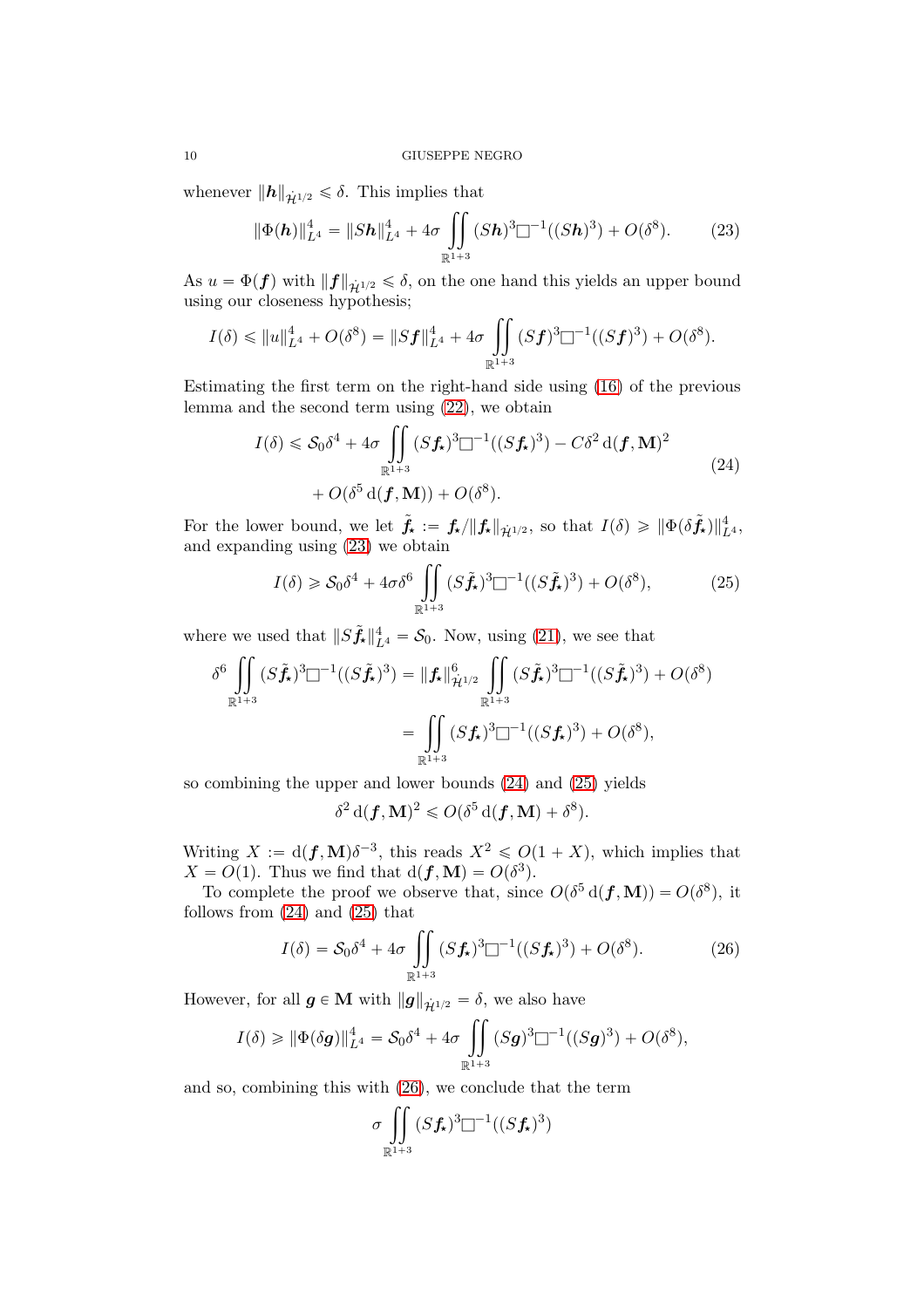whenever $\|\boldsymbol{h}\|_{\dot{\mathcal{H}}^{1/2}} \leqslant \delta$. This implies that

$$\|\Phi(\boldsymbol{h})\|_{L^4}^4 = \|S\boldsymbol{h}\|_{L^4}^4 + 4\sigma \iint_{\mathbb{R}^{1+3}} (S\boldsymbol{h})^3 \Box^{-1}((S\boldsymbol{h})^3) + O(\delta^8). \tag{23}$$

As $u = \Phi(\boldsymbol{f})$ with $\|\boldsymbol{f}\|_{\dot{\mathcal{H}}^{1/2}} \leqslant \delta$, on the one hand this yields an upper bound using our closeness hypothesis;

$$I(\delta) \leqslant \|u\|_{L^4}^4 + O(\delta^8) = \|S\boldsymbol{f}\|_{L^4}^4 + 4\sigma \iint_{\mathbb{R}^{1+3}} (S\boldsymbol{f})^3 \Box^{-1}((S\boldsymbol{f})^3) + O(\delta^8).$$

Estimating the first term on the right-hand side using (16) of the previous lemma and the second term using (22), we obtain

$$\begin{aligned} I(\delta) \leqslant \mathcal{S}_0 \delta^4 + 4\sigma \iint_{\mathbb{R}^{1+3}} (S\boldsymbol{f}_\star)^3 \Box^{-1}((S\boldsymbol{f}_\star)^3) - C\delta^2 \operatorname{d}(\boldsymbol{f}, \mathbf{M})^2 \\ + O(\delta^5 \operatorname{d}(\boldsymbol{f}, \mathbf{M})) + O(\delta^8). \end{aligned} \tag{24}$$

For the lower bound, we let $\tilde{\boldsymbol{f}}_\star := \boldsymbol{f}_\star / \|\boldsymbol{f}_\star\|_{\dot{\mathcal{H}}^{1/2}}$, so that $I(\delta) \geqslant \|\Phi(\delta \tilde{\boldsymbol{f}}_\star)\|_{L^4}^4$, and expanding using (23) we obtain

$$I(\delta) \geqslant \mathcal{S}_0 \delta^4 + 4\sigma \delta^6 \iint_{\mathbb{R}^{1+3}} (S\tilde{\boldsymbol{f}}_\star)^3 \Box^{-1}((S\tilde{\boldsymbol{f}}_\star)^3) + O(\delta^8), \tag{25}$$

where we used that $\|S\tilde{\boldsymbol{f}}_\star\|_{L^4}^4 = \mathcal{S}_0$. Now, using (21), we see that

$$\begin{aligned} \delta^6 \iint_{\mathbb{R}^{1+3}} (S\tilde{\boldsymbol{f}}_\star)^3 \Box^{-1}((S\tilde{\boldsymbol{f}}_\star)^3) &= \|\boldsymbol{f}_\star\|_{\dot{\mathcal{H}}^{1/2}}^6 \iint_{\mathbb{R}^{1+3}} (S\tilde{\boldsymbol{f}}_\star)^3 \Box^{-1}((S\tilde{\boldsymbol{f}}_\star)^3) + O(\delta^8) \\ &= \iint_{\mathbb{R}^{1+3}} (S\boldsymbol{f}_\star)^3 \Box^{-1}((S\boldsymbol{f}_\star)^3) + O(\delta^8), \end{aligned}$$

so combining the upper and lower bounds (24) and (25) yields

$$\delta^2 \operatorname{d}(\boldsymbol{f}, \mathbf{M})^2 \leqslant O(\delta^5 \operatorname{d}(\boldsymbol{f}, \mathbf{M}) + \delta^8).$$

Writing $X := \operatorname{d}(\boldsymbol{f}, \mathbf{M})\delta^{-3}$, this reads $X^2 \leqslant O(1 + X)$, which implies that $X = O(1)$. Thus we find that $\operatorname{d}(\boldsymbol{f}, \mathbf{M}) = O(\delta^3)$.

To complete the proof we observe that, since $O(\delta^5 \operatorname{d}(\boldsymbol{f}, \mathbf{M})) = O(\delta^8)$, it follows from (24) and (25) that

$$I(\delta) = \mathcal{S}_0 \delta^4 + 4\sigma \iint_{\mathbb{R}^{1+3}} (S\boldsymbol{f}_\star)^3 \Box^{-1}((S\boldsymbol{f}_\star)^3) + O(\delta^8). \tag{26}$$

However, for all $\boldsymbol{g} \in \mathbf{M}$ with $\|\boldsymbol{g}\|_{\dot{\mathcal{H}}^{1/2}} = \delta$, we also have

$$I(\delta) \geqslant \|\Phi(\delta \boldsymbol{g})\|_{L^4}^4 = \mathcal{S}_0 \delta^4 + 4\sigma \iint_{\mathbb{R}^{1+3}} (S\boldsymbol{g})^3 \Box^{-1}((S\boldsymbol{g})^3) + O(\delta^8),$$

and so, combining this with (26), we conclude that the term

$$\sigma \iint_{\mathbb{R}^{1+3}} (S\boldsymbol{f}_\star)^3 \Box^{-1}((S\boldsymbol{f}_\star)^3)$$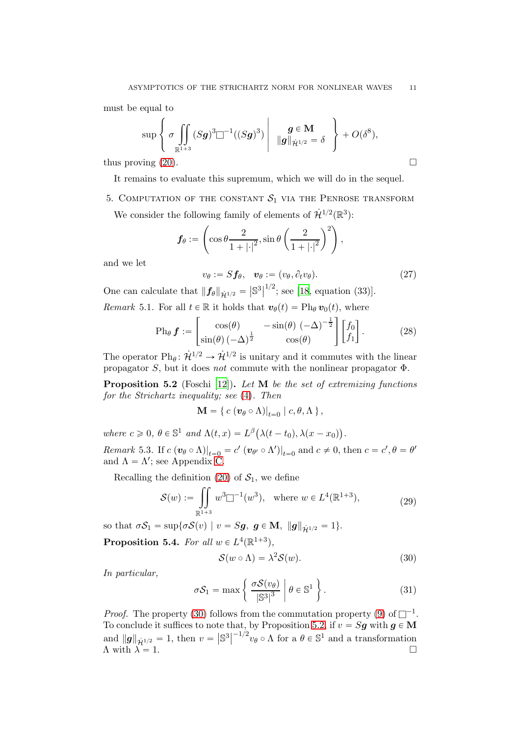must be equal to

$$\sup \left\{ \sigma \iint\limits_{\mathbb{R}^{1+3}} (S\boldsymbol{g})^3 \Box^{-1}((S\boldsymbol{g})^3) \;\middle|\; \begin{array}{c} \boldsymbol{g} \in \mathbf{M} \\ \|\boldsymbol{g}\|_{\dot{\mathcal{H}}^{1/2}} = \delta \end{array} \right\} + O(\delta^8),$$

thus proving (20). $\square$

It remains to evaluate this supremum, which we will do in the sequel.

## 5. Computation of the constant $\mathcal{S}_1$ via the Penrose transform

We consider the following family of elements of $\dot{\mathcal{H}}^{1/2}(\mathbb{R}^3)$:

$$\boldsymbol{f}_\theta := \left( \cos\theta \frac{2}{1+|\cdot|^2}, \sin\theta \left(\frac{2}{1+|\cdot|^2}\right)^2 \right),$$

and we let

$$v_\theta := S\boldsymbol{f}_\theta, \quad \boldsymbol{v}_\theta := (v_\theta, \partial_t v_\theta). \tag{27}$$

One can calculate that $\|\boldsymbol{f}_\theta\|_{\dot{\mathcal{H}}^{1/2}} = |\mathbb{S}^3|^{1/2}$; see [18, equation (33)].

*Remark* 5.1. For all $t \in \mathbb{R}$ it holds that $\boldsymbol{v}_\theta(t) = \mathrm{Ph}_\theta\, \boldsymbol{v}_0(t)$, where

$$\mathrm{Ph}_\theta\, \boldsymbol{f} := \begin{bmatrix} \cos(\theta) & -\sin(\theta)\, (-\Delta)^{-\frac{1}{2}} \\ \sin(\theta)\, (-\Delta)^{\frac{1}{2}} & \cos(\theta) \end{bmatrix} \begin{bmatrix} f_0 \\ f_1 \end{bmatrix}. \tag{28}$$

The operator $\mathrm{Ph}_\theta \colon \dot{\mathcal{H}}^{1/2} \to \dot{\mathcal{H}}^{1/2}$ is unitary and it commutes with the linear propagator $S$, but it does *not* commute with the nonlinear propagator $\Phi$.

**Proposition 5.2** (Foschi [12]). *Let* $\mathbf{M}$ *be the set of extremizing functions for the Strichartz inequality; see* (4)*. Then*

$$\mathbf{M} = \{\, c\, (\boldsymbol{v}_\theta \circ \Lambda)|_{t=0} \mid c, \theta, \Lambda \,\},$$

*where* $c \geqslant 0$*,* $\theta \in \mathbb{S}^1$ *and* $\Lambda(t,x) = L^\beta\big(\lambda(t-t_0), \lambda(x-x_0)\big)$.

*Remark* 5.3. If $c\, (\boldsymbol{v}_\theta \circ \Lambda)|_{t=0} = c'\, (\boldsymbol{v}_{\theta'} \circ \Lambda')|_{t=0}$ and $c \neq 0$, then $c = c', \theta = \theta'$ and $\Lambda = \Lambda'$; see Appendix C.

Recalling the definition (20) of $\mathcal{S}_1$, we define

$$\mathcal{S}(w) := \iint\limits_{\mathbb{R}^{1+3}} w^3 \Box^{-1}(w^3), \quad \text{where } w \in L^4(\mathbb{R}^{1+3}), \tag{29}$$

so that $\sigma\mathcal{S}_1 = \sup\{\sigma\mathcal{S}(v) \mid v = S\boldsymbol{g},\ \boldsymbol{g} \in \mathbf{M},\ \|\boldsymbol{g}\|_{\dot{\mathcal{H}}^{1/2}} = 1\}$.

**Proposition 5.4.** *For all* $w \in L^4(\mathbb{R}^{1+3})$*,*

$$\mathcal{S}(w \circ \Lambda) = \lambda^2 \mathcal{S}(w). \tag{30}$$

*In particular,*

$$\sigma\mathcal{S}_1 = \max\left\{ \frac{\sigma\mathcal{S}(v_\theta)}{|\mathbb{S}^3|^3} \;\middle|\; \theta \in \mathbb{S}^1 \right\}. \tag{31}$$

*Proof.* The property (30) follows from the commutation property (9) of $\Box^{-1}$. To conclude it suffices to note that, by Proposition 5.2, if $v = S\boldsymbol{g}$ with $\boldsymbol{g} \in \mathbf{M}$ and $\|\boldsymbol{g}\|_{\dot{\mathcal{H}}^{1/2}} = 1$, then $v = |\mathbb{S}^3|^{-1/2} v_\theta \circ \Lambda$ for a $\theta \in \mathbb{S}^1$ and a transformation $\Lambda$ with $\lambda = 1$. $\square$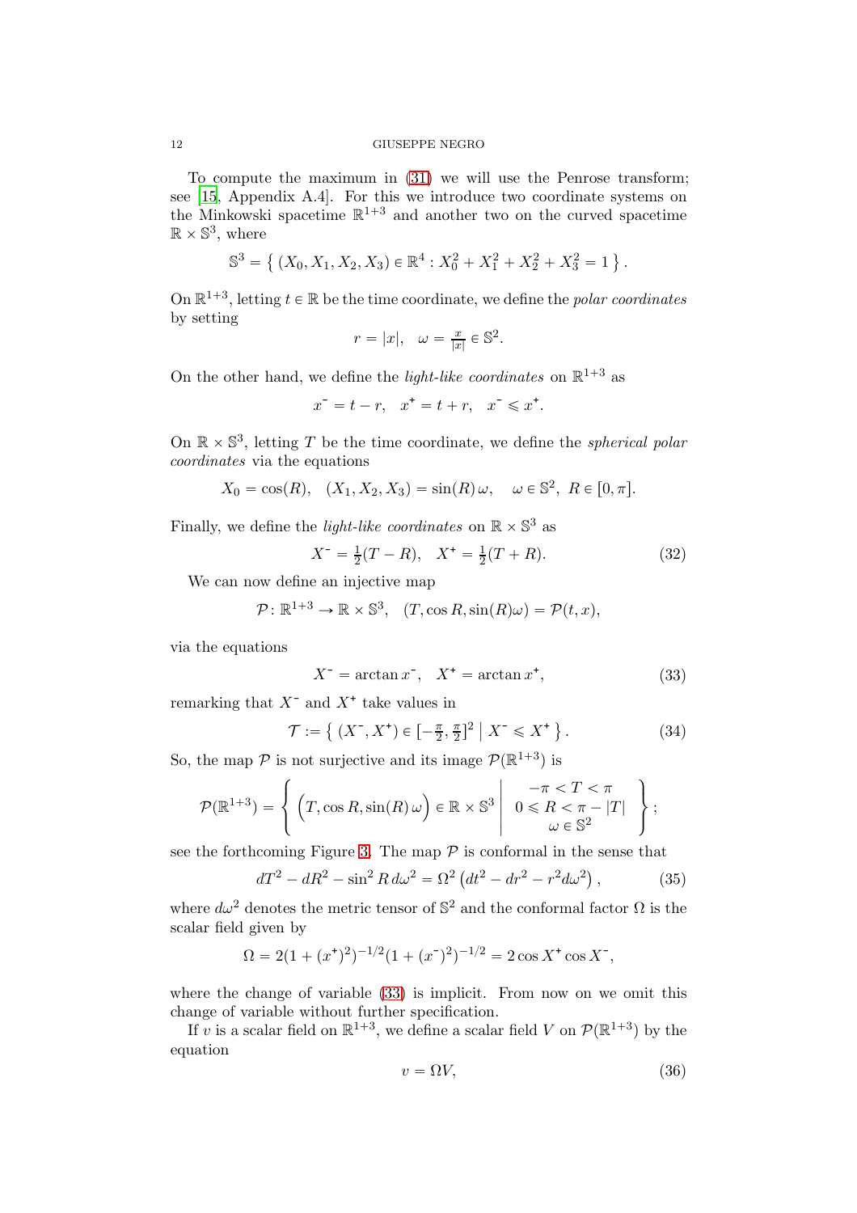To compute the maximum in (31) we will use the Penrose transform; see [15, Appendix A.4]. For this we introduce two coordinate systems on the Minkowski spacetime $\mathbb{R}^{1+3}$ and another two on the curved spacetime $\mathbb{R} \times \mathbb{S}^3$, where

$$\mathbb{S}^3 = \left\{ (X_0, X_1, X_2, X_3) \in \mathbb{R}^4 : X_0^2 + X_1^2 + X_2^2 + X_3^2 = 1 \right\}.$$

On $\mathbb{R}^{1+3}$, letting $t \in \mathbb{R}$ be the time coordinate, we define the *polar coordinates* by setting

$$r = |x|, \quad \omega = \tfrac{x}{|x|} \in \mathbb{S}^2.$$

On the other hand, we define the *light-like coordinates* on $\mathbb{R}^{1+3}$ as

$$x^- = t - r, \quad x^+ = t + r, \quad x^- \leqslant x^+.$$

On $\mathbb{R} \times \mathbb{S}^3$, letting $T$ be the time coordinate, we define the *spherical polar coordinates* via the equations

$$X_0 = \cos(R), \quad (X_1, X_2, X_3) = \sin(R)\,\omega, \quad \omega \in \mathbb{S}^2,\ R \in [0, \pi].$$

Finally, we define the *light-like coordinates* on $\mathbb{R} \times \mathbb{S}^3$ as

$$X^- = \tfrac{1}{2}(T - R), \quad X^+ = \tfrac{1}{2}(T + R). \tag{32}$$

We can now define an injective map

$$\mathcal{P} \colon \mathbb{R}^{1+3} \to \mathbb{R} \times \mathbb{S}^3, \quad (T, \cos R, \sin(R)\omega) = \mathcal{P}(t, x),$$

via the equations

$$X^- = \arctan x^-, \quad X^+ = \arctan x^+, \tag{33}$$

remarking that $X^-$ and $X^+$ take values in

$$\mathcal{T} := \left\{ (X^-, X^+) \in [-\tfrac{\pi}{2}, \tfrac{\pi}{2}]^2 \;\middle|\; X^- \leqslant X^+ \right\}. \tag{34}$$

So, the map $\mathcal{P}$ is not surjective and its image $\mathcal{P}(\mathbb{R}^{1+3})$ is

$$\mathcal{P}(\mathbb{R}^{1+3}) = \left\{ \Big(T, \cos R, \sin(R)\,\omega\Big) \in \mathbb{R} \times \mathbb{S}^3 \;\middle|\; \begin{array}{c} -\pi < T < \pi \\ 0 \leqslant R < \pi - |T| \\ \omega \in \mathbb{S}^2 \end{array} \right\};$$

see the forthcoming Figure 3. The map $\mathcal{P}$ is conformal in the sense that

$$dT^2 - dR^2 - \sin^2 R\, d\omega^2 = \Omega^2 \left( dt^2 - dr^2 - r^2 d\omega^2 \right), \tag{35}$$

where $d\omega^2$ denotes the metric tensor of $\mathbb{S}^2$ and the conformal factor $\Omega$ is the scalar field given by

$$\Omega = 2(1 + (x^+)^2)^{-1/2}(1 + (x^-)^2)^{-1/2} = 2\cos X^+ \cos X^-,$$

where the change of variable (33) is implicit. From now on we omit this change of variable without further specification.

If $v$ is a scalar field on $\mathbb{R}^{1+3}$, we define a scalar field $V$ on $\mathcal{P}(\mathbb{R}^{1+3})$ by the equation

$$v = \Omega V, \tag{36}$$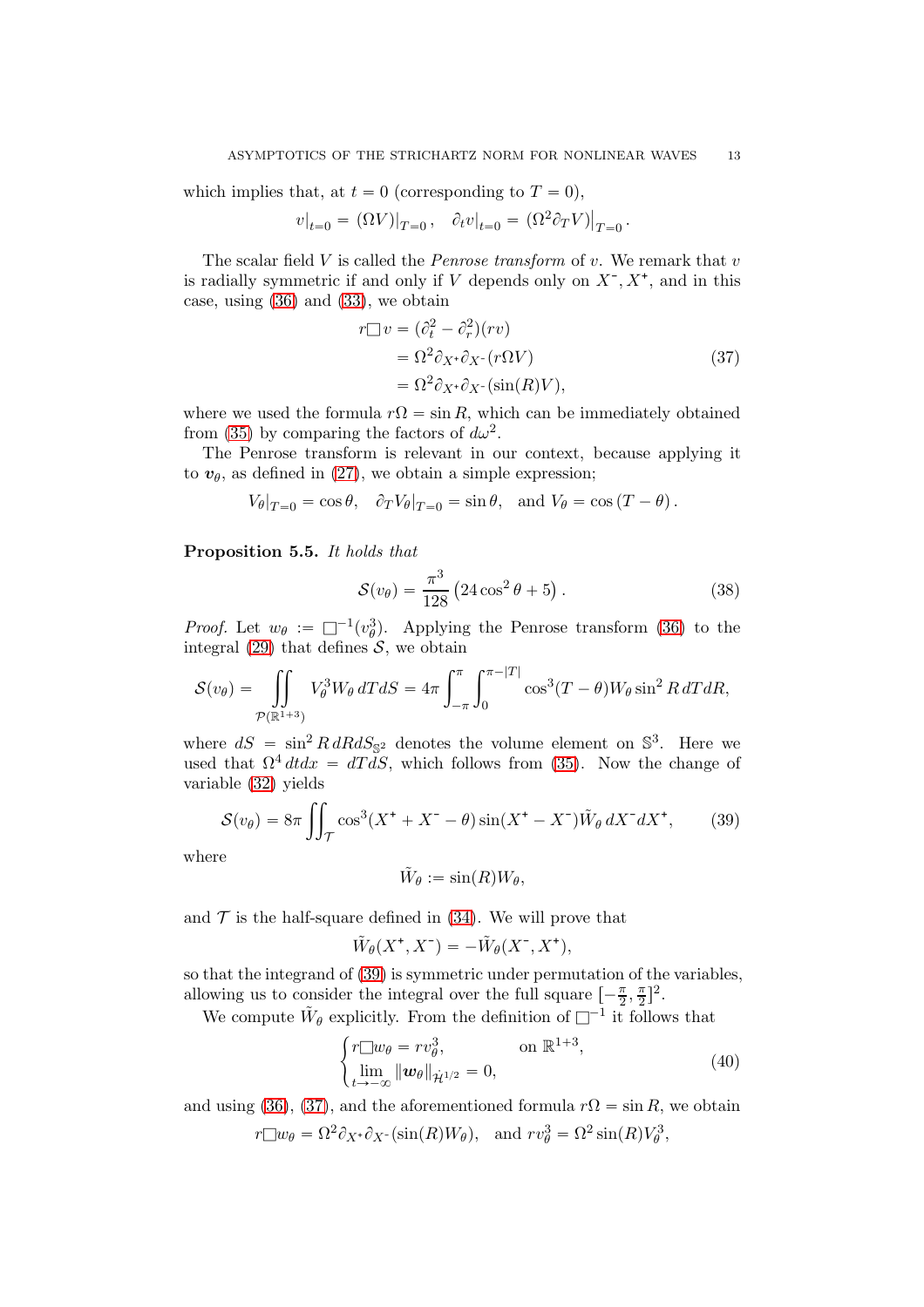which implies that, at $t = 0$ (corresponding to $T = 0$),

$$v|_{t=0} = (\Omega V)|_{T=0}, \quad \partial_t v|_{t=0} = (\Omega^2 \partial_T V)\big|_{T=0}.$$

The scalar field $V$ is called the *Penrose transform* of $v$. We remark that $v$ is radially symmetric if and only if $V$ depends only on $X^-, X^+$, and in this case, using (36) and (33), we obtain

$$\begin{aligned} r\Box v &= (\partial_t^2 - \partial_r^2)(rv) \\ &= \Omega^2 \partial_{X^+}\partial_{X^-}(r\Omega V) \\ &= \Omega^2 \partial_{X^+}\partial_{X^-}(\sin(R)V), \end{aligned} \tag{37}$$

where we used the formula $r\Omega = \sin R$, which can be immediately obtained from (35) by comparing the factors of $d\omega^2$.

The Penrose transform is relevant in our context, because applying it to $\boldsymbol{v}_\theta$, as defined in (27), we obtain a simple expression;

$$V_\theta|_{T=0} = \cos\theta, \quad \partial_T V_\theta|_{T=0} = \sin\theta, \quad \text{and } V_\theta = \cos(T-\theta).$$

**Proposition 5.5.** *It holds that*

$$\mathcal{S}(v_\theta) = \frac{\pi^3}{128}\left(24\cos^2\theta + 5\right). \tag{38}$$

*Proof.* Let $w_\theta := \Box^{-1}(v_\theta^3)$. Applying the Penrose transform (36) to the integral (29) that defines $\mathcal{S}$, we obtain

$$\mathcal{S}(v_\theta) = \iint\limits_{\mathcal{P}(\mathbb{R}^{1+3})} V_\theta^3 W_\theta \, dT dS = 4\pi \int_{-\pi}^{\pi}\int_0^{\pi-|T|} \cos^3(T-\theta) W_\theta \sin^2 R \, dT dR,$$

where $dS = \sin^2 R \, dR dS_{\mathbb{S}^2}$ denotes the volume element on $\mathbb{S}^3$. Here we used that $\Omega^4 \, dt dx = dT dS$, which follows from (35). Now the change of variable (32) yields

$$\mathcal{S}(v_\theta) = 8\pi \iint_{\mathcal{T}} \cos^3(X^+ + X^- - \theta)\sin(X^+ - X^-)\tilde{W}_\theta \, dX^- dX^+, \tag{39}$$

where

$$\tilde{W}_\theta := \sin(R) W_\theta,$$

and $\mathcal{T}$ is the half-square defined in (34). We will prove that

$$\tilde{W}_\theta(X^+, X^-) = -\tilde{W}_\theta(X^-, X^+),$$

so that the integrand of (39) is symmetric under permutation of the variables, allowing us to consider the integral over the full square $[-\frac{\pi}{2}, \frac{\pi}{2}]^2$.

We compute $\tilde{W}_\theta$ explicitly. From the definition of $\Box^{-1}$ it follows that

$$\begin{cases} r\Box w_\theta = r v_\theta^3, & \text{on } \mathbb{R}^{1+3}, \\ \lim\limits_{t\to-\infty} \|\boldsymbol{w}_\theta\|_{\dot{\mathcal{H}}^{1/2}} = 0, \end{cases} \tag{40}$$

and using (36), (37), and the aforementioned formula $r\Omega = \sin R$, we obtain

$$r\Box w_\theta = \Omega^2 \partial_{X^+}\partial_{X^-}(\sin(R) W_\theta), \quad \text{and } r v_\theta^3 = \Omega^2 \sin(R) V_\theta^3,$$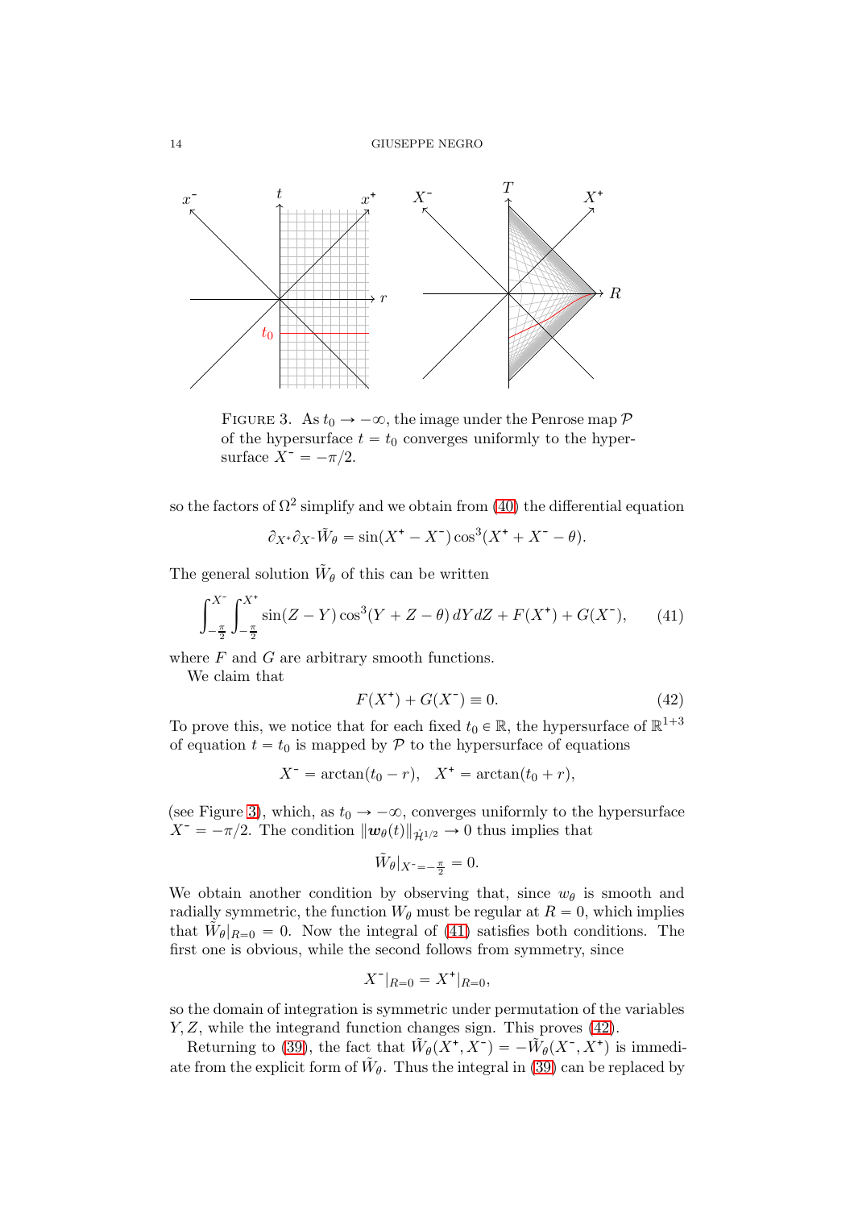FIGURE 3. As $t_0 \to -\infty$, the image under the Penrose map $\mathcal{P}$ of the hypersurface $t = t_0$ converges uniformly to the hypersurface $X^- = -\pi/2$.

so the factors of $\Omega^2$ simplify and we obtain from (40) the differential equation

$$\partial_{X^+}\partial_{X^-}\tilde{W}_\theta = \sin(X^+ - X^-)\cos^3(X^+ + X^- - \theta).$$

The general solution $\tilde{W}_\theta$ of this can be written

$$\int_{-\frac{\pi}{2}}^{X^-}\int_{-\frac{\pi}{2}}^{X^+} \sin(Z - Y)\cos^3(Y + Z - \theta)\, dY dZ + F(X^+) + G(X^-), \tag{41}$$

where $F$ and $G$ are arbitrary smooth functions.

We claim that

$$F(X^+) + G(X^-) \equiv 0. \tag{42}$$

To prove this, we notice that for each fixed $t_0 \in \mathbb{R}$, the hypersurface of $\mathbb{R}^{1+3}$ of equation $t = t_0$ is mapped by $\mathcal{P}$ to the hypersurface of equations

$$X^- = \arctan(t_0 - r), \quad X^+ = \arctan(t_0 + r),$$

(see Figure 3), which, as $t_0 \to -\infty$, converges uniformly to the hypersurface $X^- = -\pi/2$. The condition $\|\boldsymbol{w}_\theta(t)\|_{\dot{\mathcal{H}}^{1/2}} \to 0$ thus implies that

$$\tilde{W}_\theta|_{X^- = -\frac{\pi}{2}} = 0.$$

We obtain another condition by observing that, since $w_\theta$ is smooth and radially symmetric, the function $W_\theta$ must be regular at $R = 0$, which implies that $\tilde{W}_\theta|_{R=0} = 0$. Now the integral of (41) satisfies both conditions. The first one is obvious, while the second follows from symmetry, since

$$X^-|_{R=0} = X^+|_{R=0},$$

so the domain of integration is symmetric under permutation of the variables $Y, Z$, while the integrand function changes sign. This proves (42).

Returning to (39), the fact that $\tilde{W}_\theta(X^+, X^-) = -\tilde{W}_\theta(X^-, X^+)$ is immediate from the explicit form of $\tilde{W}_\theta$. Thus the integral in (39) can be replaced by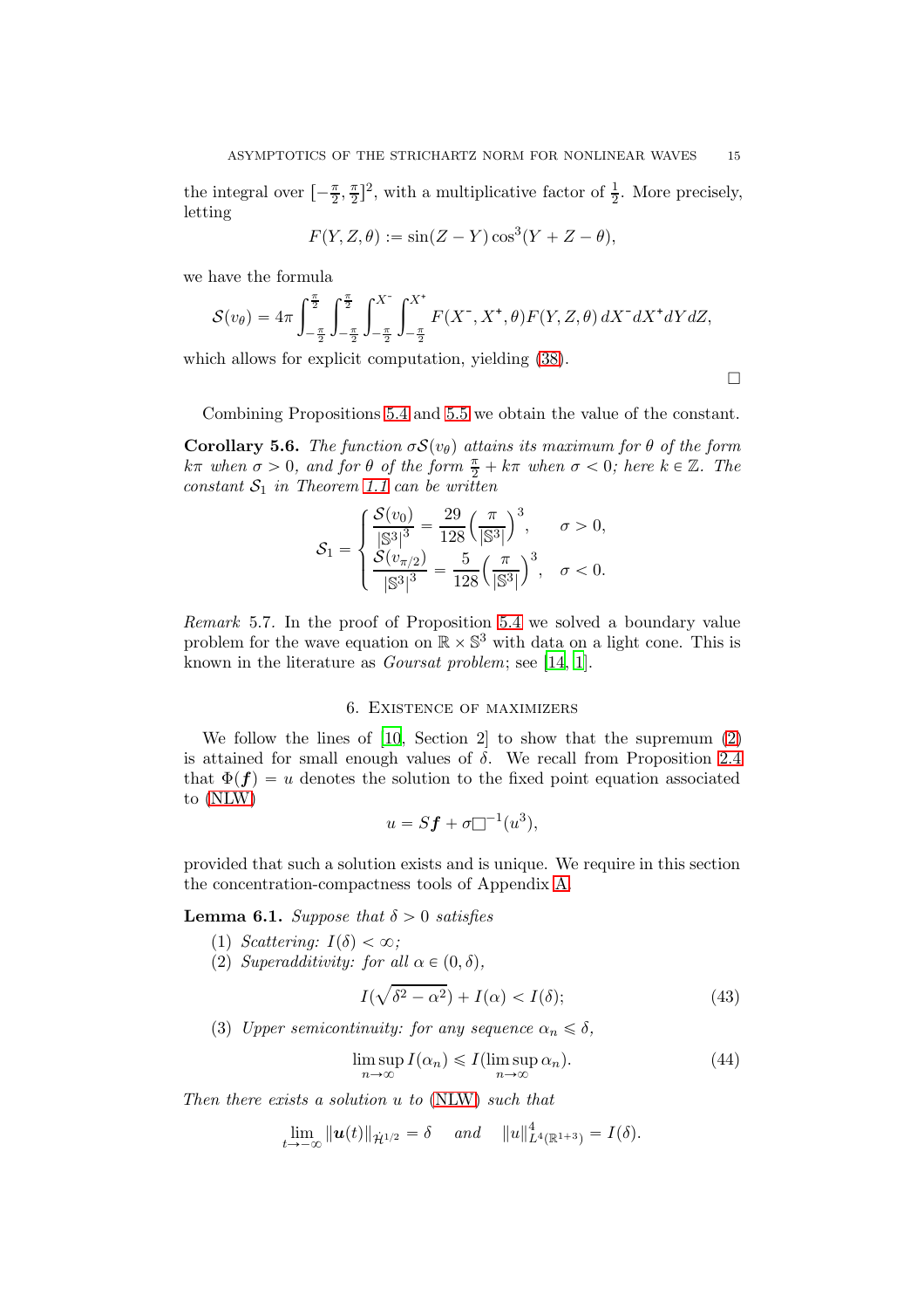the integral over $[-\frac{\pi}{2}, \frac{\pi}{2}]^2$, with a multiplicative factor of $\frac{1}{2}$. More precisely, letting

$$F(Y, Z, \theta) := \sin(Z - Y)\cos^3(Y + Z - \theta),$$

we have the formula

$$\mathcal{S}(v_\theta) = 4\pi \int_{-\frac{\pi}{2}}^{\frac{\pi}{2}} \int_{-\frac{\pi}{2}}^{\frac{\pi}{2}} \int_{-\frac{\pi}{2}}^{X^-} \int_{-\frac{\pi}{2}}^{X^+} F(X^-, X^+, \theta) F(Y, Z, \theta)\, dX^- dX^+ dY\, dZ,$$

which allows for explicit computation, yielding (38).

□

Combining Propositions 5.4 and 5.5 we obtain the value of the constant.

**Corollary 5.6.** *The function $\sigma\mathcal{S}(v_\theta)$ attains its maximum for $\theta$ of the form $k\pi$ when $\sigma > 0$, and for $\theta$ of the form $\frac{\pi}{2} + k\pi$ when $\sigma < 0$; here $k \in \mathbb{Z}$. The constant $\mathcal{S}_1$ in Theorem 1.1 can be written*

$$\mathcal{S}_1 = \begin{cases} \dfrac{\mathcal{S}(v_0)}{|\mathbb{S}^3|^3} = \dfrac{29}{128}\Big(\dfrac{\pi}{|\mathbb{S}^3|}\Big)^3, & \sigma > 0, \\ \dfrac{\mathcal{S}(v_{\pi/2})}{|\mathbb{S}^3|^3} = \dfrac{5}{128}\Big(\dfrac{\pi}{|\mathbb{S}^3|}\Big)^3, & \sigma < 0. \end{cases}$$

*Remark* 5.7. In the proof of Proposition 5.4 we solved a boundary value problem for the wave equation on $\mathbb{R} \times \mathbb{S}^3$ with data on a light cone. This is known in the literature as *Goursat problem*; see [14, 1].

## 6. Existence of maximizers

We follow the lines of [10, Section 2] to show that the supremum (2) is attained for small enough values of $\delta$. We recall from Proposition 2.4 that $\Phi(\boldsymbol{f}) = u$ denotes the solution to the fixed point equation associated to (NLW)

$$u = S\boldsymbol{f} + \sigma\Box^{-1}(u^3),$$

provided that such a solution exists and is unique. We require in this section the concentration-compactness tools of Appendix A.

**Lemma 6.1.** *Suppose that $\delta > 0$ satisfies*

1. *Scattering: $I(\delta) < \infty$;*
2. *Superadditivity: for all $\alpha \in (0, \delta)$,*
$$I(\sqrt{\delta^2 - \alpha^2}) + I(\alpha) < I(\delta); \tag{43}$$
3. *Upper semicontinuity: for any sequence $\alpha_n \leqslant \delta$,*
$$\limsup_{n\to\infty} I(\alpha_n) \leqslant I(\limsup_{n\to\infty} \alpha_n). \tag{44}$$

*Then there exists a solution $u$ to (NLW) such that*

$$\lim_{t\to-\infty} \|\boldsymbol{u}(t)\|_{\dot{\mathcal{H}}^{1/2}} = \delta \quad \text{and} \quad \|u\|^4_{L^4(\mathbb{R}^{1+3})} = I(\delta).$$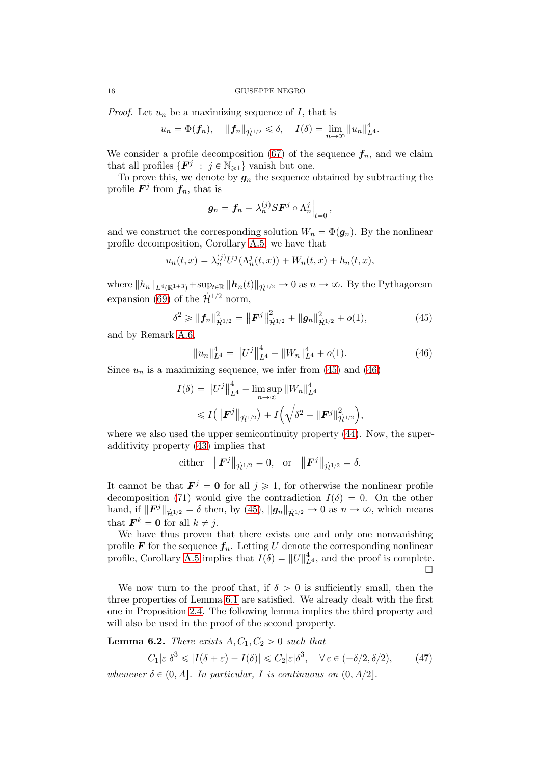*Proof.* Let $u_n$ be a maximizing sequence of $I$, that is

$$u_n = \Phi(\boldsymbol{f}_n), \quad \|\boldsymbol{f}_n\|_{\dot{\mathcal{H}}^{1/2}} \leqslant \delta, \quad I(\delta) = \lim_{n\to\infty} \|u_n\|_{L^4}^4.$$

We consider a profile decomposition (67) of the sequence $\boldsymbol{f}_n$, and we claim that all profiles $\{\boldsymbol{F}^j \,:\, j \in \mathbb{N}_{\geqslant 1}\}$ vanish but one.

To prove this, we denote by $\boldsymbol{g}_n$ the sequence obtained by subtracting the profile $\boldsymbol{F}^j$ from $\boldsymbol{f}_n$, that is

$$\boldsymbol{g}_n = \boldsymbol{f}_n - \lambda_n^{(j)} S\boldsymbol{F}^j \circ \Lambda_n^j\Big|_{t=0},$$

and we construct the corresponding solution $W_n = \Phi(\boldsymbol{g}_n)$. By the nonlinear profile decomposition, Corollary A.5, we have that

$$u_n(t,x) = \lambda_n^{(j)} U^j(\Lambda_n^j(t,x)) + W_n(t,x) + h_n(t,x),$$

where $\|h_n\|_{L^4(\mathbb{R}^{1+3})} + \sup_{t\in\mathbb{R}} \|\boldsymbol{h}_n(t)\|_{\dot{\mathcal{H}}^{1/2}} \to 0$ as $n \to \infty$. By the Pythagorean expansion (69) of the $\dot{\mathcal{H}}^{1/2}$ norm,

$$\delta^2 \geqslant \|\boldsymbol{f}_n\|_{\dot{\mathcal{H}}^{1/2}}^2 = \left\|\boldsymbol{F}^j\right\|_{\dot{\mathcal{H}}^{1/2}}^2 + \|\boldsymbol{g}_n\|_{\dot{\mathcal{H}}^{1/2}}^2 + o(1), \tag{45}$$

and by Remark A.6,

$$\|u_n\|_{L^4}^4 = \left\|U^j\right\|_{L^4}^4 + \|W_n\|_{L^4}^4 + o(1). \tag{46}$$

Since $u_n$ is a maximizing sequence, we infer from (45) and (46)

$$\begin{aligned} I(\delta) &= \left\|U^j\right\|_{L^4}^4 + \limsup_{n\to\infty} \|W_n\|_{L^4}^4 \\ &\leqslant I\big(\left\|\boldsymbol{F}^j\right\|_{\dot{\mathcal{H}}^{1/2}}\big) + I\Big(\sqrt{\delta^2 - \|\boldsymbol{F}^j\|_{\dot{\mathcal{H}}^{1/2}}^2}\Big), \end{aligned}$$

where we also used the upper semicontinuity property (44). Now, the superadditivity property (43) implies that

$$\text{either} \quad \left\|\boldsymbol{F}^j\right\|_{\dot{\mathcal{H}}^{1/2}} = 0, \quad \text{or} \quad \left\|\boldsymbol{F}^j\right\|_{\dot{\mathcal{H}}^{1/2}} = \delta.$$

It cannot be that $\boldsymbol{F}^j = \boldsymbol{0}$ for all $j \geqslant 1$, for otherwise the nonlinear profile decomposition (71) would give the contradiction $I(\delta) = 0$. On the other hand, if $\|\boldsymbol{F}^j\|_{\dot{\mathcal{H}}^{1/2}} = \delta$ then, by (45), $\|\boldsymbol{g}_n\|_{\dot{\mathcal{H}}^{1/2}} \to 0$ as $n \to \infty$, which means that $\boldsymbol{F}^k = \boldsymbol{0}$ for all $k \neq j$.

We have thus proven that there exists one and only one nonvanishing profile $\boldsymbol{F}$ for the sequence $\boldsymbol{f}_n$. Letting $U$ denote the corresponding nonlinear profile, Corollary A.5 implies that $I(\delta) = \|U\|_{L^4}^4$, and the proof is complete. $\square$

We now turn to the proof that, if $\delta > 0$ is sufficiently small, then the three properties of Lemma 6.1 are satisfied. We already dealt with the first one in Proposition 2.4. The following lemma implies the third property and will also be used in the proof of the second property.

**Lemma 6.2.** *There exists $A, C_1, C_2 > 0$ such that*

$$C_1|\varepsilon|\delta^3 \leqslant |I(\delta+\varepsilon) - I(\delta)| \leqslant C_2|\varepsilon|\delta^3, \quad \forall\, \varepsilon \in (-\delta/2, \delta/2), \tag{47}$$

*whenever $\delta \in (0, A]$. In particular, $I$ is continuous on $(0, A/2]$.*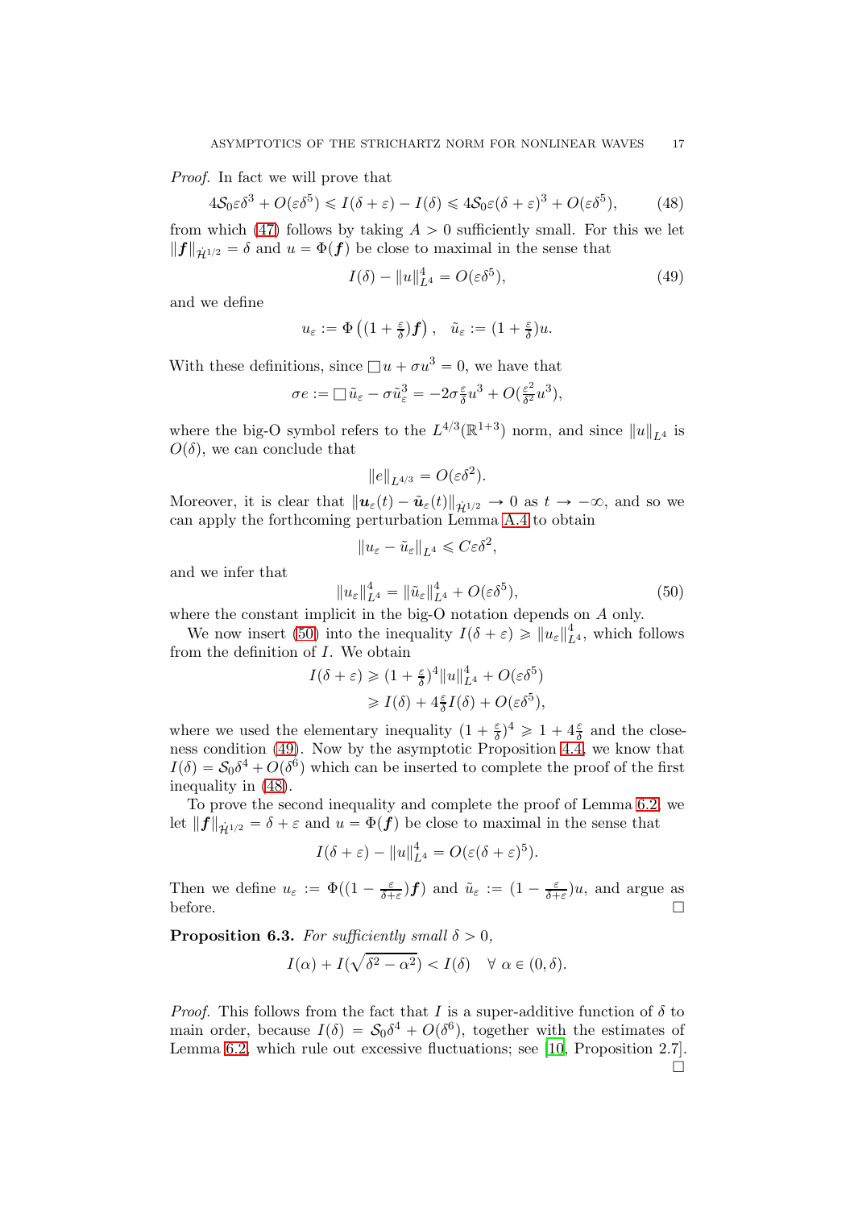*Proof.* In fact we will prove that

$$4\mathcal{S}_0\varepsilon\delta^3 + O(\varepsilon\delta^5) \leqslant I(\delta+\varepsilon) - I(\delta) \leqslant 4\mathcal{S}_0\varepsilon(\delta+\varepsilon)^3 + O(\varepsilon\delta^5), \tag{48}$$

from which (47) follows by taking $A > 0$ sufficiently small. For this we let $\|\boldsymbol{f}\|_{\dot{\mathcal{H}}^{1/2}} = \delta$ and $u = \Phi(\boldsymbol{f})$ be close to maximal in the sense that

$$I(\delta) - \|u\|_{L^4}^4 = O(\varepsilon\delta^5), \tag{49}$$

and we define

$$u_\varepsilon := \Phi\left((1+\tfrac{\varepsilon}{\delta})\boldsymbol{f}\right), \quad \tilde{u}_\varepsilon := (1+\tfrac{\varepsilon}{\delta})u.$$

With these definitions, since $\square u + \sigma u^3 = 0$, we have that

$$\sigma e := \square \tilde{u}_\varepsilon - \sigma\tilde{u}_\varepsilon^3 = -2\sigma\tfrac{\varepsilon}{\delta}u^3 + O(\tfrac{\varepsilon^2}{\delta^2}u^3),$$

where the big-O symbol refers to the $L^{4/3}(\mathbb{R}^{1+3})$ norm, and since $\|u\|_{L^4}$ is $O(\delta)$, we can conclude that

$$\|e\|_{L^{4/3}} = O(\varepsilon\delta^2).$$

Moreover, it is clear that $\|\boldsymbol{u}_\varepsilon(t) - \tilde{\boldsymbol{u}}_\varepsilon(t)\|_{\dot{\mathcal{H}}^{1/2}} \to 0$ as $t \to -\infty$, and so we can apply the forthcoming perturbation Lemma A.4 to obtain

$$\|u_\varepsilon - \tilde{u}_\varepsilon\|_{L^4} \leqslant C\varepsilon\delta^2,$$

and we infer that

$$\|u_\varepsilon\|_{L^4}^4 = \|\tilde{u}_\varepsilon\|_{L^4}^4 + O(\varepsilon\delta^5), \tag{50}$$

where the constant implicit in the big-O notation depends on $A$ only.

We now insert (50) into the inequality $I(\delta+\varepsilon) \geqslant \|u_\varepsilon\|_{L^4}^4$, which follows from the definition of $I$. We obtain

$$\begin{aligned} I(\delta+\varepsilon) &\geqslant (1+\tfrac{\varepsilon}{\delta})^4\|u\|_{L^4}^4 + O(\varepsilon\delta^5) \\ &\geqslant I(\delta) + 4\tfrac{\varepsilon}{\delta}I(\delta) + O(\varepsilon\delta^5), \end{aligned}$$

where we used the elementary inequality $(1+\frac{\varepsilon}{\delta})^4 \geqslant 1 + 4\frac{\varepsilon}{\delta}$ and the closeness condition (49). Now by the asymptotic Proposition 4.4, we know that $I(\delta) = \mathcal{S}_0\delta^4 + O(\delta^6)$ which can be inserted to complete the proof of the first inequality in (48).

To prove the second inequality and complete the proof of Lemma 6.2, we let $\|\boldsymbol{f}\|_{\dot{\mathcal{H}}^{1/2}} = \delta+\varepsilon$ and $u = \Phi(\boldsymbol{f})$ be close to maximal in the sense that

$$I(\delta+\varepsilon) - \|u\|_{L^4}^4 = O(\varepsilon(\delta+\varepsilon)^5).$$

Then we define $u_\varepsilon := \Phi((1-\frac{\varepsilon}{\delta+\varepsilon})\boldsymbol{f})$ and $\tilde{u}_\varepsilon := (1-\frac{\varepsilon}{\delta+\varepsilon})u$, and argue as before. □

**Proposition 6.3.** *For sufficiently small $\delta > 0$,*

$$I(\alpha) + I(\sqrt{\delta^2-\alpha^2}) < I(\delta) \quad \forall\ \alpha \in (0,\delta).$$

*Proof.* This follows from the fact that $I$ is a super-additive function of $\delta$ to main order, because $I(\delta) = \mathcal{S}_0\delta^4 + O(\delta^6)$, together with the estimates of Lemma 6.2, which rule out excessive fluctuations; see [10, Proposition 2.7]. □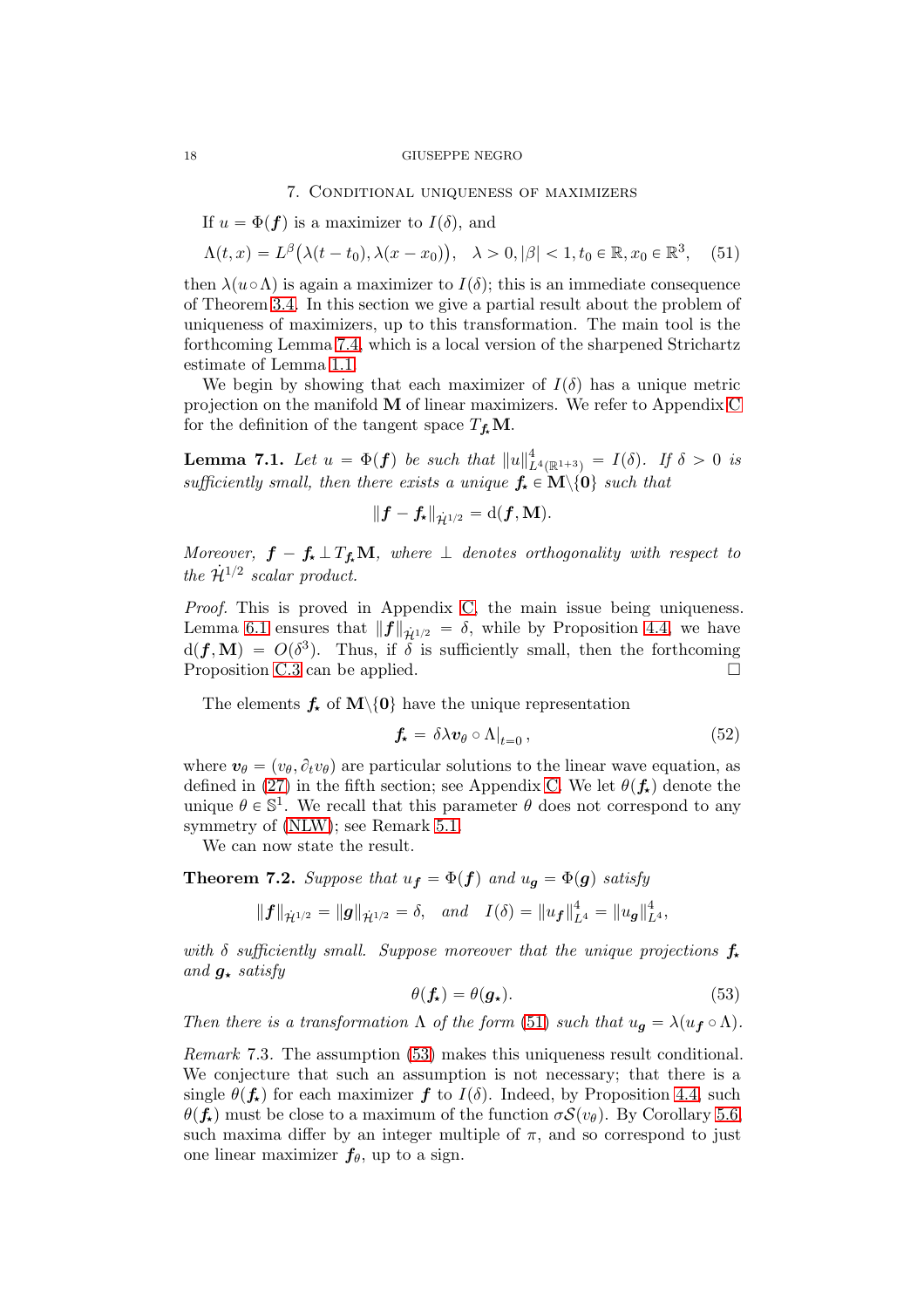## 7. Conditional uniqueness of maximizers

If $u = \Phi(\boldsymbol{f})$ is a maximizer to $I(\delta)$, and

$$\Lambda(t, x) = L^{\beta}\big(\lambda(t - t_0), \lambda(x - x_0)\big), \quad \lambda > 0, |\beta| < 1, t_0 \in \mathbb{R}, x_0 \in \mathbb{R}^3, \tag{51}$$

then $\lambda(u \circ \Lambda)$ is again a maximizer to $I(\delta)$; this is an immediate consequence of Theorem 3.4. In this section we give a partial result about the problem of uniqueness of maximizers, up to this transformation. The main tool is the forthcoming Lemma 7.4, which is a local version of the sharpened Strichartz estimate of Lemma 1.1.

We begin by showing that each maximizer of $I(\delta)$ has a unique metric projection on the manifold $\mathbf{M}$ of linear maximizers. We refer to Appendix C for the definition of the tangent space $T_{\boldsymbol{f}_\star}\mathbf{M}$.

**Lemma 7.1.** *Let $u = \Phi(\boldsymbol{f})$ be such that $\|u\|^4_{L^4(\mathbb{R}^{1+3})} = I(\delta)$. If $\delta > 0$ is sufficiently small, then there exists a unique $\boldsymbol{f}_\star \in \mathbf{M}\backslash\{\mathbf{0}\}$ such that*

$$\|\boldsymbol{f} - \boldsymbol{f}_\star\|_{\dot{\mathcal{H}}^{1/2}} = \mathrm{d}(\boldsymbol{f}, \mathbf{M}).$$

*Moreover, $\boldsymbol{f} - \boldsymbol{f}_\star \perp T_{\boldsymbol{f}_\star}\mathbf{M}$, where $\perp$ denotes orthogonality with respect to the $\dot{\mathcal{H}}^{1/2}$ scalar product.*

*Proof.* This is proved in Appendix C, the main issue being uniqueness. Lemma 6.1 ensures that $\|\boldsymbol{f}\|_{\dot{\mathcal{H}}^{1/2}} = \delta$, while by Proposition 4.4, we have $\mathrm{d}(\boldsymbol{f}, \mathbf{M}) = O(\delta^3)$. Thus, if $\delta$ is sufficiently small, then the forthcoming Proposition C.3 can be applied. $\square$

The elements $\boldsymbol{f}_\star$ of $\mathbf{M}\backslash\{\mathbf{0}\}$ have the unique representation

$$\boldsymbol{f}_\star = \delta\lambda \boldsymbol{v}_\theta \circ \Lambda|_{t=0}\,, \tag{52}$$

where $\boldsymbol{v}_\theta = (v_\theta, \partial_t v_\theta)$ are particular solutions to the linear wave equation, as defined in (27) in the fifth section; see Appendix C. We let $\theta(\boldsymbol{f}_\star)$ denote the unique $\theta \in \mathbb{S}^1$. We recall that this parameter $\theta$ does not correspond to any symmetry of (NLW); see Remark 5.1.

We can now state the result.

**Theorem 7.2.** *Suppose that $u_{\boldsymbol{f}} = \Phi(\boldsymbol{f})$ and $u_{\boldsymbol{g}} = \Phi(\boldsymbol{g})$ satisfy*

$$\|\boldsymbol{f}\|_{\dot{\mathcal{H}}^{1/2}} = \|\boldsymbol{g}\|_{\dot{\mathcal{H}}^{1/2}} = \delta, \quad \text{and} \quad I(\delta) = \|u_{\boldsymbol{f}}\|^4_{L^4} = \|u_{\boldsymbol{g}}\|^4_{L^4},$$

*with $\delta$ sufficiently small. Suppose moreover that the unique projections $\boldsymbol{f}_\star$ and $\boldsymbol{g}_\star$ satisfy*

$$\theta(\boldsymbol{f}_\star) = \theta(\boldsymbol{g}_\star). \tag{53}$$

*Then there is a transformation $\Lambda$ of the form (51) such that $u_{\boldsymbol{g}} = \lambda(u_{\boldsymbol{f}} \circ \Lambda)$.*

*Remark* 7.3. The assumption (53) makes this uniqueness result conditional. We conjecture that such an assumption is not necessary; that there is a single $\theta(\boldsymbol{f}_\star)$ for each maximizer $\boldsymbol{f}$ to $I(\delta)$. Indeed, by Proposition 4.4, such $\theta(\boldsymbol{f}_\star)$ must be close to a maximum of the function $\sigma\mathcal{S}(v_\theta)$. By Corollary 5.6, such maxima differ by an integer multiple of $\pi$, and so correspond to just one linear maximizer $\boldsymbol{f}_\theta$, up to a sign.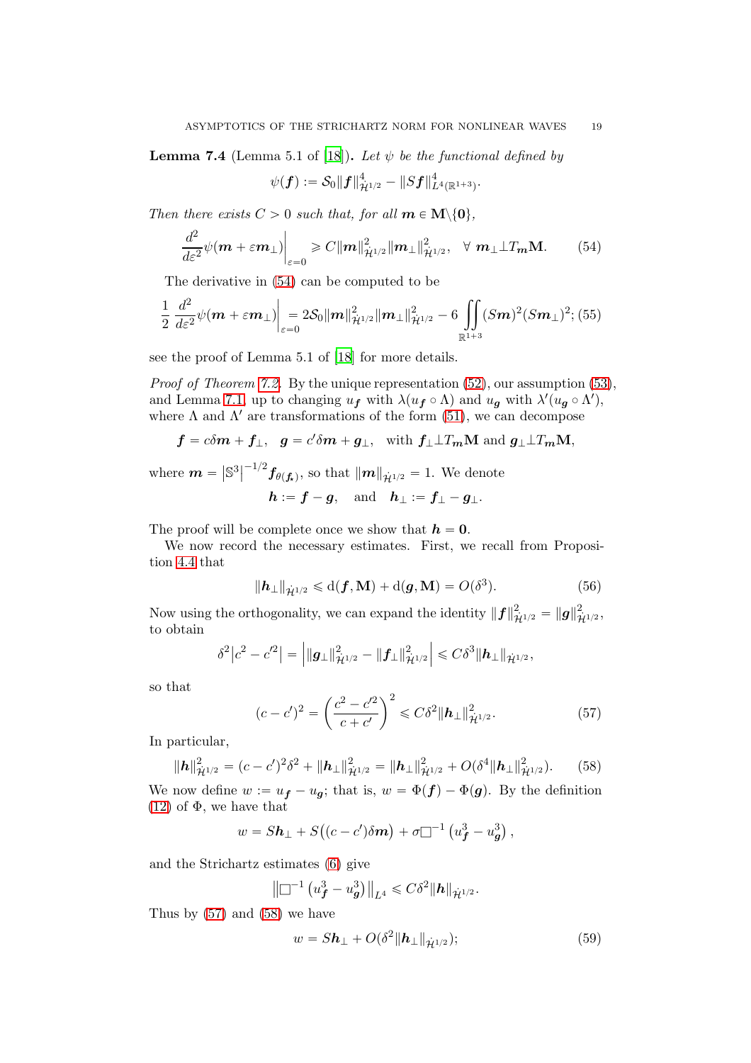**Lemma 7.4** (Lemma 5.1 of [18])**.** *Let $\psi$ be the functional defined by*

$$\psi(\boldsymbol{f}) := \mathcal{S}_0 \|\boldsymbol{f}\|^4_{\dot{\mathcal{H}}^{1/2}} - \|S\boldsymbol{f}\|^4_{L^4(\mathbb{R}^{1+3})}.$$

*Then there exists $C > 0$ such that, for all $\boldsymbol{m} \in \mathbf{M}\backslash\{\mathbf{0}\}$,*

$$\frac{d^2}{d\varepsilon^2}\psi(\boldsymbol{m} + \varepsilon \boldsymbol{m}_\perp)\bigg|_{\varepsilon=0} \geqslant C\|\boldsymbol{m}\|^2_{\dot{\mathcal{H}}^{1/2}}\|\boldsymbol{m}_\perp\|^2_{\dot{\mathcal{H}}^{1/2}}, \quad \forall\ \boldsymbol{m}_\perp \perp T_{\boldsymbol{m}}\mathbf{M}. \tag{54}$$

The derivative in (54) can be computed to be

$$\frac{1}{2}\frac{d^2}{d\varepsilon^2}\psi(\boldsymbol{m} + \varepsilon \boldsymbol{m}_\perp)\bigg|_{\varepsilon=0} = 2\mathcal{S}_0\|\boldsymbol{m}\|^2_{\dot{\mathcal{H}}^{1/2}}\|\boldsymbol{m}_\perp\|^2_{\dot{\mathcal{H}}^{1/2}} - 6\iint_{\mathbb{R}^{1+3}} (S\boldsymbol{m})^2(S\boldsymbol{m}_\perp)^2; \tag{55}$$

see the proof of Lemma 5.1 of [18] for more details.

*Proof of Theorem 7.2.* By the unique representation (52), our assumption (53), and Lemma 7.1, up to changing $u_{\boldsymbol{f}}$ with $\lambda(u_{\boldsymbol{f}} \circ \Lambda)$ and $u_{\boldsymbol{g}}$ with $\lambda'(u_{\boldsymbol{g}} \circ \Lambda')$, where $\Lambda$ and $\Lambda'$ are transformations of the form (51), we can decompose

$$\boldsymbol{f} = c\delta\boldsymbol{m} + \boldsymbol{f}_\perp, \quad \boldsymbol{g} = c'\delta\boldsymbol{m} + \boldsymbol{g}_\perp, \quad \text{with } \boldsymbol{f}_\perp \perp T_{\boldsymbol{m}}\mathbf{M} \text{ and } \boldsymbol{g}_\perp \perp T_{\boldsymbol{m}}\mathbf{M},$$

where $\boldsymbol{m} = \left|\mathbb{S}^3\right|^{-1/2}\boldsymbol{f}_{\theta(\boldsymbol{f}_\star)}$, so that $\|\boldsymbol{m}\|_{\dot{\mathcal{H}}^{1/2}} = 1$. We denote

$$\boldsymbol{h} := \boldsymbol{f} - \boldsymbol{g}, \quad \text{and} \quad \boldsymbol{h}_\perp := \boldsymbol{f}_\perp - \boldsymbol{g}_\perp.$$

The proof will be complete once we show that $\boldsymbol{h} = \mathbf{0}$.

We now record the necessary estimates. First, we recall from Proposition 4.4 that

$$\|\boldsymbol{h}_\perp\|_{\dot{\mathcal{H}}^{1/2}} \leqslant \mathrm{d}(\boldsymbol{f}, \mathbf{M}) + \mathrm{d}(\boldsymbol{g}, \mathbf{M}) = O(\delta^3). \tag{56}$$

Now using the orthogonality, we can expand the identity $\|\boldsymbol{f}\|^2_{\dot{\mathcal{H}}^{1/2}} = \|\boldsymbol{g}\|^2_{\dot{\mathcal{H}}^{1/2}}$, to obtain

$$\delta^2\left|c^2 - c'^2\right| = \left|\|\boldsymbol{g}_\perp\|^2_{\dot{\mathcal{H}}^{1/2}} - \|\boldsymbol{f}_\perp\|^2_{\dot{\mathcal{H}}^{1/2}}\right| \leqslant C\delta^3\|\boldsymbol{h}_\perp\|_{\dot{\mathcal{H}}^{1/2}},$$

so that

$$(c - c')^2 = \left(\frac{c^2 - c'^2}{c + c'}\right)^2 \leqslant C\delta^2\|\boldsymbol{h}_\perp\|^2_{\dot{\mathcal{H}}^{1/2}}. \tag{57}$$

In particular,

$$\|\boldsymbol{h}\|^2_{\dot{\mathcal{H}}^{1/2}} = (c - c')^2\delta^2 + \|\boldsymbol{h}_\perp\|^2_{\dot{\mathcal{H}}^{1/2}} = \|\boldsymbol{h}_\perp\|^2_{\dot{\mathcal{H}}^{1/2}} + O(\delta^4\|\boldsymbol{h}_\perp\|^2_{\dot{\mathcal{H}}^{1/2}}). \tag{58}$$

We now define $w := u_{\boldsymbol{f}} - u_{\boldsymbol{g}}$; that is, $w = \Phi(\boldsymbol{f}) - \Phi(\boldsymbol{g})$. By the definition (12) of $\Phi$, we have that

$$w = S\boldsymbol{h}_\perp + S\big((c - c')\delta\boldsymbol{m}\big) + \sigma\Box^{-1}\left(u^3_{\boldsymbol{f}} - u^3_{\boldsymbol{g}}\right),$$

and the Strichartz estimates (6) give

$$\left\|\Box^{-1}\left(u^3_{\boldsymbol{f}} - u^3_{\boldsymbol{g}}\right)\right\|_{L^4} \leqslant C\delta^2\|\boldsymbol{h}\|_{\dot{\mathcal{H}}^{1/2}}.$$

Thus by (57) and (58) we have

$$w = S\boldsymbol{h}_\perp + O(\delta^2\|\boldsymbol{h}_\perp\|_{\dot{\mathcal{H}}^{1/2}}); \tag{59}$$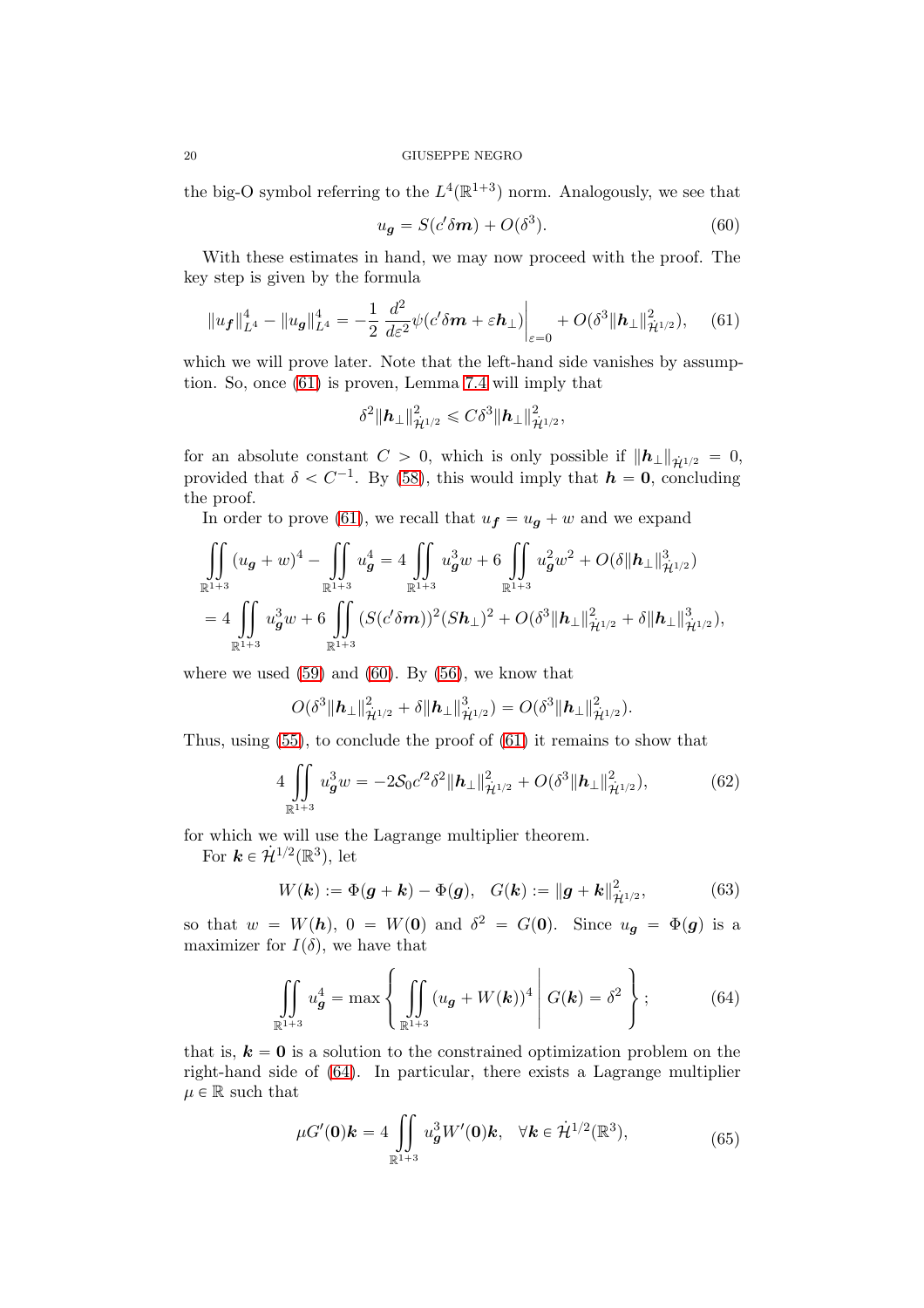the big-O symbol referring to the $L^4(\mathbb{R}^{1+3})$ norm. Analogously, we see that

$$u_{\boldsymbol{g}} = S(c'\delta \boldsymbol{m}) + O(\delta^3). \tag{60}$$

With these estimates in hand, we may now proceed with the proof. The key step is given by the formula

$$\|u_{\boldsymbol{f}}\|_{L^4}^4 - \|u_{\boldsymbol{g}}\|_{L^4}^4 = -\frac{1}{2}\left.\frac{d^2}{d\varepsilon^2}\psi(c'\delta\boldsymbol{m} + \varepsilon \boldsymbol{h}_\perp)\right|_{\varepsilon=0} + O(\delta^3\|\boldsymbol{h}_\perp\|_{\dot{\mathcal{H}}^{1/2}}^2), \tag{61}$$

which we will prove later. Note that the left-hand side vanishes by assumption. So, once (61) is proven, Lemma 7.4 will imply that

$$\delta^2\|\boldsymbol{h}_\perp\|_{\dot{\mathcal{H}}^{1/2}}^2 \leqslant C\delta^3\|\boldsymbol{h}_\perp\|_{\dot{\mathcal{H}}^{1/2}}^2,$$

for an absolute constant $C > 0$, which is only possible if $\|\boldsymbol{h}_\perp\|_{\dot{\mathcal{H}}^{1/2}} = 0$, provided that $\delta < C^{-1}$. By (58), this would imply that $\boldsymbol{h} = \boldsymbol{0}$, concluding the proof.

In order to prove (61), we recall that $u_{\boldsymbol{f}} = u_{\boldsymbol{g}} + w$ and we expand

$$\begin{aligned}
\iint_{\mathbb{R}^{1+3}} (u_{\boldsymbol{g}} + w)^4 - \iint_{\mathbb{R}^{1+3}} u_{\boldsymbol{g}}^4 &= 4\iint_{\mathbb{R}^{1+3}} u_{\boldsymbol{g}}^3 w + 6\iint_{\mathbb{R}^{1+3}} u_{\boldsymbol{g}}^2 w^2 + O(\delta\|\boldsymbol{h}_\perp\|_{\dot{\mathcal{H}}^{1/2}}^3) \\
&= 4\iint_{\mathbb{R}^{1+3}} u_{\boldsymbol{g}}^3 w + 6\iint_{\mathbb{R}^{1+3}} (S(c'\delta\boldsymbol{m}))^2(S\boldsymbol{h}_\perp)^2 + O(\delta^3\|\boldsymbol{h}_\perp\|_{\dot{\mathcal{H}}^{1/2}}^2 + \delta\|\boldsymbol{h}_\perp\|_{\dot{\mathcal{H}}^{1/2}}^3),
\end{aligned}$$

where we used (59) and (60). By (56), we know that

$$O(\delta^3\|\boldsymbol{h}_\perp\|_{\dot{\mathcal{H}}^{1/2}}^2 + \delta\|\boldsymbol{h}_\perp\|_{\dot{\mathcal{H}}^{1/2}}^3) = O(\delta^3\|\boldsymbol{h}_\perp\|_{\dot{\mathcal{H}}^{1/2}}^2).$$

Thus, using (55), to conclude the proof of (61) it remains to show that

$$4\iint_{\mathbb{R}^{1+3}} u_{\boldsymbol{g}}^3 w = -2\mathcal{S}_0 c'^2\delta^2\|\boldsymbol{h}_\perp\|_{\dot{\mathcal{H}}^{1/2}}^2 + O(\delta^3\|\boldsymbol{h}_\perp\|_{\dot{\mathcal{H}}^{1/2}}^2), \tag{62}$$

for which we will use the Lagrange multiplier theorem.

For $\boldsymbol{k} \in \dot{\mathcal{H}}^{1/2}(\mathbb{R}^3)$, let

$$W(\boldsymbol{k}) := \Phi(\boldsymbol{g} + \boldsymbol{k}) - \Phi(\boldsymbol{g}), \quad G(\boldsymbol{k}) := \|\boldsymbol{g} + \boldsymbol{k}\|_{\dot{\mathcal{H}}^{1/2}}^2, \tag{63}$$

so that $w = W(\boldsymbol{h})$, $0 = W(\boldsymbol{0})$ and $\delta^2 = G(\boldsymbol{0})$. Since $u_{\boldsymbol{g}} = \Phi(\boldsymbol{g})$ is a maximizer for $I(\delta)$, we have that

$$\iint_{\mathbb{R}^{1+3}} u_{\boldsymbol{g}}^4 = \max\left\{ \iint_{\mathbb{R}^{1+3}} (u_{\boldsymbol{g}} + W(\boldsymbol{k}))^4 \;\middle|\; G(\boldsymbol{k}) = \delta^2 \right\}; \tag{64}$$

that is, $\boldsymbol{k} = \boldsymbol{0}$ is a solution to the constrained optimization problem on the right-hand side of (64). In particular, there exists a Lagrange multiplier $\mu \in \mathbb{R}$ such that

$$\mu G'(\boldsymbol{0})\boldsymbol{k} = 4\iint_{\mathbb{R}^{1+3}} u_{\boldsymbol{g}}^3 W'(\boldsymbol{0})\boldsymbol{k}, \quad \forall \boldsymbol{k} \in \dot{\mathcal{H}}^{1/2}(\mathbb{R}^3), \tag{65}$$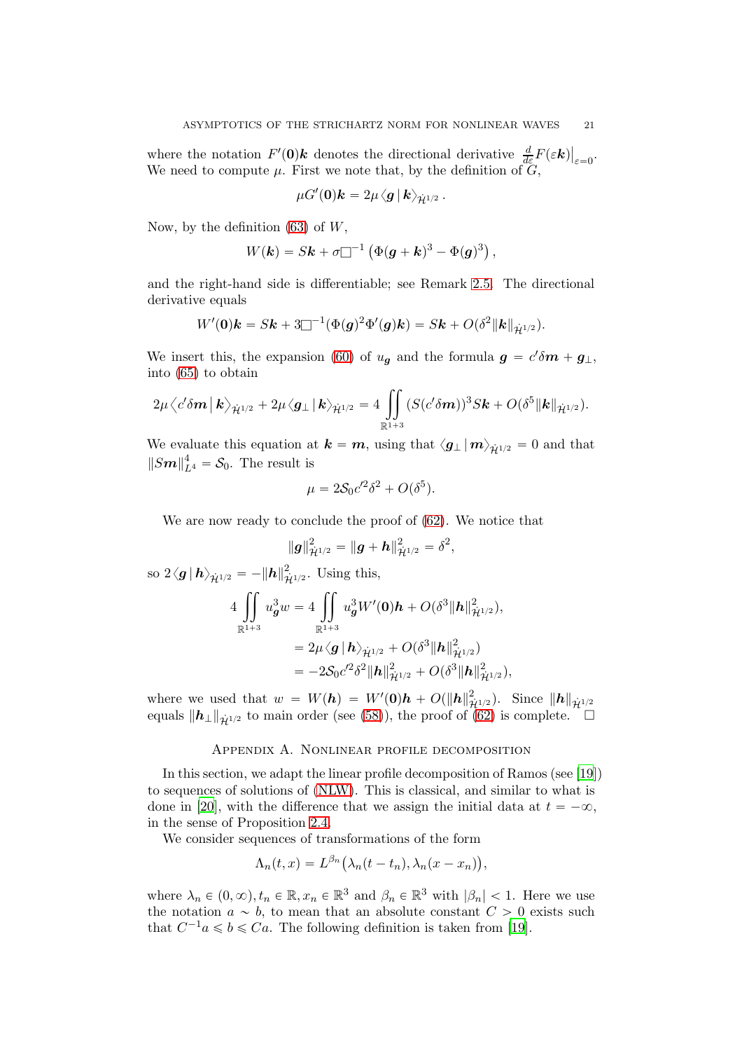where the notation $F'(\mathbf{0})\boldsymbol{k}$ denotes the directional derivative $\frac{d}{d\varepsilon}F(\varepsilon \boldsymbol{k})\big|_{\varepsilon=0}$. We need to compute $\mu$. First we note that, by the definition of $G$,

$$\mu G'(\mathbf{0})\boldsymbol{k} = 2\mu \left\langle \boldsymbol{g} \,|\, \boldsymbol{k}\right\rangle_{\dot{\mathcal{H}}^{1/2}}.$$

Now, by the definition (63) of $W$,

$$W(\boldsymbol{k}) = S\boldsymbol{k} + \sigma \Box^{-1}\left(\Phi(\boldsymbol{g}+\boldsymbol{k})^3 - \Phi(\boldsymbol{g})^3\right),$$

and the right-hand side is differentiable; see Remark 2.5. The directional derivative equals

$$W'(\mathbf{0})\boldsymbol{k} = S\boldsymbol{k} + 3\Box^{-1}(\Phi(\boldsymbol{g})^2\Phi'(\boldsymbol{g})\boldsymbol{k}) = S\boldsymbol{k} + O(\delta^2\|\boldsymbol{k}\|_{\dot{\mathcal{H}}^{1/2}}).$$

We insert this, the expansion (60) of $u_{\boldsymbol{g}}$ and the formula $\boldsymbol{g} = c'\delta\boldsymbol{m} + \boldsymbol{g}_\perp$, into (65) to obtain

$$2\mu\left\langle c'\delta \boldsymbol{m} \,\middle|\, \boldsymbol{k}\right\rangle_{\dot{\mathcal{H}}^{1/2}} + 2\mu\left\langle \boldsymbol{g}_\perp \,|\, \boldsymbol{k}\right\rangle_{\dot{\mathcal{H}}^{1/2}} = 4\iint\limits_{\mathbb{R}^{1+3}} (S(c'\delta\boldsymbol{m}))^3 S\boldsymbol{k} + O(\delta^5\|\boldsymbol{k}\|_{\dot{\mathcal{H}}^{1/2}}).$$

We evaluate this equation at $\boldsymbol{k} = \boldsymbol{m}$, using that $\left\langle \boldsymbol{g}_\perp \,|\, \boldsymbol{m}\right\rangle_{\dot{\mathcal{H}}^{1/2}} = 0$ and that $\|S\boldsymbol{m}\|_{L^4}^4 = \mathcal{S}_0$. The result is

$$\mu = 2\mathcal{S}_0 c'^2\delta^2 + O(\delta^5).$$

We are now ready to conclude the proof of (62). We notice that

$$\|\boldsymbol{g}\|^2_{\dot{\mathcal{H}}^{1/2}} = \|\boldsymbol{g}+\boldsymbol{h}\|^2_{\dot{\mathcal{H}}^{1/2}} = \delta^2,$$

so $2\left\langle \boldsymbol{g} \,|\, \boldsymbol{h}\right\rangle_{\dot{\mathcal{H}}^{1/2}} = -\|\boldsymbol{h}\|^2_{\dot{\mathcal{H}}^{1/2}}$. Using this,

$$\begin{aligned}
4\iint\limits_{\mathbb{R}^{1+3}} u_{\boldsymbol{g}}^3 w &= 4\iint\limits_{\mathbb{R}^{1+3}} u_{\boldsymbol{g}}^3 W'(\mathbf{0})\boldsymbol{h} + O(\delta^3\|\boldsymbol{h}\|^2_{\dot{\mathcal{H}}^{1/2}}), \\
&= 2\mu\left\langle \boldsymbol{g} \,|\, \boldsymbol{h}\right\rangle_{\dot{\mathcal{H}}^{1/2}} + O(\delta^3\|\boldsymbol{h}\|^2_{\dot{\mathcal{H}}^{1/2}}) \\
&= -2\mathcal{S}_0 c'^2\delta^2\|\boldsymbol{h}\|^2_{\dot{\mathcal{H}}^{1/2}} + O(\delta^3\|\boldsymbol{h}\|^2_{\dot{\mathcal{H}}^{1/2}}),
\end{aligned}$$

where we used that $w = W(\boldsymbol{h}) = W'(\mathbf{0})\boldsymbol{h} + O(\|\boldsymbol{h}\|^2_{\dot{\mathcal{H}}^{1/2}})$. Since $\|\boldsymbol{h}\|_{\dot{\mathcal{H}}^{1/2}}$ equals $\|\boldsymbol{h}_\perp\|_{\dot{\mathcal{H}}^{1/2}}$ to main order (see (58)), the proof of (62) is complete. $\square$

## Appendix A. Nonlinear profile decomposition

In this section, we adapt the linear profile decomposition of Ramos (see [19]) to sequences of solutions of (NLW). This is classical, and similar to what is done in [20], with the difference that we assign the initial data at $t = -\infty$, in the sense of Proposition 2.4.

We consider sequences of transformations of the form

$$\Lambda_n(t,x) = L^{\beta_n}\big(\lambda_n(t-t_n), \lambda_n(x-x_n)\big),$$

where $\lambda_n \in (0,\infty), t_n \in \mathbb{R}, x_n \in \mathbb{R}^3$ and $\beta_n \in \mathbb{R}^3$ with $|\beta_n| < 1$. Here we use the notation $a \sim b$, to mean that an absolute constant $C > 0$ exists such that $C^{-1}a \leqslant b \leqslant Ca$. The following definition is taken from [19].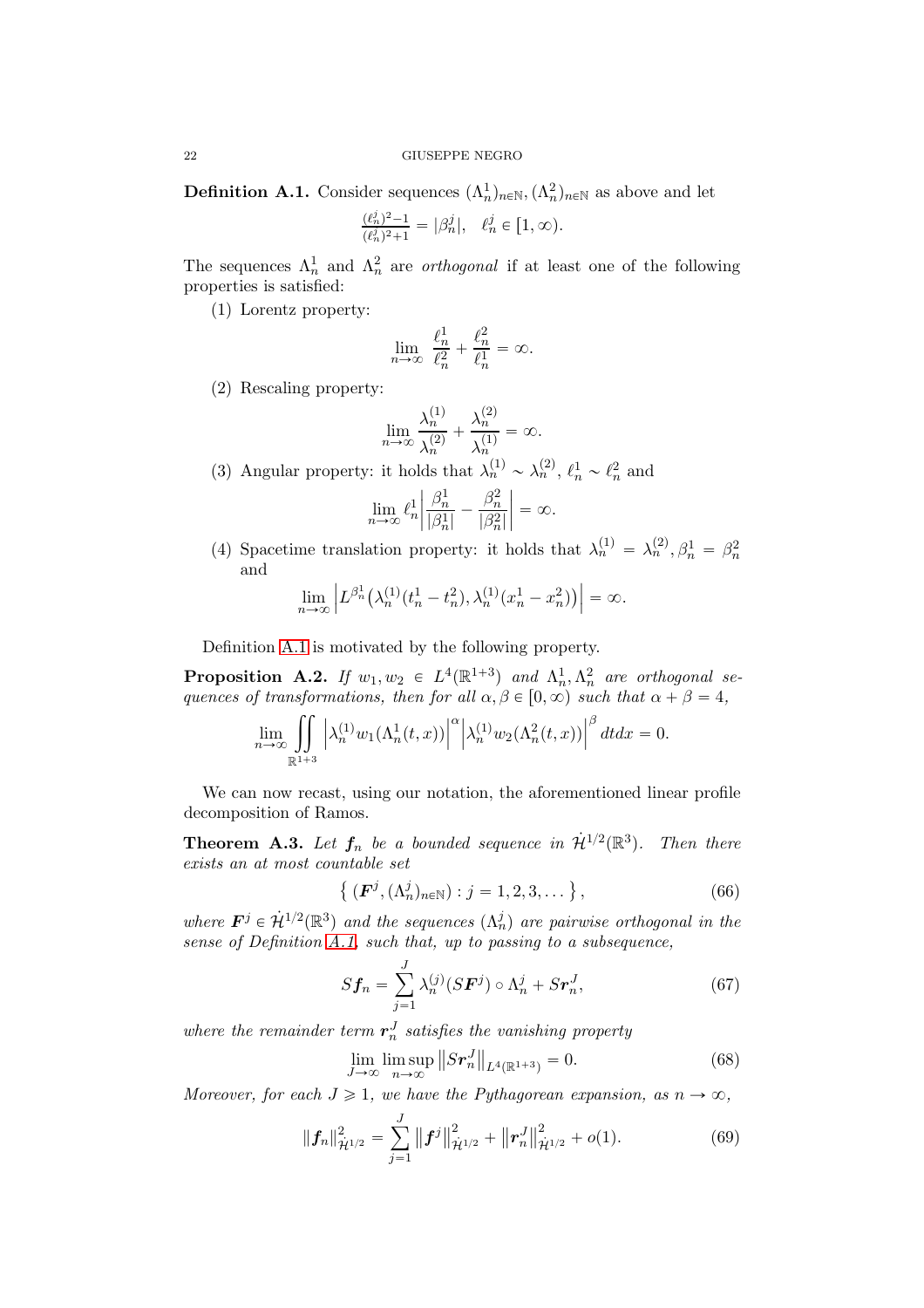**Definition A.1.** Consider sequences $(\Lambda_n^1)_{n\in\mathbb{N}}, (\Lambda_n^2)_{n\in\mathbb{N}}$ as above and let

$$\tfrac{(\ell_n^j)^2-1}{(\ell_n^j)^2+1} = |\beta_n^j|, \quad \ell_n^j \in [1,\infty).$$

The sequences $\Lambda_n^1$ and $\Lambda_n^2$ are *orthogonal* if at least one of the following properties is satisfied:

(1) Lorentz property:

$$\lim_{n\to\infty} \frac{\ell_n^1}{\ell_n^2} + \frac{\ell_n^2}{\ell_n^1} = \infty.$$

(2) Rescaling property:

$$\lim_{n\to\infty} \frac{\lambda_n^{(1)}}{\lambda_n^{(2)}} + \frac{\lambda_n^{(2)}}{\lambda_n^{(1)}} = \infty.$$

(3) Angular property: it holds that $\lambda_n^{(1)} \sim \lambda_n^{(2)}$, $\ell_n^1 \sim \ell_n^2$ and

$$\lim_{n\to\infty} \ell_n^1 \left| \frac{\beta_n^1}{|\beta_n^1|} - \frac{\beta_n^2}{|\beta_n^2|} \right| = \infty.$$

(4) Spacetime translation property: it holds that $\lambda_n^{(1)} = \lambda_n^{(2)}, \beta_n^1 = \beta_n^2$ and

$$\lim_{n\to\infty} \left| L^{\beta_n^1}\big(\lambda_n^{(1)}(t_n^1 - t_n^2), \lambda_n^{(1)}(x_n^1 - x_n^2)\big) \right| = \infty.$$

Definition A.1 is motivated by the following property.

**Proposition A.2.** *If $w_1, w_2 \in L^4(\mathbb{R}^{1+3})$ and $\Lambda_n^1, \Lambda_n^2$ are orthogonal sequences of transformations, then for all $\alpha, \beta \in [0,\infty)$ such that $\alpha + \beta = 4$,*

$$\lim_{n\to\infty} \iint\limits_{\mathbb{R}^{1+3}} \left|\lambda_n^{(1)} w_1(\Lambda_n^1(t,x))\right|^\alpha \left|\lambda_n^{(1)} w_2(\Lambda_n^2(t,x))\right|^\beta dt dx = 0.$$

We can now recast, using our notation, the aforementioned linear profile decomposition of Ramos.

**Theorem A.3.** *Let $\boldsymbol{f}_n$ be a bounded sequence in $\dot{\mathcal{H}}^{1/2}(\mathbb{R}^3)$. Then there exists an at most countable set*

$$\left\{ (\boldsymbol{F}^j, (\Lambda_n^j)_{n\in\mathbb{N}}) : j = 1,2,3,\dots \right\}, \tag{66}$$

*where $\boldsymbol{F}^j \in \dot{\mathcal{H}}^{1/2}(\mathbb{R}^3)$ and the sequences $(\Lambda_n^j)$ are pairwise orthogonal in the sense of Definition A.1, such that, up to passing to a subsequence,*

$$S\boldsymbol{f}_n = \sum_{j=1}^J \lambda_n^{(j)} (S\boldsymbol{F}^j) \circ \Lambda_n^j + S\boldsymbol{r}_n^J, \tag{67}$$

*where the remainder term $\boldsymbol{r}_n^J$ satisfies the vanishing property*

$$\lim_{J\to\infty} \limsup_{n\to\infty} \left\| S\boldsymbol{r}_n^J \right\|_{L^4(\mathbb{R}^{1+3})} = 0. \tag{68}$$

*Moreover, for each $J \geqslant 1$, we have the Pythagorean expansion, as $n \to \infty$,*

$$\|\boldsymbol{f}_n\|_{\dot{\mathcal{H}}^{1/2}}^2 = \sum_{j=1}^J \left\|\boldsymbol{f}^j\right\|_{\dot{\mathcal{H}}^{1/2}}^2 + \left\|\boldsymbol{r}_n^J\right\|_{\dot{\mathcal{H}}^{1/2}}^2 + o(1). \tag{69}$$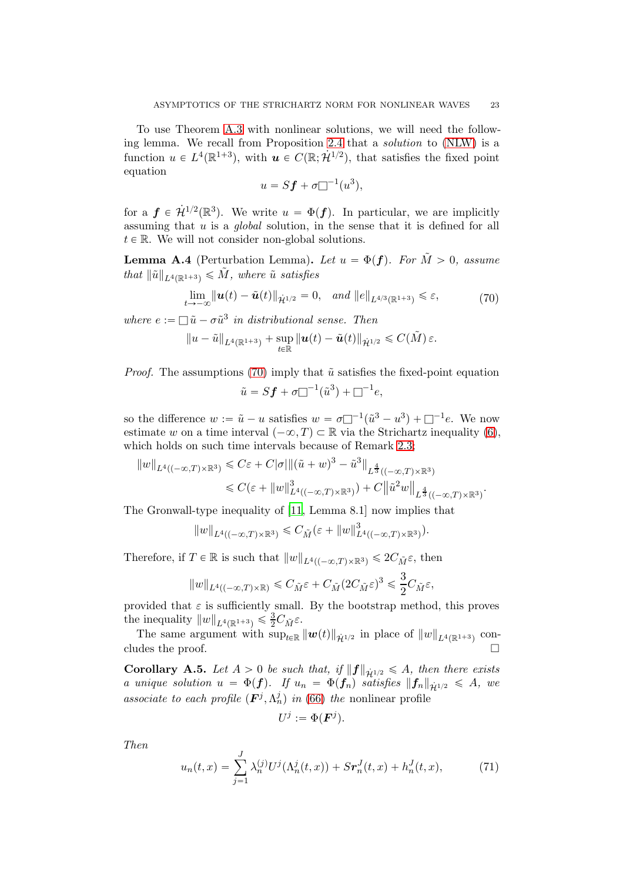To use Theorem A.3 with nonlinear solutions, we will need the following lemma. We recall from Proposition 2.4 that a *solution* to (NLW) is a function $u \in L^4(\mathbb{R}^{1+3})$, with $\boldsymbol{u} \in C(\mathbb{R}; \dot{\mathcal{H}}^{1/2})$, that satisfies the fixed point equation

$$u = S\boldsymbol{f} + \sigma \Box^{-1}(u^3),$$

for a $\boldsymbol{f} \in \dot{\mathcal{H}}^{1/2}(\mathbb{R}^3)$. We write $u = \Phi(\boldsymbol{f})$. In particular, we are implicitly assuming that $u$ is a *global* solution, in the sense that it is defined for all $t \in \mathbb{R}$. We will not consider non-global solutions.

**Lemma A.4** (Perturbation Lemma)**.** *Let $u = \Phi(\boldsymbol{f})$. For $\tilde{M} > 0$, assume that $\|\tilde{u}\|_{L^4(\mathbb{R}^{1+3})} \leqslant \tilde{M}$, where $\tilde{u}$ satisfies*

$$\lim_{t\to -\infty} \|\boldsymbol{u}(t) - \tilde{\boldsymbol{u}}(t)\|_{\dot{\mathcal{H}}^{1/2}} = 0, \quad \text{and } \|e\|_{L^{4/3}(\mathbb{R}^{1+3})} \leqslant \varepsilon, \tag{70}$$

*where $e := \Box \tilde{u} - \sigma \tilde{u}^3$ in distributional sense. Then*

$$\|u - \tilde{u}\|_{L^4(\mathbb{R}^{1+3})} + \sup_{t\in\mathbb{R}} \|\boldsymbol{u}(t) - \tilde{\boldsymbol{u}}(t)\|_{\dot{\mathcal{H}}^{1/2}} \leqslant C(\tilde{M})\, \varepsilon.$$

*Proof.* The assumptions (70) imply that $\tilde{u}$ satisfies the fixed-point equation

$$\tilde{u} = S\boldsymbol{f} + \sigma\Box^{-1}(\tilde{u}^3) + \Box^{-1} e,$$

so the difference $w := \tilde{u} - u$ satisfies $w = \sigma \Box^{-1}(\tilde{u}^3 - u^3) + \Box^{-1} e$. We now estimate $w$ on a time interval $(-\infty, T) \subset \mathbb{R}$ via the Strichartz inequality (6), which holds on such time intervals because of Remark 2.3:

$$\begin{aligned}
\|w\|_{L^4((-\infty,T)\times\mathbb{R}^3)} &\leqslant C\varepsilon + C|\sigma| \|(\tilde{u} + w)^3 - \tilde{u}^3\|_{L^{\frac{4}{3}}((-\infty,T)\times\mathbb{R}^3)} \\
&\leqslant C(\varepsilon + \|w\|^3_{L^4((-\infty,T)\times\mathbb{R}^3)}) + C\big\|\tilde{u}^2 w\big\|_{L^{\frac{4}{3}}((-\infty,T)\times\mathbb{R}^3)}.
\end{aligned}$$

The Gronwall-type inequality of [11, Lemma 8.1] now implies that

$$\|w\|_{L^4((-\infty,T)\times\mathbb{R}^3)} \leqslant C_{\tilde{M}}(\varepsilon + \|w\|^3_{L^4((-\infty,T)\times\mathbb{R}^3)}).$$

Therefore, if $T \in \mathbb{R}$ is such that $\|w\|_{L^4((-\infty,T)\times\mathbb{R}^3)} \leqslant 2C_{\tilde{M}}\varepsilon$, then

$$\|w\|_{L^4((-\infty,T)\times\mathbb{R})} \leqslant C_{\tilde{M}}\varepsilon + C_{\tilde{M}}(2C_{\tilde{M}}\varepsilon)^3 \leqslant \frac{3}{2} C_{\tilde{M}}\varepsilon,$$

provided that $\varepsilon$ is sufficiently small. By the bootstrap method, this proves the inequality $\|w\|_{L^4(\mathbb{R}^{1+3})} \leqslant \frac{3}{2} C_{\tilde{M}}\varepsilon$.

The same argument with $\sup_{t\in\mathbb{R}} \|\boldsymbol{w}(t)\|_{\dot{\mathcal{H}}^{1/2}}$ in place of $\|w\|_{L^4(\mathbb{R}^{1+3})}$ concludes the proof. $\square$

**Corollary A.5.** *Let $A > 0$ be such that, if $\|\boldsymbol{f}\|_{\dot{\mathcal{H}}^{1/2}} \leqslant A$, then there exists a unique solution $u = \Phi(\boldsymbol{f})$. If $u_n = \Phi(\boldsymbol{f}_n)$ satisfies $\|\boldsymbol{f}_n\|_{\dot{\mathcal{H}}^{1/2}} \leqslant A$, we associate to each profile $(\boldsymbol{F}^j, \Lambda^j_n)$ in (66) the* nonlinear profile

$$U^j := \Phi(\boldsymbol{F}^j).$$

*Then*

$$u_n(t,x) = \sum_{j=1}^{J} \lambda_n^{(j)} U^j(\Lambda^j_n(t,x)) + S\boldsymbol{r}^J_n(t,x) + h^J_n(t,x), \tag{71}$$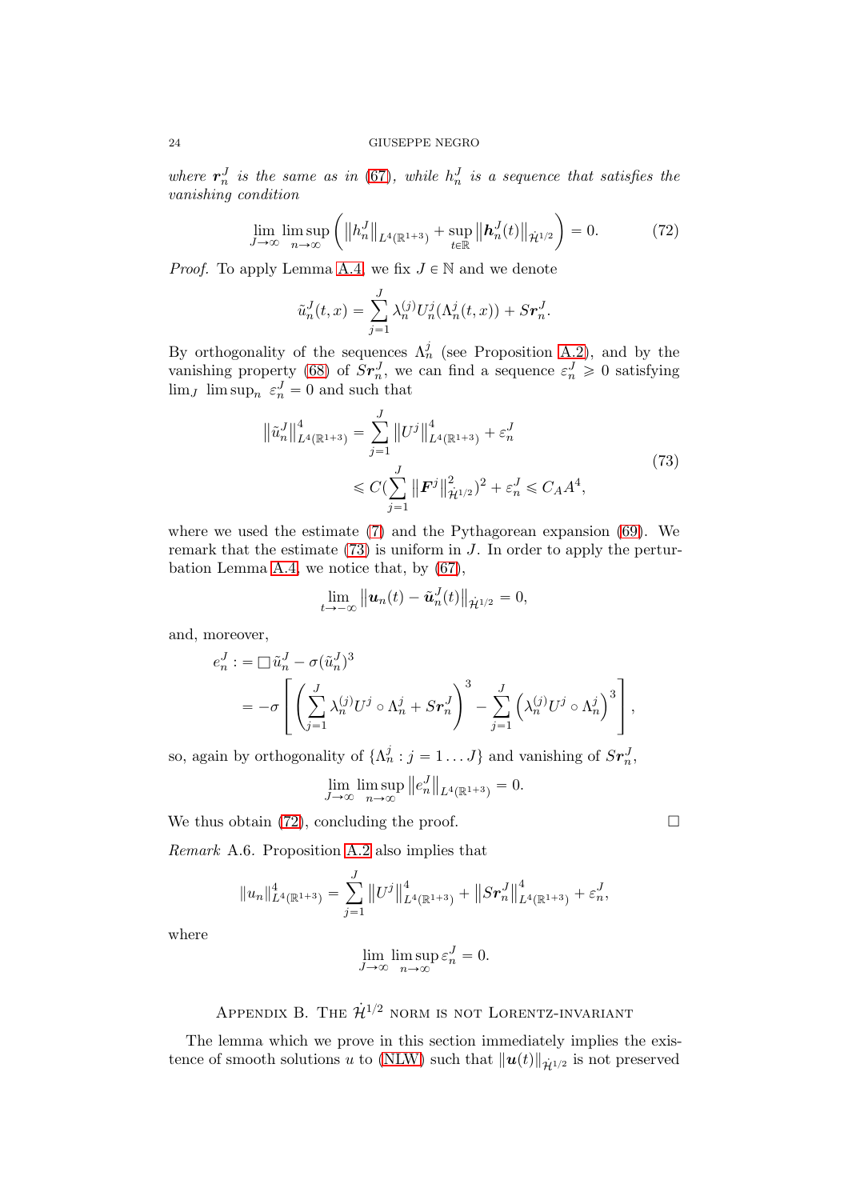*where $\boldsymbol{r}_n^J$ is the same as in (67), while $h_n^J$ is a sequence that satisfies the vanishing condition*

$$\lim_{J\to\infty}\limsup_{n\to\infty}\left(\left\|h_n^J\right\|_{L^4(\mathbb{R}^{1+3})}+\sup_{t\in\mathbb{R}}\left\|\boldsymbol{h}_n^J(t)\right\|_{\dot{\mathcal{H}}^{1/2}}\right)=0. \tag{72}$$

*Proof.* To apply Lemma A.4, we fix $J\in\mathbb{N}$ and we denote

$$\tilde{u}_n^J(t,x)=\sum_{j=1}^J\lambda_n^{(j)}U_n^j(\Lambda_n^j(t,x))+S\boldsymbol{r}_n^J.$$

By orthogonality of the sequences $\Lambda_n^j$ (see Proposition A.2), and by the vanishing property (68) of $S\boldsymbol{r}_n^J$, we can find a sequence $\varepsilon_n^J\geqslant 0$ satisfying $\lim_J\ \limsup_n\ \varepsilon_n^J=0$ and such that

$$\begin{aligned}\left\|\tilde{u}_n^J\right\|_{L^4(\mathbb{R}^{1+3})}^4&=\sum_{j=1}^J\left\|U^j\right\|_{L^4(\mathbb{R}^{1+3})}^4+\varepsilon_n^J\\&\leqslant C\Big(\sum_{j=1}^J\left\|\boldsymbol{F}^j\right\|_{\dot{\mathcal{H}}^{1/2}}^2\Big)^2+\varepsilon_n^J\leqslant C_AA^4,\end{aligned}\tag{73}$$

where we used the estimate (7) and the Pythagorean expansion (69). We remark that the estimate (73) is uniform in $J$. In order to apply the perturbation Lemma A.4, we notice that, by (67),

$$\lim_{t\to-\infty}\left\|\boldsymbol{u}_n(t)-\tilde{\boldsymbol{u}}_n^J(t)\right\|_{\dot{\mathcal{H}}^{1/2}}=0,$$

and, moreover,

$$\begin{aligned}e_n^J:&=\Box\tilde{u}_n^J-\sigma(\tilde{u}_n^J)^3\\&=-\sigma\left[\left(\sum_{j=1}^J\lambda_n^{(j)}U^j\circ\Lambda_n^j+S\boldsymbol{r}_n^J\right)^3-\sum_{j=1}^J\left(\lambda_n^{(j)}U^j\circ\Lambda_n^j\right)^3\right],\end{aligned}$$

so, again by orthogonality of $\{\Lambda_n^j : j=1\dots J\}$ and vanishing of $S\boldsymbol{r}_n^J$,

$$\lim_{J\to\infty}\limsup_{n\to\infty}\left\|e_n^J\right\|_{L^4(\mathbb{R}^{1+3})}=0.$$

We thus obtain (72), concluding the proof. □

*Remark* A.6. Proposition A.2 also implies that

$$\|u_n\|_{L^4(\mathbb{R}^{1+3})}^4=\sum_{j=1}^J\left\|U^j\right\|_{L^4(\mathbb{R}^{1+3})}^4+\left\|S\boldsymbol{r}_n^J\right\|_{L^4(\mathbb{R}^{1+3})}^4+\varepsilon_n^J,$$

where

$$\lim_{J\to\infty}\limsup_{n\to\infty}\varepsilon_n^J=0.$$

## Appendix B. The $\dot{\mathcal{H}}^{1/2}$ norm is not Lorentz-invariant

The lemma which we prove in this section immediately implies the existence of smooth solutions $u$ to (NLW) such that $\|\boldsymbol{u}(t)\|_{\dot{\mathcal{H}}^{1/2}}$ is not preserved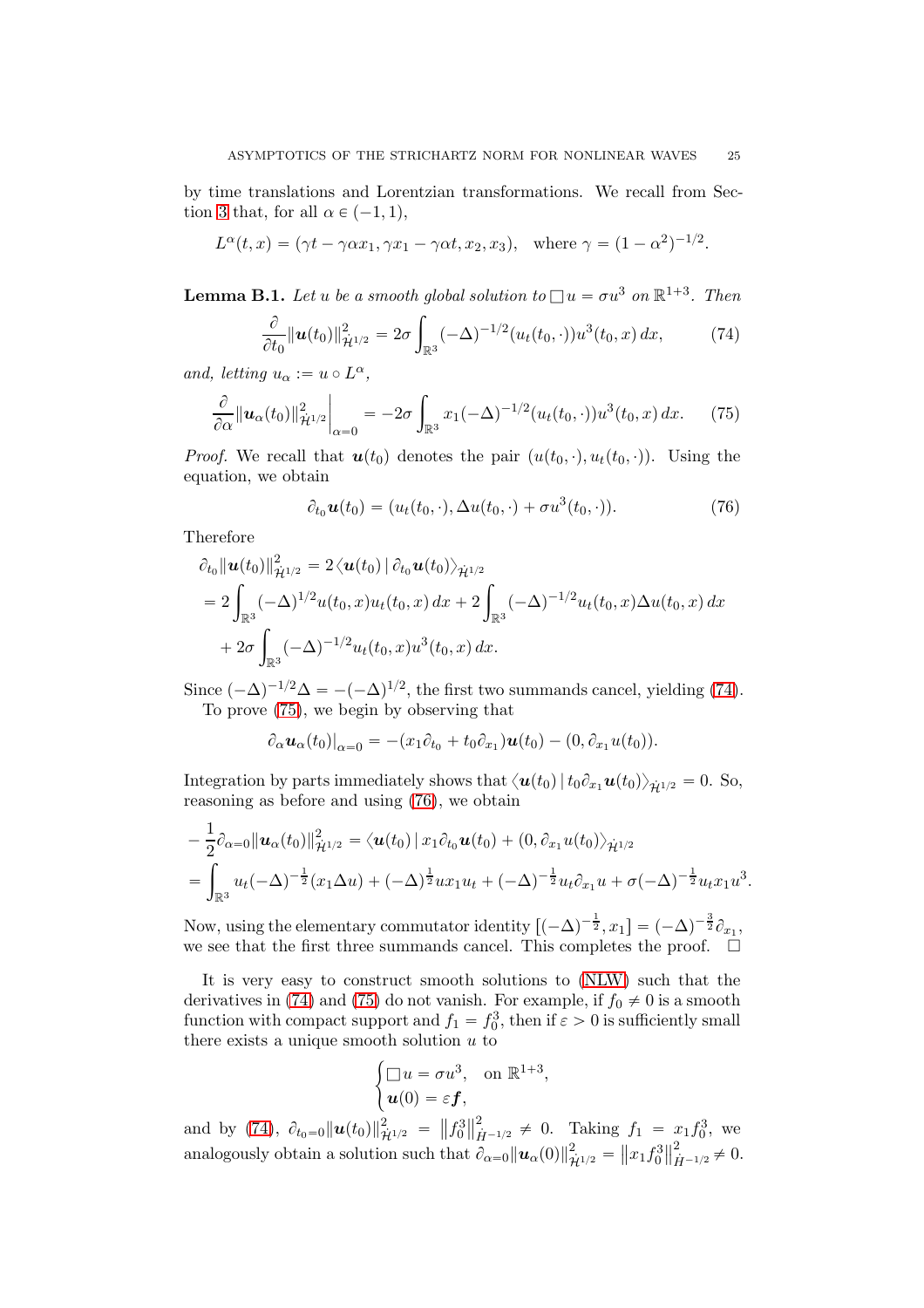by time translations and Lorentzian transformations. We recall from Section 3 that, for all $\alpha \in (-1, 1)$,

$$L^\alpha(t, x) = (\gamma t - \gamma\alpha x_1, \gamma x_1 - \gamma\alpha t, x_2, x_3), \quad \text{where } \gamma = (1-\alpha^2)^{-1/2}.$$

**Lemma B.1.** *Let $u$ be a smooth global solution to $\Box u = \sigma u^3$ on $\mathbb{R}^{1+3}$. Then*

$$\frac{\partial}{\partial t_0}\|\boldsymbol{u}(t_0)\|^2_{\dot{\mathcal{H}}^{1/2}} = 2\sigma \int_{\mathbb{R}^3} (-\Delta)^{-1/2}(u_t(t_0, \cdot))u^3(t_0, x)\, dx, \tag{74}$$

*and, letting $u_\alpha := u \circ L^\alpha$,*

$$\frac{\partial}{\partial \alpha}\|\boldsymbol{u}_\alpha(t_0)\|^2_{\dot{\mathcal{H}}^{1/2}}\bigg|_{\alpha=0} = -2\sigma \int_{\mathbb{R}^3} x_1(-\Delta)^{-1/2}(u_t(t_0, \cdot))u^3(t_0, x)\, dx. \tag{75}$$

*Proof.* We recall that $\boldsymbol{u}(t_0)$ denotes the pair $(u(t_0, \cdot), u_t(t_0, \cdot))$. Using the equation, we obtain

$$\partial_{t_0}\boldsymbol{u}(t_0) = (u_t(t_0, \cdot), \Delta u(t_0, \cdot) + \sigma u^3(t_0, \cdot)). \tag{76}$$

Therefore

$$\begin{aligned}
&\partial_{t_0}\|\boldsymbol{u}(t_0)\|^2_{\dot{\mathcal{H}}^{1/2}} = 2\langle \boldsymbol{u}(t_0) \,|\, \partial_{t_0}\boldsymbol{u}(t_0)\rangle_{\dot{\mathcal{H}}^{1/2}} \\
&= 2\int_{\mathbb{R}^3} (-\Delta)^{1/2}u(t_0, x)u_t(t_0, x)\, dx + 2\int_{\mathbb{R}^3} (-\Delta)^{-1/2}u_t(t_0, x)\Delta u(t_0, x)\, dx \\
&\quad + 2\sigma \int_{\mathbb{R}^3} (-\Delta)^{-1/2}u_t(t_0, x)u^3(t_0, x)\, dx.
\end{aligned}$$

Since $(-\Delta)^{-1/2}\Delta = -(-\Delta)^{1/2}$, the first two summands cancel, yielding (74).

To prove (75), we begin by observing that

$$\partial_\alpha \boldsymbol{u}_\alpha(t_0)|_{\alpha=0} = -(x_1\partial_{t_0} + t_0\partial_{x_1})\boldsymbol{u}(t_0) - (0, \partial_{x_1}u(t_0)).$$

Integration by parts immediately shows that $\langle \boldsymbol{u}(t_0) \,|\, t_0\partial_{x_1}\boldsymbol{u}(t_0)\rangle_{\dot{\mathcal{H}}^{1/2}} = 0$. So, reasoning as before and using (76), we obtain

$$\begin{aligned}
&-\frac{1}{2}\partial_{\alpha=0}\|\boldsymbol{u}_\alpha(t_0)\|^2_{\dot{\mathcal{H}}^{1/2}} = \langle \boldsymbol{u}(t_0) \,|\, x_1\partial_{t_0}\boldsymbol{u}(t_0) + (0, \partial_{x_1}u(t_0))\rangle_{\dot{\mathcal{H}}^{1/2}} \\
&= \int_{\mathbb{R}^3} u_t(-\Delta)^{-\frac{1}{2}}(x_1\Delta u) + (-\Delta)^{\frac{1}{2}}u x_1 u_t + (-\Delta)^{-\frac{1}{2}}u_t\partial_{x_1}u + \sigma(-\Delta)^{-\frac{1}{2}}u_t x_1 u^3.
\end{aligned}$$

Now, using the elementary commutator identity $[(-\Delta)^{-\frac{1}{2}}, x_1] = (-\Delta)^{-\frac{3}{2}}\partial_{x_1}$, we see that the first three summands cancel. This completes the proof. $\square$

It is very easy to construct smooth solutions to (NLW) such that the derivatives in (74) and (75) do not vanish. For example, if $f_0 \neq 0$ is a smooth function with compact support and $f_1 = f_0^3$, then if $\varepsilon > 0$ is sufficiently small there exists a unique smooth solution $u$ to

$$\begin{cases} \Box u = \sigma u^3, & \text{on } \mathbb{R}^{1+3}, \\ \boldsymbol{u}(0) = \varepsilon \boldsymbol{f}, \end{cases}$$

and by (74), $\partial_{t_0=0}\|\boldsymbol{u}(t_0)\|^2_{\dot{\mathcal{H}}^{1/2}} = \left\|f_0^3\right\|^2_{\dot{H}^{-1/2}} \neq 0$. Taking $f_1 = x_1 f_0^3$, we analogously obtain a solution such that $\partial_{\alpha=0}\|\boldsymbol{u}_\alpha(0)\|^2_{\dot{\mathcal{H}}^{1/2}} = \left\|x_1 f_0^3\right\|^2_{\dot{H}^{-1/2}} \neq 0$.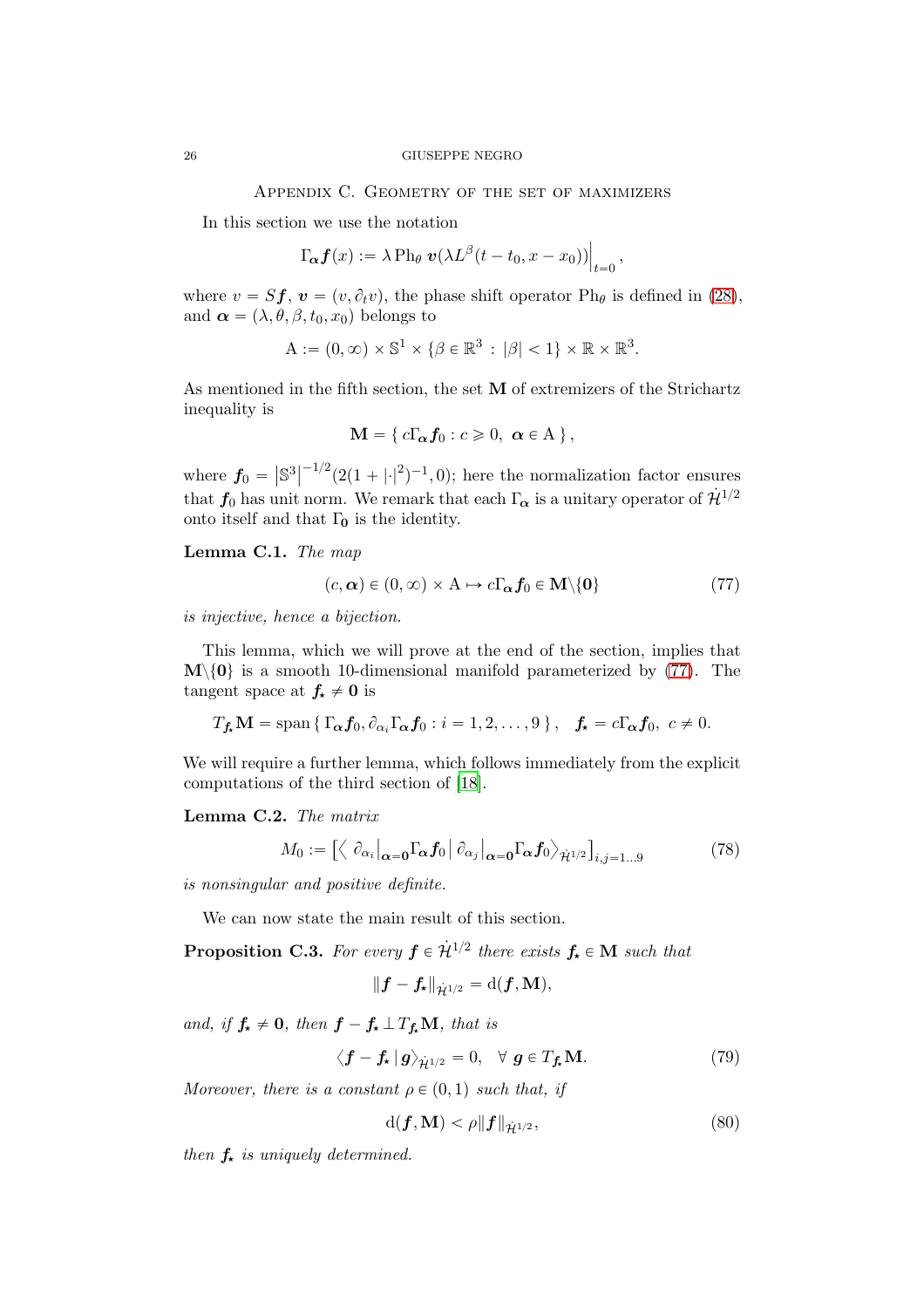## Appendix C. Geometry of the set of maximizers

In this section we use the notation

$$\Gamma_{\boldsymbol{\alpha}} \boldsymbol{f}(x) := \lambda \, \mathrm{Ph}_\theta \, \boldsymbol{v}(\lambda L^\beta(t - t_0, x - x_0))\Big|_{t=0},$$

where $v = S\boldsymbol{f}$, $\boldsymbol{v} = (v, \partial_t v)$, the phase shift operator $\mathrm{Ph}_\theta$ is defined in (28), and $\boldsymbol{\alpha} = (\lambda, \theta, \beta, t_0, x_0)$ belongs to

$$\mathrm{A} := (0, \infty) \times \mathbb{S}^1 \times \{\beta \in \mathbb{R}^3 \, : \, |\beta| < 1\} \times \mathbb{R} \times \mathbb{R}^3.$$

As mentioned in the fifth section, the set $\mathbf{M}$ of extremizers of the Strichartz inequality is

$$\mathbf{M} = \{ \, c\Gamma_{\boldsymbol{\alpha}} \boldsymbol{f}_0 : c \geqslant 0, \ \boldsymbol{\alpha} \in \mathrm{A} \, \},$$

where $\boldsymbol{f}_0 = \left|\mathbb{S}^3\right|^{-1/2}(2(1 + |\cdot|^2)^{-1}, 0)$; here the normalization factor ensures that $\boldsymbol{f}_0$ has unit norm. We remark that each $\Gamma_{\boldsymbol{\alpha}}$ is a unitary operator of $\dot{\mathcal{H}}^{1/2}$ onto itself and that $\Gamma_{\mathbf{0}}$ is the identity.

**Lemma C.1.** *The map*

$$(c, \boldsymbol{\alpha}) \in (0, \infty) \times \mathrm{A} \mapsto c\Gamma_{\boldsymbol{\alpha}} \boldsymbol{f}_0 \in \mathbf{M} \backslash \{\mathbf{0}\} \tag{77}$$

*is injective, hence a bijection.*

This lemma, which we will prove at the end of the section, implies that $\mathbf{M}\backslash\{\mathbf{0}\}$ is a smooth 10-dimensional manifold parameterized by (77). The tangent space at $\boldsymbol{f}_\star \neq \mathbf{0}$ is

$$T_{\boldsymbol{f}_\star}\mathbf{M} = \operatorname{span}\{ \, \Gamma_{\boldsymbol{\alpha}} \boldsymbol{f}_0, \partial_{\alpha_i} \Gamma_{\boldsymbol{\alpha}} \boldsymbol{f}_0 : i = 1, 2, \ldots, 9 \, \}, \quad \boldsymbol{f}_\star = c\Gamma_{\boldsymbol{\alpha}} \boldsymbol{f}_0, \ c \neq 0.$$

We will require a further lemma, which follows immediately from the explicit computations of the third section of [18].

**Lemma C.2.** *The matrix*

$$M_0 := \left[ \left\langle \, \partial_{\alpha_i}\big|_{\boldsymbol{\alpha}=\mathbf{0}} \Gamma_{\boldsymbol{\alpha}} \boldsymbol{f}_0 \, \middle| \, \partial_{\alpha_j}\big|_{\boldsymbol{\alpha}=\mathbf{0}} \Gamma_{\boldsymbol{\alpha}} \boldsymbol{f}_0 \right\rangle_{\dot{\mathcal{H}}^{1/2}} \right]_{i,j=1\ldots 9} \tag{78}$$

*is nonsingular and positive definite.*

We can now state the main result of this section.

**Proposition C.3.** *For every $\boldsymbol{f} \in \dot{\mathcal{H}}^{1/2}$ there exists $\boldsymbol{f}_\star \in \mathbf{M}$ such that*

$$\|\boldsymbol{f} - \boldsymbol{f}_\star\|_{\dot{\mathcal{H}}^{1/2}} = \mathrm{d}(\boldsymbol{f}, \mathbf{M}),$$

*and, if $\boldsymbol{f}_\star \neq \mathbf{0}$, then $\boldsymbol{f} - \boldsymbol{f}_\star \perp T_{\boldsymbol{f}_\star}\mathbf{M}$, that is*

$$\langle \boldsymbol{f} - \boldsymbol{f}_\star \, | \, \boldsymbol{g} \rangle_{\dot{\mathcal{H}}^{1/2}} = 0, \quad \forall \ \boldsymbol{g} \in T_{\boldsymbol{f}_\star}\mathbf{M}. \tag{79}$$

*Moreover, there is a constant $\rho \in (0, 1)$ such that, if*

$$\mathrm{d}(\boldsymbol{f}, \mathbf{M}) < \rho \|\boldsymbol{f}\|_{\dot{\mathcal{H}}^{1/2}}, \tag{80}$$

*then $\boldsymbol{f}_\star$ is uniquely determined.*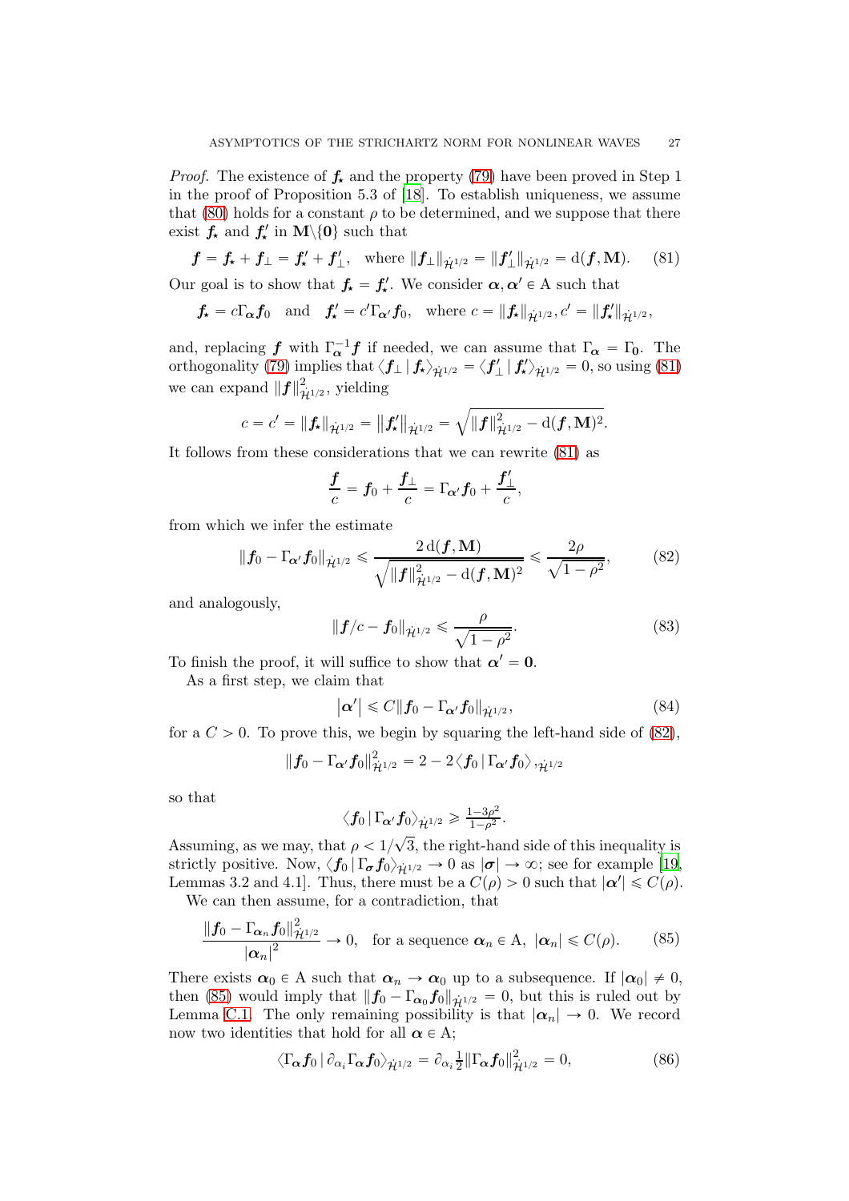*Proof.* The existence of $\boldsymbol{f}_\star$ and the property (79) have been proved in Step 1 in the proof of Proposition 5.3 of [18]. To establish uniqueness, we assume that (80) holds for a constant $\rho$ to be determined, and we suppose that there exist $\boldsymbol{f}_\star$ and $\boldsymbol{f}'_\star$ in $\mathbf{M}\backslash\{\mathbf{0}\}$ such that

$$\boldsymbol{f} = \boldsymbol{f}_\star + \boldsymbol{f}_\perp = \boldsymbol{f}'_\star + \boldsymbol{f}'_\perp, \quad \text{where } \|\boldsymbol{f}_\perp\|_{\dot{\mathcal{H}}^{1/2}} = \|\boldsymbol{f}'_\perp\|_{\dot{\mathcal{H}}^{1/2}} = \mathrm{d}(\boldsymbol{f}, \mathbf{M}). \tag{81}$$

Our goal is to show that $\boldsymbol{f}_\star = \boldsymbol{f}'_\star$. We consider $\boldsymbol{\alpha}, \boldsymbol{\alpha}' \in \mathrm{A}$ such that

$$\boldsymbol{f}_\star = c\Gamma_{\boldsymbol{\alpha}}\boldsymbol{f}_0 \quad \text{and} \quad \boldsymbol{f}'_\star = c'\Gamma_{\boldsymbol{\alpha}'}\boldsymbol{f}_0, \quad \text{where } c = \|\boldsymbol{f}_\star\|_{\dot{\mathcal{H}}^{1/2}}, c' = \|\boldsymbol{f}'_\star\|_{\dot{\mathcal{H}}^{1/2}},$$

and, replacing $\boldsymbol{f}$ with $\Gamma_{\boldsymbol{\alpha}}^{-1}\boldsymbol{f}$ if needed, we can assume that $\Gamma_{\boldsymbol{\alpha}} = \Gamma_{\mathbf{0}}$. The orthogonality (79) implies that $\langle \boldsymbol{f}_\perp \,|\, \boldsymbol{f}_\star\rangle_{\dot{\mathcal{H}}^{1/2}} = \langle \boldsymbol{f}'_\perp \,|\, \boldsymbol{f}'_\star\rangle_{\dot{\mathcal{H}}^{1/2}} = 0$, so using (81) we can expand $\|\boldsymbol{f}\|^2_{\dot{\mathcal{H}}^{1/2}}$, yielding

$$c = c' = \|\boldsymbol{f}_\star\|_{\dot{\mathcal{H}}^{1/2}} = \|\boldsymbol{f}'_\star\|_{\dot{\mathcal{H}}^{1/2}} = \sqrt{\|\boldsymbol{f}\|^2_{\dot{\mathcal{H}}^{1/2}} - \mathrm{d}(\boldsymbol{f}, \mathbf{M})^2}.$$

It follows from these considerations that we can rewrite (81) as

$$\frac{\boldsymbol{f}}{c} = \boldsymbol{f}_0 + \frac{\boldsymbol{f}_\perp}{c} = \Gamma_{\boldsymbol{\alpha}'}\boldsymbol{f}_0 + \frac{\boldsymbol{f}'_\perp}{c},$$

from which we infer the estimate

$$\|\boldsymbol{f}_0 - \Gamma_{\boldsymbol{\alpha}'}\boldsymbol{f}_0\|_{\dot{\mathcal{H}}^{1/2}} \leqslant \frac{2\,\mathrm{d}(\boldsymbol{f}, \mathbf{M})}{\sqrt{\|\boldsymbol{f}\|^2_{\dot{\mathcal{H}}^{1/2}} - \mathrm{d}(\boldsymbol{f}, \mathbf{M})^2}} \leqslant \frac{2\rho}{\sqrt{1-\rho^2}}, \tag{82}$$

and analogously,

$$\|\boldsymbol{f}/c - \boldsymbol{f}_0\|_{\dot{\mathcal{H}}^{1/2}} \leqslant \frac{\rho}{\sqrt{1-\rho^2}}. \tag{83}$$

To finish the proof, it will suffice to show that $\boldsymbol{\alpha}' = \mathbf{0}$.

As a first step, we claim that

$$|\boldsymbol{\alpha}'| \leqslant C\|\boldsymbol{f}_0 - \Gamma_{\boldsymbol{\alpha}'}\boldsymbol{f}_0\|_{\dot{\mathcal{H}}^{1/2}}, \tag{84}$$

for a $C > 0$. To prove this, we begin by squaring the left-hand side of (82),

$$\|\boldsymbol{f}_0 - \Gamma_{\boldsymbol{\alpha}'}\boldsymbol{f}_0\|^2_{\dot{\mathcal{H}}^{1/2}} = 2 - 2\langle \boldsymbol{f}_0 \,|\, \Gamma_{\boldsymbol{\alpha}'}\boldsymbol{f}_0\rangle_{\dot{\mathcal{H}}^{1/2}}$$

so that

$$\langle \boldsymbol{f}_0 \,|\, \Gamma_{\boldsymbol{\alpha}'}\boldsymbol{f}_0\rangle_{\dot{\mathcal{H}}^{1/2}} \geqslant \tfrac{1-3\rho^2}{1-\rho^2}.$$

Assuming, as we may, that $\rho < 1/\sqrt{3}$, the right-hand side of this inequality is strictly positive. Now, $\langle \boldsymbol{f}_0 \,|\, \Gamma_{\boldsymbol{\sigma}}\boldsymbol{f}_0\rangle_{\dot{\mathcal{H}}^{1/2}} \to 0$ as $|\boldsymbol{\sigma}| \to \infty$; see for example [19, Lemmas 3.2 and 4.1]. Thus, there must be a $C(\rho) > 0$ such that $|\boldsymbol{\alpha}'| \leqslant C(\rho)$.

We can then assume, for a contradiction, that

$$\frac{\|\boldsymbol{f}_0 - \Gamma_{\boldsymbol{\alpha}_n}\boldsymbol{f}_0\|^2_{\dot{\mathcal{H}}^{1/2}}}{|\boldsymbol{\alpha}_n|^2} \to 0, \quad \text{for a sequence } \boldsymbol{\alpha}_n \in \mathrm{A},\ |\boldsymbol{\alpha}_n| \leqslant C(\rho). \tag{85}$$

There exists $\boldsymbol{\alpha}_0 \in \mathrm{A}$ such that $\boldsymbol{\alpha}_n \to \boldsymbol{\alpha}_0$ up to a subsequence. If $|\boldsymbol{\alpha}_0| \neq 0$, then (85) would imply that $\|\boldsymbol{f}_0 - \Gamma_{\boldsymbol{\alpha}_0}\boldsymbol{f}_0\|_{\dot{\mathcal{H}}^{1/2}} = 0$, but this is ruled out by Lemma C.1. The only remaining possibility is that $|\boldsymbol{\alpha}_n| \to 0$. We record now two identities that hold for all $\boldsymbol{\alpha} \in \mathrm{A}$;

$$\langle \Gamma_{\boldsymbol{\alpha}}\boldsymbol{f}_0 \,|\, \partial_{\alpha_i}\Gamma_{\boldsymbol{\alpha}}\boldsymbol{f}_0\rangle_{\dot{\mathcal{H}}^{1/2}} = \partial_{\alpha_i}\tfrac{1}{2}\|\Gamma_{\boldsymbol{\alpha}}\boldsymbol{f}_0\|^2_{\dot{\mathcal{H}}^{1/2}} = 0, \tag{86}$$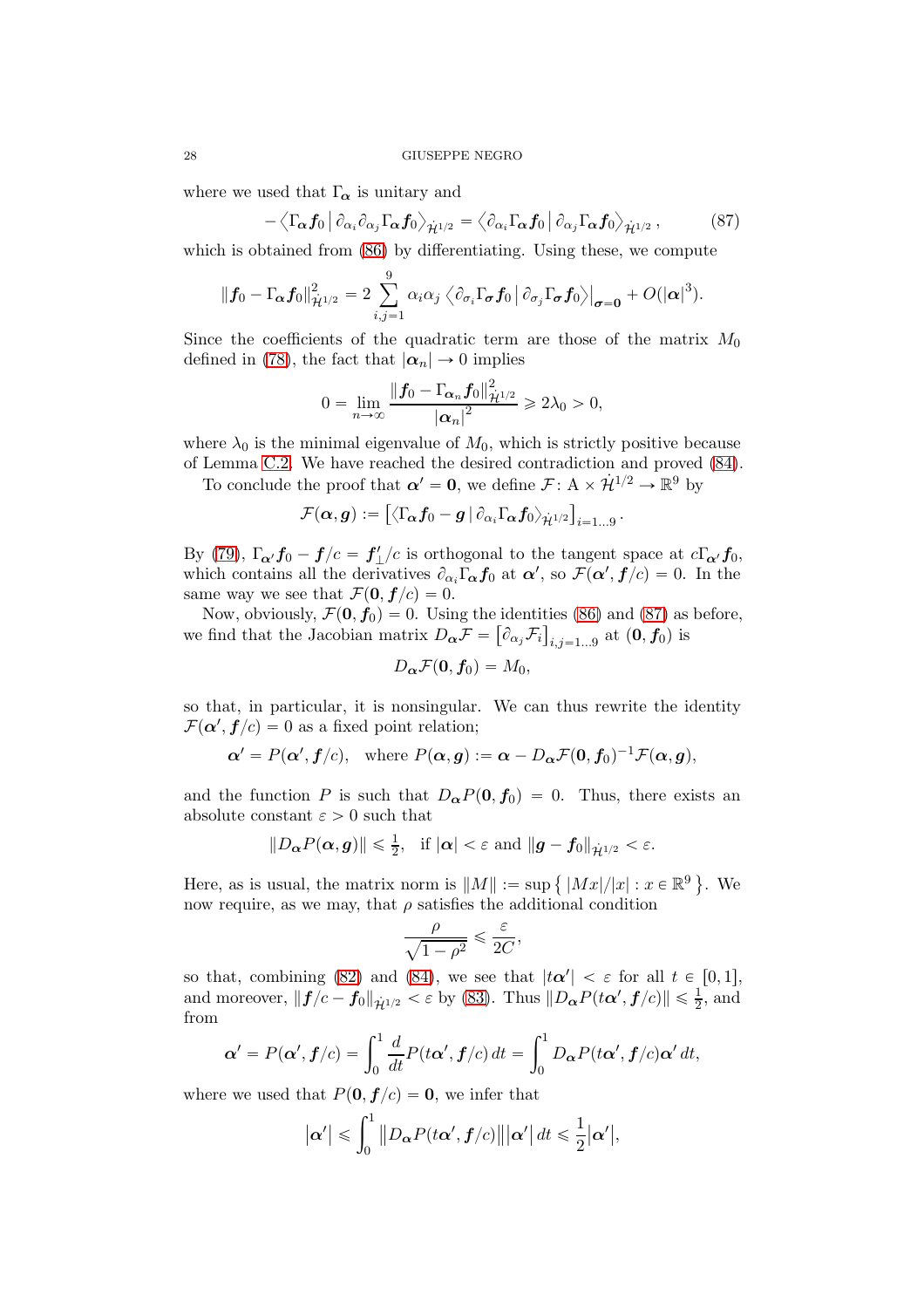where we used that $\Gamma_{\boldsymbol{\alpha}}$ is unitary and

$$
-\left\langle \Gamma_{\boldsymbol{\alpha}} \boldsymbol{f}_0 \,\middle|\, \partial_{\alpha_i}\partial_{\alpha_j} \Gamma_{\boldsymbol{\alpha}} \boldsymbol{f}_0 \right\rangle_{\dot{\mathcal{H}}^{1/2}} = \left\langle \partial_{\alpha_i} \Gamma_{\boldsymbol{\alpha}} \boldsymbol{f}_0 \,\middle|\, \partial_{\alpha_j} \Gamma_{\boldsymbol{\alpha}} \boldsymbol{f}_0 \right\rangle_{\dot{\mathcal{H}}^{1/2}}, \tag{87}
$$

which is obtained from (86) by differentiating. Using these, we compute

$$
\|\boldsymbol{f}_0 - \Gamma_{\boldsymbol{\alpha}} \boldsymbol{f}_0\|^2_{\dot{\mathcal{H}}^{1/2}} = 2 \sum_{i,j=1}^{9} \alpha_i \alpha_j \left\langle \partial_{\sigma_i} \Gamma_{\boldsymbol{\sigma}} \boldsymbol{f}_0 \,\middle|\, \partial_{\sigma_j} \Gamma_{\boldsymbol{\sigma}} \boldsymbol{f}_0 \right\rangle\Big|_{\boldsymbol{\sigma}=\boldsymbol{0}} + O(|\boldsymbol{\alpha}|^3).
$$

Since the coefficients of the quadratic term are those of the matrix $M_0$ defined in (78), the fact that $|\boldsymbol{\alpha}_n| \to 0$ implies

$$
0 = \lim_{n\to\infty} \frac{\|\boldsymbol{f}_0 - \Gamma_{\boldsymbol{\alpha}_n} \boldsymbol{f}_0\|^2_{\dot{\mathcal{H}}^{1/2}}}{|\boldsymbol{\alpha}_n|^2} \geqslant 2\lambda_0 > 0,
$$

where $\lambda_0$ is the minimal eigenvalue of $M_0$, which is strictly positive because of Lemma C.2. We have reached the desired contradiction and proved (84).

To conclude the proof that $\boldsymbol{\alpha}' = \boldsymbol{0}$, we define $\mathcal{F} \colon \mathrm{A} \times \dot{\mathcal{H}}^{1/2} \to \mathbb{R}^9$ by

$$
\mathcal{F}(\boldsymbol{\alpha}, \boldsymbol{g}) := \left[ \langle \Gamma_{\boldsymbol{\alpha}} \boldsymbol{f}_0 - \boldsymbol{g} \,|\, \partial_{\alpha_i} \Gamma_{\boldsymbol{\alpha}} \boldsymbol{f}_0 \rangle_{\dot{\mathcal{H}}^{1/2}} \right]_{i=1\ldots 9}.
$$

By (79), $\Gamma_{\boldsymbol{\alpha}'} \boldsymbol{f}_0 - \boldsymbol{f}/c = \boldsymbol{f}'_\perp/c$ is orthogonal to the tangent space at $c\Gamma_{\boldsymbol{\alpha}'} \boldsymbol{f}_0$, which contains all the derivatives $\partial_{\alpha_i} \Gamma_{\boldsymbol{\alpha}} \boldsymbol{f}_0$ at $\boldsymbol{\alpha}'$, so $\mathcal{F}(\boldsymbol{\alpha}', \boldsymbol{f}/c) = 0$. In the same way we see that $\mathcal{F}(\boldsymbol{0}, \boldsymbol{f}/c) = 0$.

Now, obviously, $\mathcal{F}(\boldsymbol{0}, \boldsymbol{f}_0) = 0$. Using the identities (86) and (87) as before, we find that the Jacobian matrix $D_{\boldsymbol{\alpha}} \mathcal{F} = \left[ \partial_{\alpha_j} \mathcal{F}_i \right]_{i,j=1\ldots 9}$ at $(\boldsymbol{0}, \boldsymbol{f}_0)$ is

$$
D_{\boldsymbol{\alpha}} \mathcal{F}(\boldsymbol{0}, \boldsymbol{f}_0) = M_0,
$$

so that, in particular, it is nonsingular. We can thus rewrite the identity $\mathcal{F}(\boldsymbol{\alpha}', \boldsymbol{f}/c) = 0$ as a fixed point relation;

$$
\boldsymbol{\alpha}' = P(\boldsymbol{\alpha}', \boldsymbol{f}/c), \quad \text{where } P(\boldsymbol{\alpha}, \boldsymbol{g}) := \boldsymbol{\alpha} - D_{\boldsymbol{\alpha}} \mathcal{F}(\boldsymbol{0}, \boldsymbol{f}_0)^{-1} \mathcal{F}(\boldsymbol{\alpha}, \boldsymbol{g}),
$$

and the function $P$ is such that $D_{\boldsymbol{\alpha}} P(\boldsymbol{0}, \boldsymbol{f}_0) = 0$. Thus, there exists an absolute constant $\varepsilon > 0$ such that

$$
\|D_{\boldsymbol{\alpha}} P(\boldsymbol{\alpha}, \boldsymbol{g})\| \leqslant \tfrac{1}{2}, \quad \text{if } |\boldsymbol{\alpha}| < \varepsilon \text{ and } \|\boldsymbol{g} - \boldsymbol{f}_0\|_{\dot{\mathcal{H}}^{1/2}} < \varepsilon.
$$

Here, as is usual, the matrix norm is $\|M\| := \sup\left\{ |Mx|/|x| : x \in \mathbb{R}^9 \right\}$. We now require, as we may, that $\rho$ satisfies the additional condition

$$
\frac{\rho}{\sqrt{1-\rho^2}} \leqslant \frac{\varepsilon}{2C},
$$

so that, combining (82) and (84), we see that $|t\boldsymbol{\alpha}'| < \varepsilon$ for all $t \in [0,1]$, and moreover, $\|\boldsymbol{f}/c - \boldsymbol{f}_0\|_{\dot{\mathcal{H}}^{1/2}} < \varepsilon$ by (83). Thus $\|D_{\boldsymbol{\alpha}} P(t\boldsymbol{\alpha}', \boldsymbol{f}/c)\| \leqslant \frac{1}{2}$, and from

$$
\boldsymbol{\alpha}' = P(\boldsymbol{\alpha}', \boldsymbol{f}/c) = \int_0^1 \frac{d}{dt} P(t\boldsymbol{\alpha}', \boldsymbol{f}/c)\, dt = \int_0^1 D_{\boldsymbol{\alpha}} P(t\boldsymbol{\alpha}', \boldsymbol{f}/c) \boldsymbol{\alpha}'\, dt,
$$

where we used that $P(\boldsymbol{0}, \boldsymbol{f}/c) = \boldsymbol{0}$, we infer that

$$
|\boldsymbol{\alpha}'| \leqslant \int_0^1 \|D_{\boldsymbol{\alpha}} P(t\boldsymbol{\alpha}', \boldsymbol{f}/c)\| |\boldsymbol{\alpha}'|\, dt \leqslant \frac{1}{2} |\boldsymbol{\alpha}'|,
$$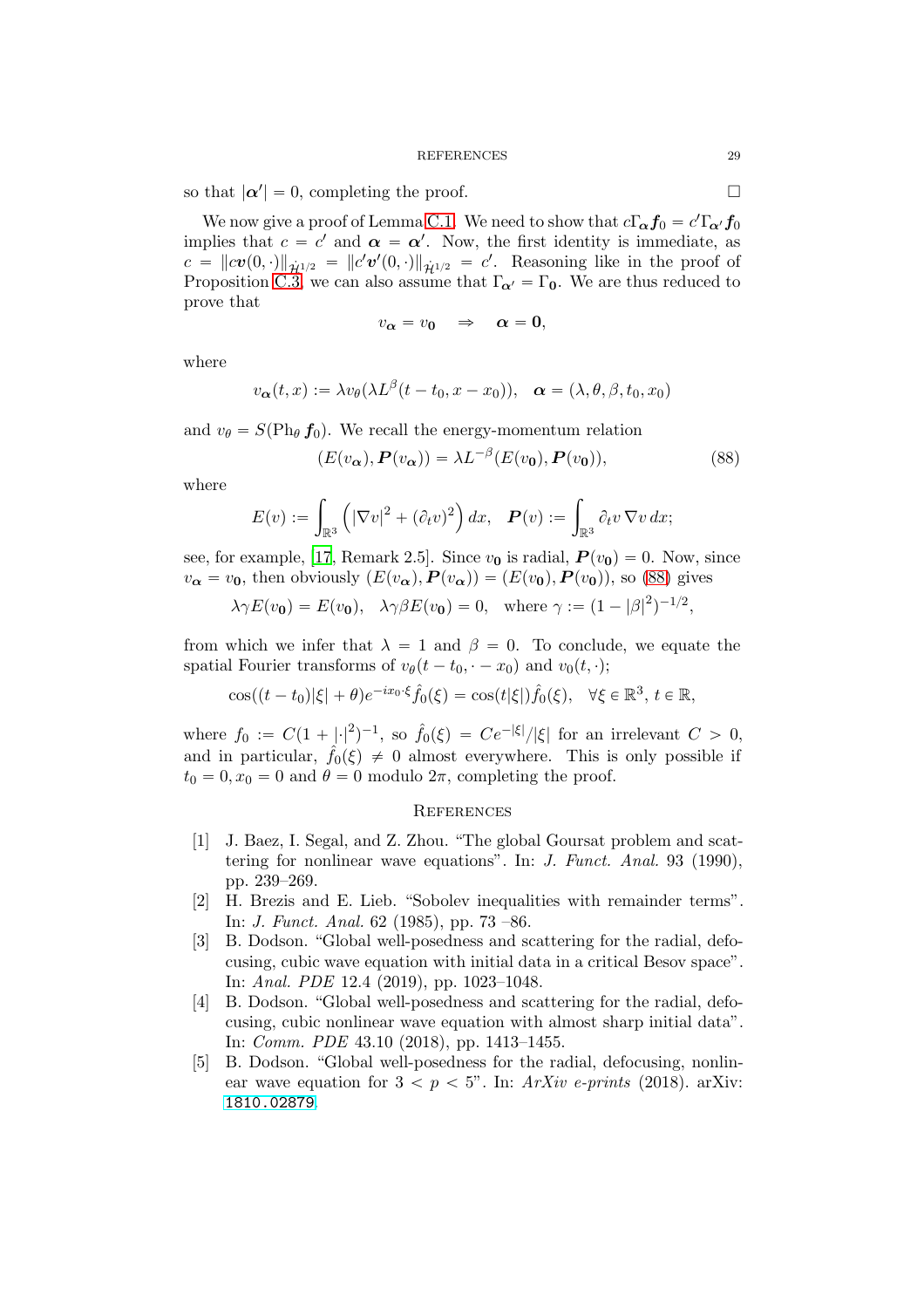so that $|\boldsymbol{\alpha}'| = 0$, completing the proof. $\square$

We now give a proof of Lemma C.1. We need to show that $c\Gamma_{\boldsymbol{\alpha}}\boldsymbol{f}_0 = c'\Gamma_{\boldsymbol{\alpha}'}\boldsymbol{f}_0$ implies that $c = c'$ and $\boldsymbol{\alpha} = \boldsymbol{\alpha}'$. Now, the first identity is immediate, as $c = \|c\boldsymbol{v}(0,\cdot)\|_{\dot{\mathcal{H}}^{1/2}} = \|c'\boldsymbol{v}'(0,\cdot)\|_{\dot{\mathcal{H}}^{1/2}} = c'$. Reasoning like in the proof of Proposition C.3, we can also assume that $\Gamma_{\boldsymbol{\alpha}'} = \Gamma_{\boldsymbol{0}}$. We are thus reduced to prove that

$$
v_{\boldsymbol{\alpha}} = v_{\boldsymbol{0}} \quad \Rightarrow \quad \boldsymbol{\alpha} = \boldsymbol{0},
$$

where

$$
v_{\boldsymbol{\alpha}}(t,x) := \lambda v_\theta(\lambda L^\beta(t-t_0, x-x_0)), \quad \boldsymbol{\alpha} = (\lambda, \theta, \beta, t_0, x_0)
$$

and $v_\theta = S(\mathrm{Ph}_\theta\, \boldsymbol{f}_0)$. We recall the energy-momentum relation

$$
(E(v_{\boldsymbol{\alpha}}), \boldsymbol{P}(v_{\boldsymbol{\alpha}})) = \lambda L^{-\beta}(E(v_{\boldsymbol{0}}), \boldsymbol{P}(v_{\boldsymbol{0}})), \tag{88}
$$

where

$$
E(v) := \int_{\mathbb{R}^3} \left(|\nabla v|^2 + (\partial_t v)^2\right) dx, \quad \boldsymbol{P}(v) := \int_{\mathbb{R}^3} \partial_t v\, \nabla v\, dx;
$$

see, for example, [17, Remark 2.5]. Since $v_{\boldsymbol{0}}$ is radial, $\boldsymbol{P}(v_{\boldsymbol{0}}) = 0$. Now, since $v_{\boldsymbol{\alpha}} = v_{\boldsymbol{0}}$, then obviously $(E(v_{\boldsymbol{\alpha}}), \boldsymbol{P}(v_{\boldsymbol{\alpha}})) = (E(v_{\boldsymbol{0}}), \boldsymbol{P}(v_{\boldsymbol{0}}))$, so (88) gives

$$
\lambda\gamma E(v_{\boldsymbol{0}}) = E(v_{\boldsymbol{0}}), \quad \lambda\gamma\beta E(v_{\boldsymbol{0}}) = 0, \quad \text{where } \gamma := (1-|\beta|^2)^{-1/2},
$$

from which we infer that $\lambda = 1$ and $\beta = 0$. To conclude, we equate the spatial Fourier transforms of $v_\theta(t-t_0, \cdot - x_0)$ and $v_0(t,\cdot)$;

$$
\cos((t-t_0)|\xi| + \theta)e^{-ix_0\cdot\xi}\hat{f}_0(\xi) = \cos(t|\xi|)\hat{f}_0(\xi), \quad \forall \xi \in \mathbb{R}^3,\, t \in \mathbb{R},
$$

where $f_0 := C(1+|\cdot|^2)^{-1}$, so $\hat{f}_0(\xi) = Ce^{-|\xi|}/|\xi|$ for an irrelevant $C > 0$, and in particular, $\hat{f}_0(\xi) \neq 0$ almost everywhere. This is only possible if $t_0 = 0, x_0 = 0$ and $\theta = 0$ modulo $2\pi$, completing the proof.

## References

[1] J. Baez, I. Segal, and Z. Zhou. "The global Goursat problem and scattering for nonlinear wave equations". In: *J. Funct. Anal.* 93 (1990), pp. 239–269.

[2] H. Brezis and E. Lieb. "Sobolev inequalities with remainder terms". In: *J. Funct. Anal.* 62 (1985), pp. 73 –86.

[3] B. Dodson. "Global well-posedness and scattering for the radial, defocusing, cubic wave equation with initial data in a critical Besov space". In: *Anal. PDE* 12.4 (2019), pp. 1023–1048.

[4] B. Dodson. "Global well-posedness and scattering for the radial, defocusing, cubic nonlinear wave equation with almost sharp initial data". In: *Comm. PDE* 43.10 (2018), pp. 1413–1455.

[5] B. Dodson. "Global well-posedness for the radial, defocusing, nonlinear wave equation for $3 < p < 5$". In: *ArXiv e-prints* (2018). arXiv: 1810.02879.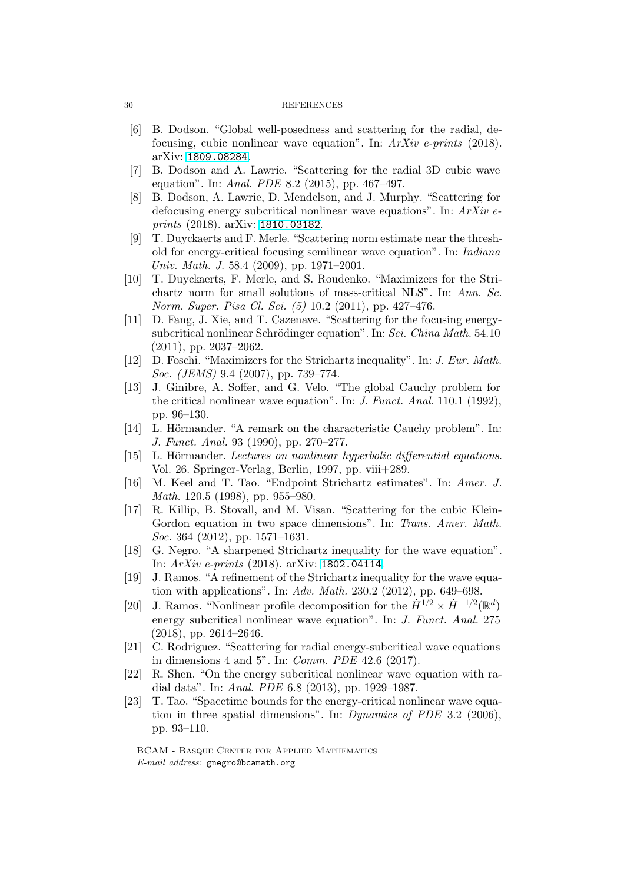[6] B. Dodson. "Global well-posedness and scattering for the radial, defocusing, cubic nonlinear wave equation". In: *ArXiv e-prints* (2018). arXiv: 1809.08284.

[7] B. Dodson and A. Lawrie. "Scattering for the radial 3D cubic wave equation". In: *Anal. PDE* 8.2 (2015), pp. 467–497.

[8] B. Dodson, A. Lawrie, D. Mendelson, and J. Murphy. "Scattering for defocusing energy subcritical nonlinear wave equations". In: *ArXiv e-prints* (2018). arXiv: 1810.03182.

[9] T. Duyckaerts and F. Merle. "Scattering norm estimate near the threshold for energy-critical focusing semilinear wave equation". In: *Indiana Univ. Math. J.* 58.4 (2009), pp. 1971–2001.

[10] T. Duyckaerts, F. Merle, and S. Roudenko. "Maximizers for the Strichartz norm for small solutions of mass-critical NLS". In: *Ann. Sc. Norm. Super. Pisa Cl. Sci. (5)* 10.2 (2011), pp. 427–476.

[11] D. Fang, J. Xie, and T. Cazenave. "Scattering for the focusing energy-subcritical nonlinear Schrödinger equation". In: *Sci. China Math.* 54.10 (2011), pp. 2037–2062.

[12] D. Foschi. "Maximizers for the Strichartz inequality". In: *J. Eur. Math. Soc. (JEMS)* 9.4 (2007), pp. 739–774.

[13] J. Ginibre, A. Soffer, and G. Velo. "The global Cauchy problem for the critical nonlinear wave equation". In: *J. Funct. Anal.* 110.1 (1992), pp. 96–130.

[14] L. Hörmander. "A remark on the characteristic Cauchy problem". In: *J. Funct. Anal.* 93 (1990), pp. 270–277.

[15] L. Hörmander. *Lectures on nonlinear hyperbolic differential equations*. Vol. 26. Springer-Verlag, Berlin, 1997, pp. viii+289.

[16] M. Keel and T. Tao. "Endpoint Strichartz estimates". In: *Amer. J. Math.* 120.5 (1998), pp. 955–980.

[17] R. Killip, B. Stovall, and M. Visan. "Scattering for the cubic Klein-Gordon equation in two space dimensions". In: *Trans. Amer. Math. Soc.* 364 (2012), pp. 1571–1631.

[18] G. Negro. "A sharpened Strichartz inequality for the wave equation". In: *ArXiv e-prints* (2018). arXiv: 1802.04114.

[19] J. Ramos. "A refinement of the Strichartz inequality for the wave equation with applications". In: *Adv. Math.* 230.2 (2012), pp. 649–698.

[20] J. Ramos. "Nonlinear profile decomposition for the $\dot{H}^{1/2} \times \dot{H}^{-1/2}(\mathbb{R}^d)$ energy subcritical nonlinear wave equation". In: *J. Funct. Anal.* 275 (2018), pp. 2614–2646.

[21] C. Rodriguez. "Scattering for radial energy-subcritical wave equations in dimensions 4 and 5". In: *Comm. PDE* 42.6 (2017).

[22] R. Shen. "On the energy subcritical nonlinear wave equation with radial data". In: *Anal. PDE* 6.8 (2013), pp. 1929–1987.

[23] T. Tao. "Spacetime bounds for the energy-critical nonlinear wave equation in three spatial dimensions". In: *Dynamics of PDE* 3.2 (2006), pp. 93–110.

BCAM - Basque Center for Applied Mathematics
*E-mail address*: gnegro@bcamath.org